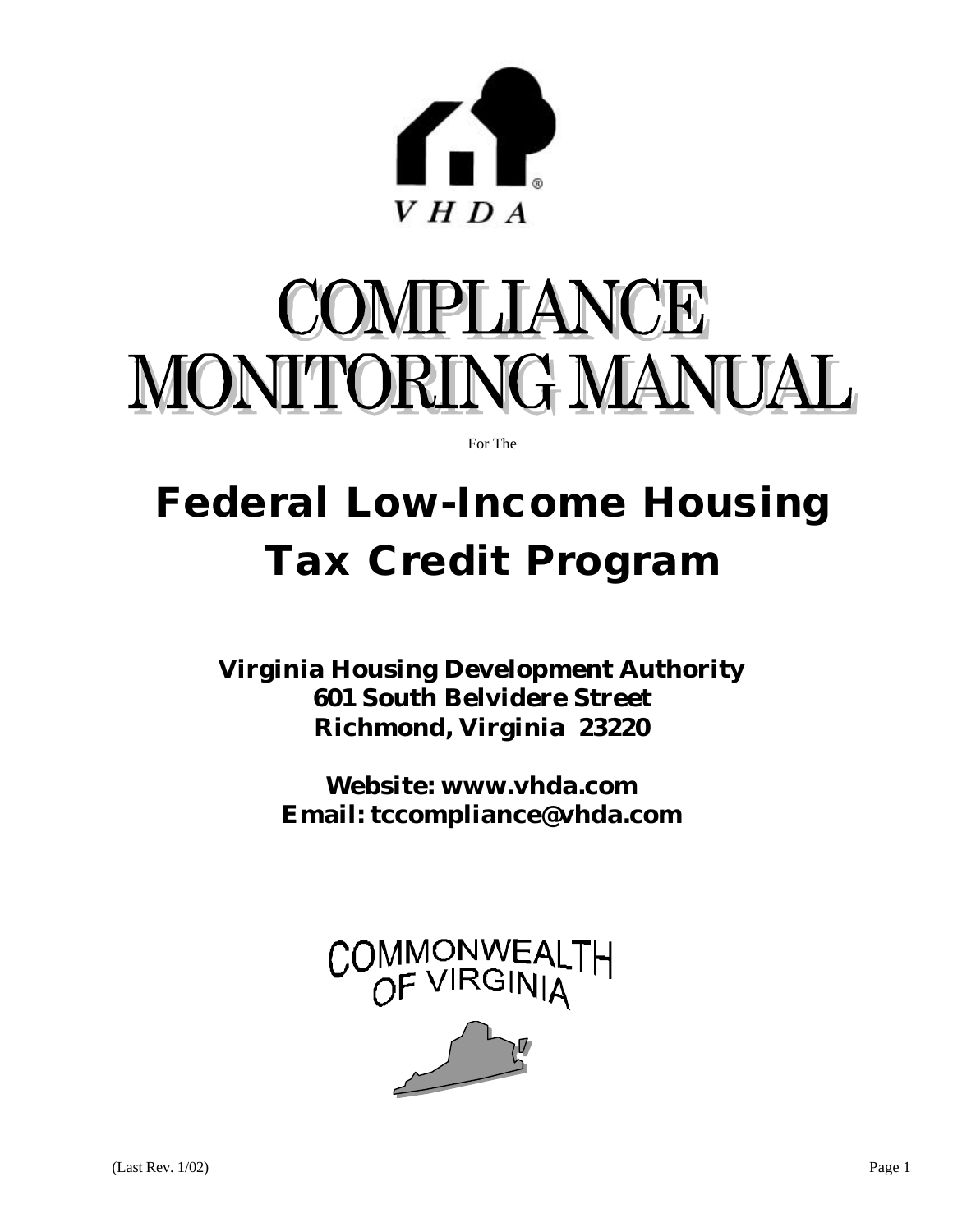VHDA

# COMPLIANCE MONITORING MANUAL

For The

# Federal Low-Income Housing Tax Credit Program

**Virginia Housing Development Authority**
**601 South Belvidere Street**
**Richmond, Virginia 23220**

**Website: www.vhda.com**
**Email: tccompliance@vhda.com**

COMMONWEALTH OF VIRGINIA

(Last Rev. 1/02)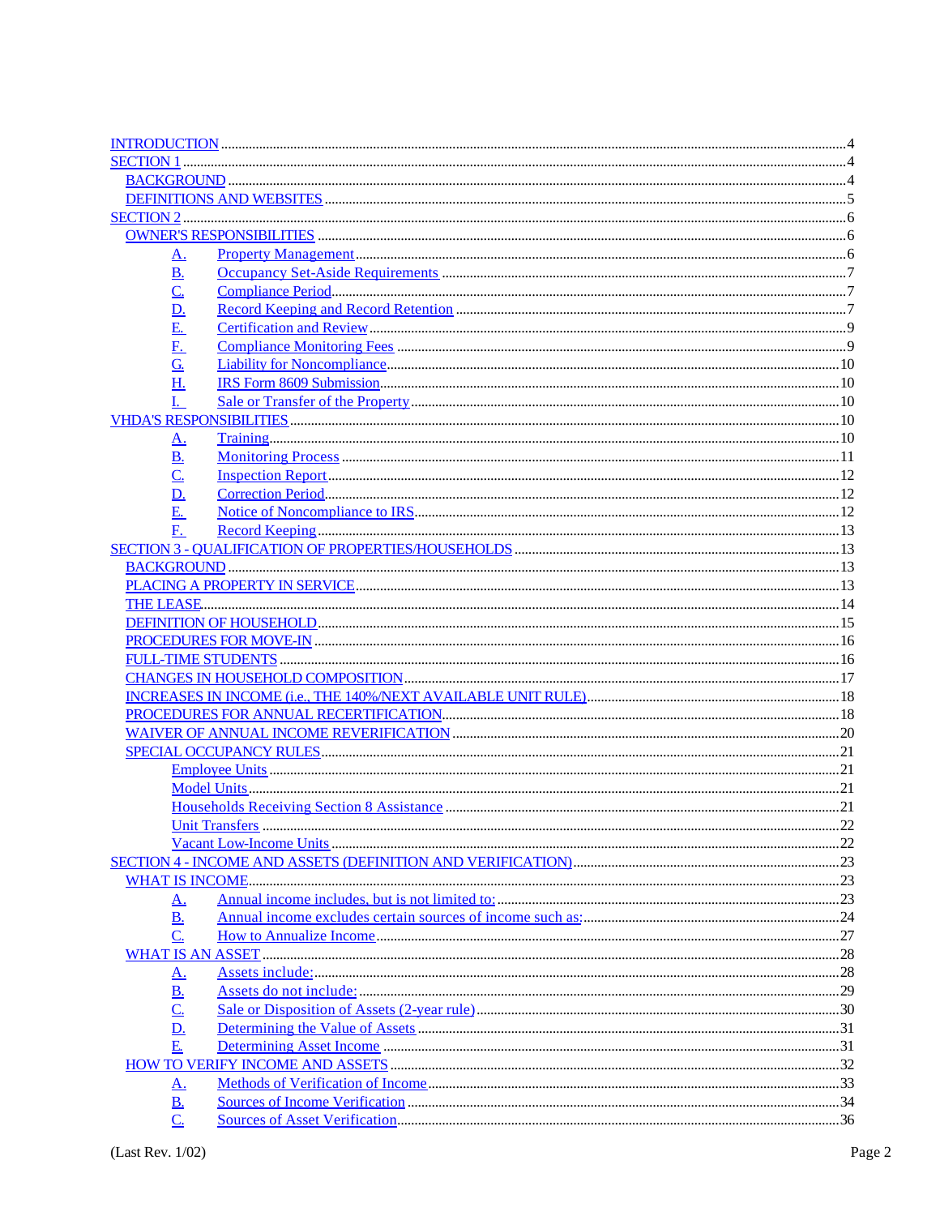- INTRODUCTION ..... 4
- SECTION 1 ..... 4
  - BACKGROUND ..... 4
  - DEFINITIONS AND WEBSITES ..... 5
- SECTION 2 ..... 6
  - OWNER'S RESPONSIBILITIES ..... 6
    - A. Property Management ..... 6
    - B. Occupancy Set-Aside Requirements ..... 7
    - C. Compliance Period ..... 7
    - D. Record Keeping and Record Retention ..... 7
    - E. Certification and Review ..... 9
    - F. Compliance Monitoring Fees ..... 9
    - G. Liability for Noncompliance ..... 10
    - H. IRS Form 8609 Submission ..... 10
    - I. Sale or Transfer of the Property ..... 10
- VHDA'S RESPONSIBILITIES ..... 10
  - A. Training ..... 10
  - B. Monitoring Process ..... 11
  - C. Inspection Report ..... 12
  - D. Correction Period ..... 12
  - E. Notice of Noncompliance to IRS ..... 12
  - F. Record Keeping ..... 13
- SECTION 3 - QUALIFICATION OF PROPERTIES/HOUSEHOLDS ..... 13
  - BACKGROUND ..... 13
  - PLACING A PROPERTY IN SERVICE ..... 13
  - THE LEASE ..... 14
  - DEFINITION OF HOUSEHOLD ..... 15
  - PROCEDURES FOR MOVE-IN ..... 16
  - FULL-TIME STUDENTS ..... 16
  - CHANGES IN HOUSEHOLD COMPOSITION ..... 17
  - INCREASES IN INCOME (i.e., THE 140%/NEXT AVAILABLE UNIT RULE) ..... 18
  - PROCEDURES FOR ANNUAL RECERTIFICATION ..... 18
  - WAIVER OF ANNUAL INCOME REVERIFICATION ..... 20
  - SPECIAL OCCUPANCY RULES ..... 21
    - Employee Units ..... 21
    - Model Units ..... 21
    - Households Receiving Section 8 Assistance ..... 21
    - Unit Transfers ..... 22
    - Vacant Low-Income Units ..... 22
- SECTION 4 - INCOME AND ASSETS (DEFINITION AND VERIFICATION) ..... 23
  - WHAT IS INCOME ..... 23
    - A. Annual income includes, but is not limited to: ..... 23
    - B. Annual income excludes certain sources of income such as: ..... 24
    - C. How to Annualize Income ..... 27
  - WHAT IS AN ASSET ..... 28
    - A. Assets include: ..... 28
    - B. Assets do not include: ..... 29
    - C. Sale or Disposition of Assets (2-year rule) ..... 30
    - D. Determining the Value of Assets ..... 31
    - E. Determining Asset Income ..... 31
  - HOW TO VERIFY INCOME AND ASSETS ..... 32
    - A. Methods of Verification of Income ..... 33
    - B. Sources of Income Verification ..... 34
    - C. Sources of Asset Verification ..... 36

(Last Rev. 1/02)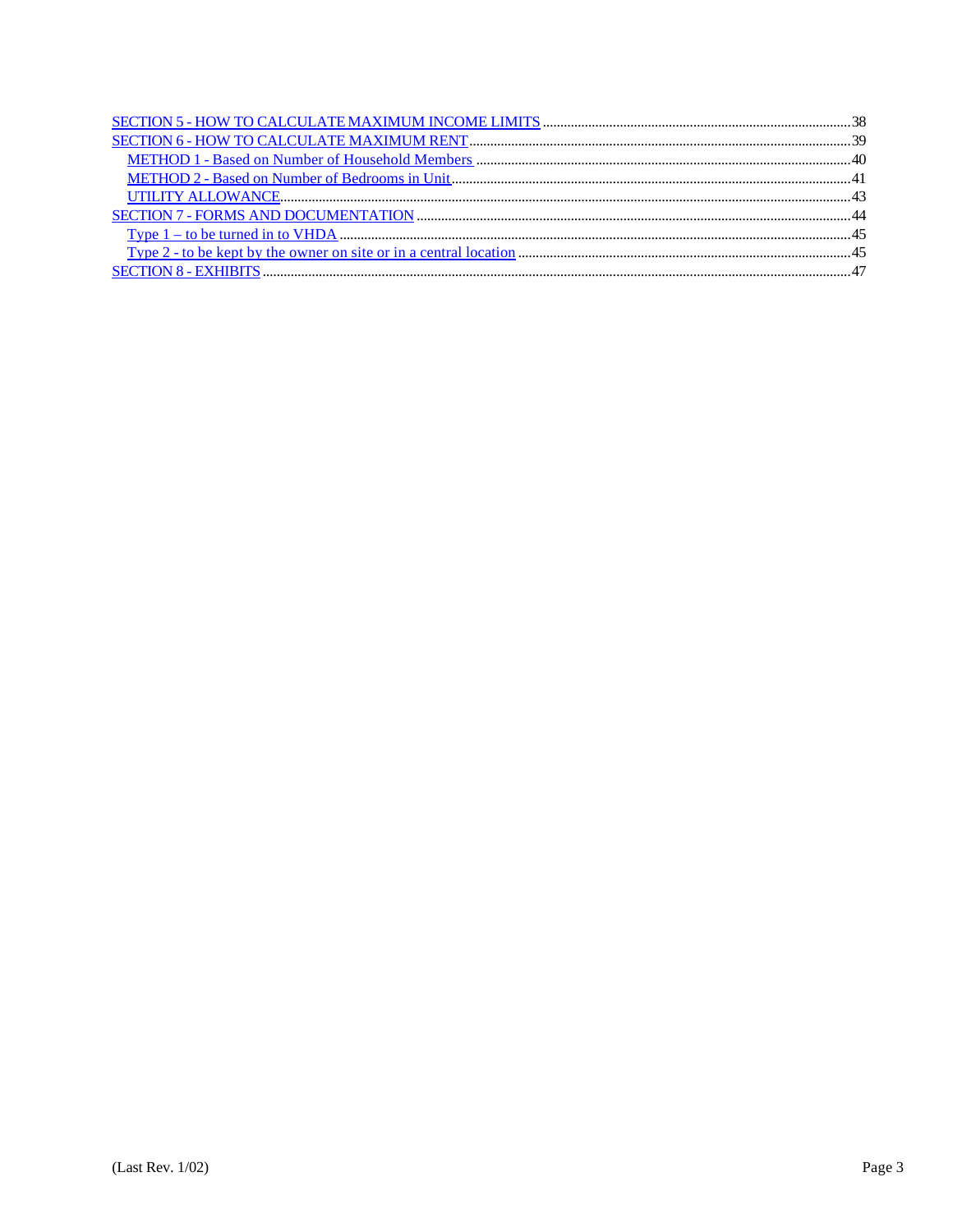[SECTION 5 - HOW TO CALCULATE MAXIMUM INCOME LIMITS](#) ..... 38
[SECTION 6 - HOW TO CALCULATE MAXIMUM RENT](#) ..... 39
- [METHOD 1 - Based on Number of Household Members](#) ..... 40
- [METHOD 2 - Based on Number of Bedrooms in Unit](#) ..... 41
- [UTILITY ALLOWANCE](#) ..... 43

[SECTION 7 - FORMS AND DOCUMENTATION](#) ..... 44
- [Type 1 – to be turned in to VHDA](#) ..... 45
- [Type 2 - to be kept by the owner on site or in a central location](#) ..... 45

[SECTION 8 - EXHIBITS](#) ..... 47

(Last Rev. 1/02)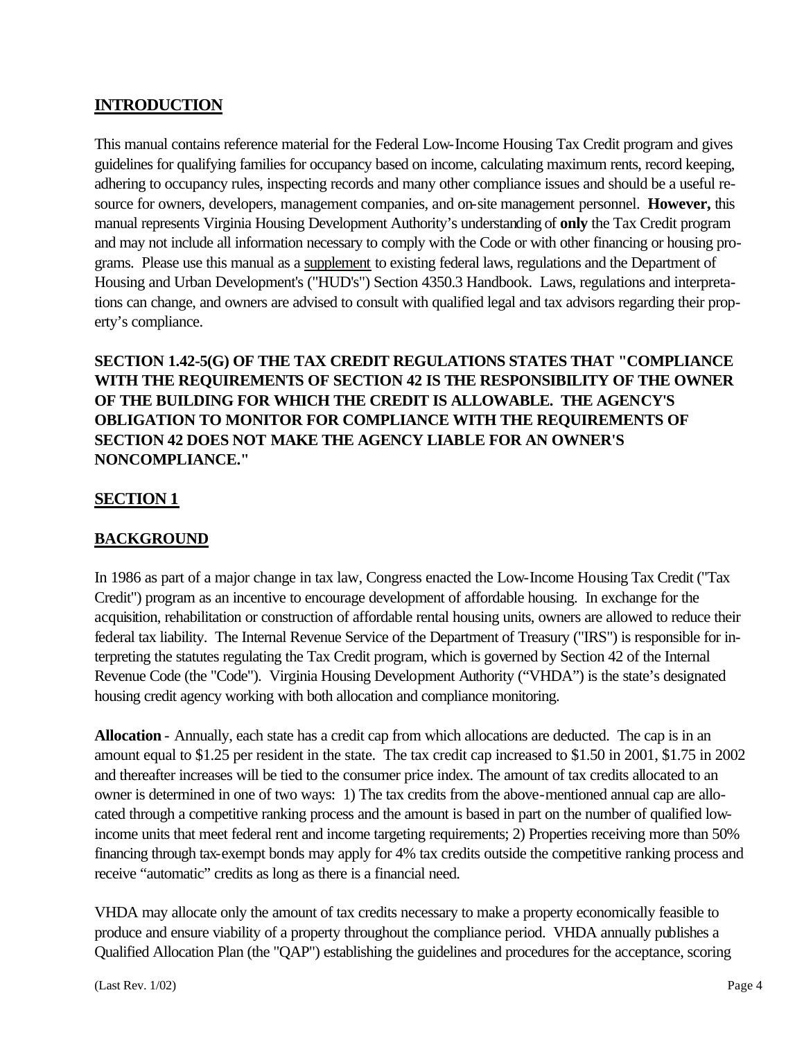## INTRODUCTION

This manual contains reference material for the Federal Low-Income Housing Tax Credit program and gives guidelines for qualifying families for occupancy based on income, calculating maximum rents, record keeping, adhering to occupancy rules, inspecting records and many other compliance issues and should be a useful resource for owners, developers, management companies, and on-site management personnel. **However,** this manual represents Virginia Housing Development Authority's understanding of **only** the Tax Credit program and may not include all information necessary to comply with the Code or with other financing or housing programs. Please use this manual as a supplement to existing federal laws, regulations and the Department of Housing and Urban Development's ("HUD's") Section 4350.3 Handbook. Laws, regulations and interpretations can change, and owners are advised to consult with qualified legal and tax advisors regarding their property's compliance.

**SECTION 1.42-5(G) OF THE TAX CREDIT REGULATIONS STATES THAT "COMPLIANCE WITH THE REQUIREMENTS OF SECTION 42 IS THE RESPONSIBILITY OF THE OWNER OF THE BUILDING FOR WHICH THE CREDIT IS ALLOWABLE. THE AGENCY'S OBLIGATION TO MONITOR FOR COMPLIANCE WITH THE REQUIREMENTS OF SECTION 42 DOES NOT MAKE THE AGENCY LIABLE FOR AN OWNER'S NONCOMPLIANCE."**

## SECTION 1

## BACKGROUND

In 1986 as part of a major change in tax law, Congress enacted the Low-Income Housing Tax Credit ("Tax Credit") program as an incentive to encourage development of affordable housing. In exchange for the acquisition, rehabilitation or construction of affordable rental housing units, owners are allowed to reduce their federal tax liability. The Internal Revenue Service of the Department of Treasury ("IRS") is responsible for interpreting the statutes regulating the Tax Credit program, which is governed by Section 42 of the Internal Revenue Code (the "Code"). Virginia Housing Development Authority ("VHDA") is the state's designated housing credit agency working with both allocation and compliance monitoring.

**Allocation** - Annually, each state has a credit cap from which allocations are deducted. The cap is in an amount equal to $1.25 per resident in the state. The tax credit cap increased to $1.50 in 2001, $1.75 in 2002 and thereafter increases will be tied to the consumer price index. The amount of tax credits allocated to an owner is determined in one of two ways: 1) The tax credits from the above-mentioned annual cap are allocated through a competitive ranking process and the amount is based in part on the number of qualified low-income units that meet federal rent and income targeting requirements; 2) Properties receiving more than 50% financing through tax-exempt bonds may apply for 4% tax credits outside the competitive ranking process and receive "automatic" credits as long as there is a financial need.

VHDA may allocate only the amount of tax credits necessary to make a property economically feasible to produce and ensure viability of a property throughout the compliance period. VHDA annually publishes a Qualified Allocation Plan (the "QAP") establishing the guidelines and procedures for the acceptance, scoring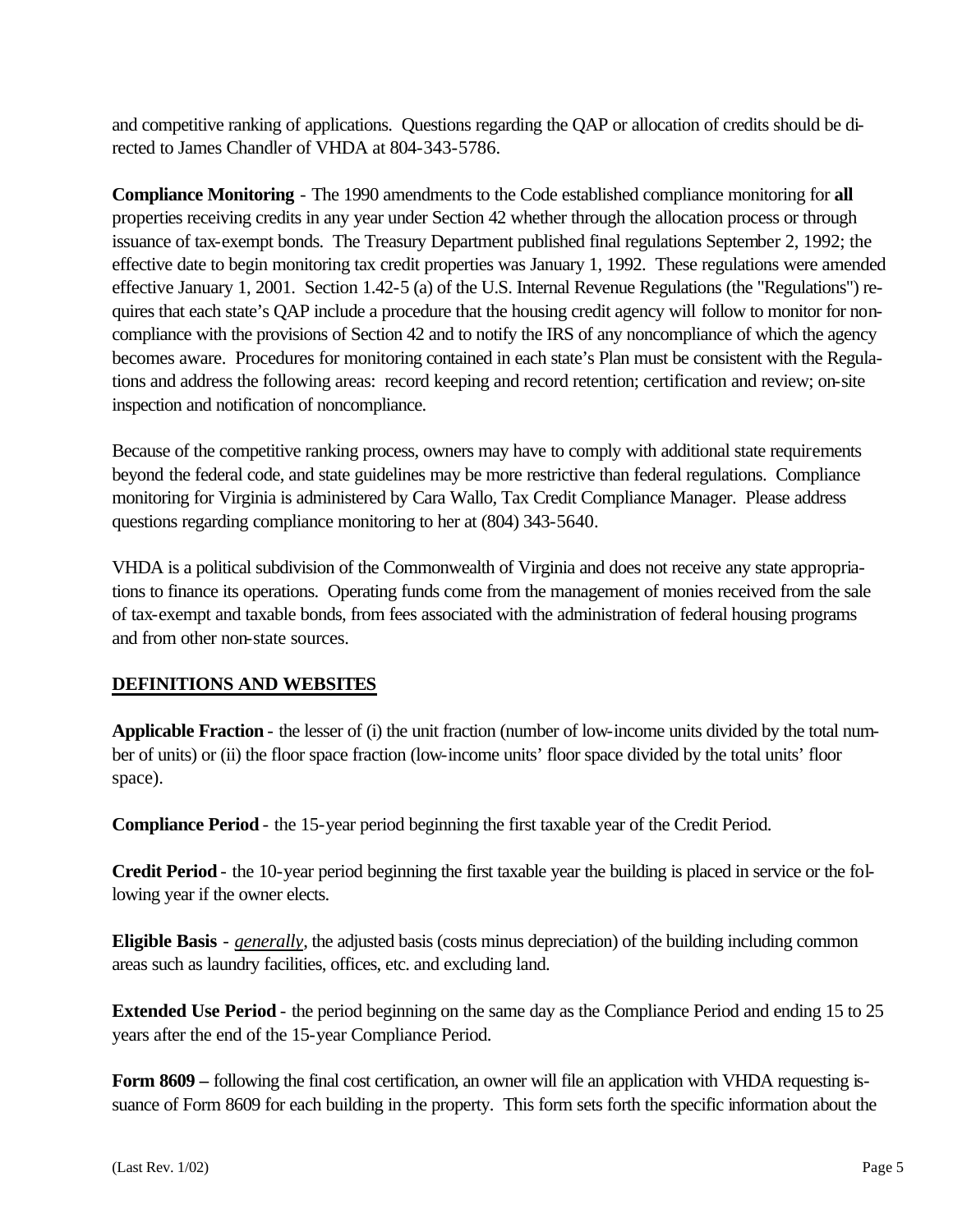and competitive ranking of applications. Questions regarding the QAP or allocation of credits should be directed to James Chandler of VHDA at 804-343-5786.

**Compliance Monitoring** - The 1990 amendments to the Code established compliance monitoring for **all** properties receiving credits in any year under Section 42 whether through the allocation process or through issuance of tax-exempt bonds. The Treasury Department published final regulations September 2, 1992; the effective date to begin monitoring tax credit properties was January 1, 1992. These regulations were amended effective January 1, 2001. Section 1.42-5 (a) of the U.S. Internal Revenue Regulations (the "Regulations") requires that each state's QAP include a procedure that the housing credit agency will follow to monitor for noncompliance with the provisions of Section 42 and to notify the IRS of any noncompliance of which the agency becomes aware. Procedures for monitoring contained in each state's Plan must be consistent with the Regulations and address the following areas: record keeping and record retention; certification and review; on-site inspection and notification of noncompliance.

Because of the competitive ranking process, owners may have to comply with additional state requirements beyond the federal code, and state guidelines may be more restrictive than federal regulations. Compliance monitoring for Virginia is administered by Cara Wallo, Tax Credit Compliance Manager. Please address questions regarding compliance monitoring to her at (804) 343-5640.

VHDA is a political subdivision of the Commonwealth of Virginia and does not receive any state appropriations to finance its operations. Operating funds come from the management of monies received from the sale of tax-exempt and taxable bonds, from fees associated with the administration of federal housing programs and from other non-state sources.

## DEFINITIONS AND WEBSITES

**Applicable Fraction** - the lesser of (i) the unit fraction (number of low-income units divided by the total number of units) or (ii) the floor space fraction (low-income units' floor space divided by the total units' floor space).

**Compliance Period** - the 15-year period beginning the first taxable year of the Credit Period.

**Credit Period** - the 10-year period beginning the first taxable year the building is placed in service or the following year if the owner elects.

**Eligible Basis** - *generally*, the adjusted basis (costs minus depreciation) of the building including common areas such as laundry facilities, offices, etc. and excluding land.

**Extended Use Period** - the period beginning on the same day as the Compliance Period and ending 15 to 25 years after the end of the 15-year Compliance Period.

**Form 8609 –** following the final cost certification, an owner will file an application with VHDA requesting issuance of Form 8609 for each building in the property. This form sets forth the specific information about the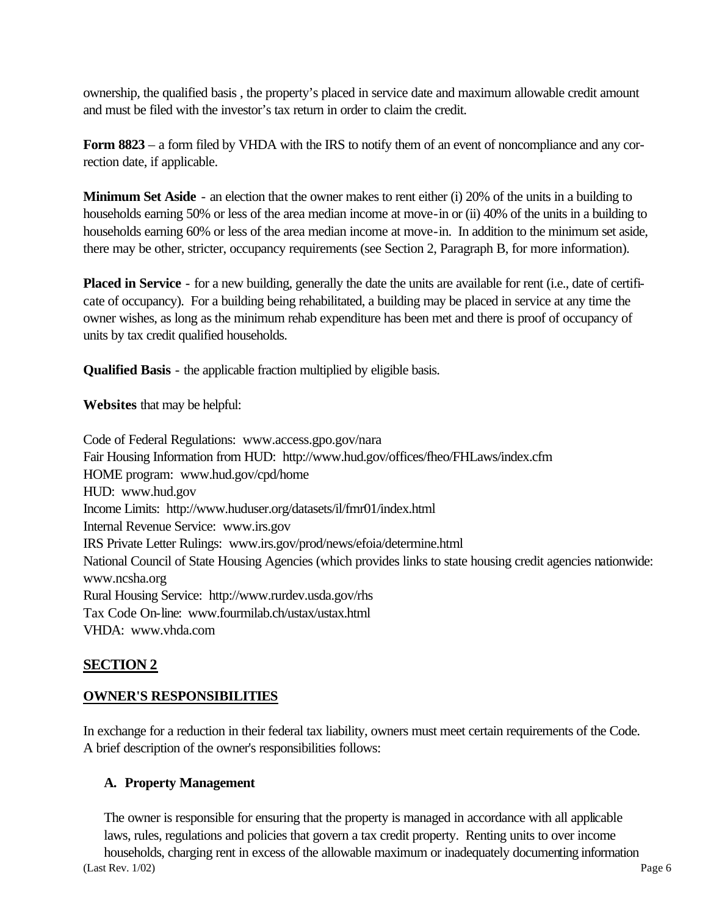ownership, the qualified basis , the property's placed in service date and maximum allowable credit amount and must be filed with the investor's tax return in order to claim the credit.

**Form 8823** – a form filed by VHDA with the IRS to notify them of an event of noncompliance and any correction date, if applicable.

**Minimum Set Aside** - an election that the owner makes to rent either (i) 20% of the units in a building to households earning 50% or less of the area median income at move-in or (ii) 40% of the units in a building to households earning 60% or less of the area median income at move-in. In addition to the minimum set aside, there may be other, stricter, occupancy requirements (see Section 2, Paragraph B, for more information).

**Placed in Service** - for a new building, generally the date the units are available for rent (i.e., date of certificate of occupancy). For a building being rehabilitated, a building may be placed in service at any time the owner wishes, as long as the minimum rehab expenditure has been met and there is proof of occupancy of units by tax credit qualified households.

**Qualified Basis** - the applicable fraction multiplied by eligible basis.

**Websites** that may be helpful:

Code of Federal Regulations: www.access.gpo.gov/nara
Fair Housing Information from HUD: http://www.hud.gov/offices/fheo/FHLaws/index.cfm
HOME program: www.hud.gov/cpd/home
HUD: www.hud.gov
Income Limits: http://www.huduser.org/datasets/il/fmr01/index.html
Internal Revenue Service: www.irs.gov
IRS Private Letter Rulings: www.irs.gov/prod/news/efoia/determine.html
National Council of State Housing Agencies (which provides links to state housing credit agencies nationwide: www.ncsha.org
Rural Housing Service: http://www.rurdev.usda.gov/rhs
Tax Code On-line: www.fourmilab.ch/ustax/ustax.html
VHDA: www.vhda.com

## SECTION 2

## OWNER'S RESPONSIBILITIES

In exchange for a reduction in their federal tax liability, owners must meet certain requirements of the Code. A brief description of the owner's responsibilities follows:

### A. Property Management

The owner is responsible for ensuring that the property is managed in accordance with all applicable laws, rules, regulations and policies that govern a tax credit property. Renting units to over income households, charging rent in excess of the allowable maximum or inadequately documenting information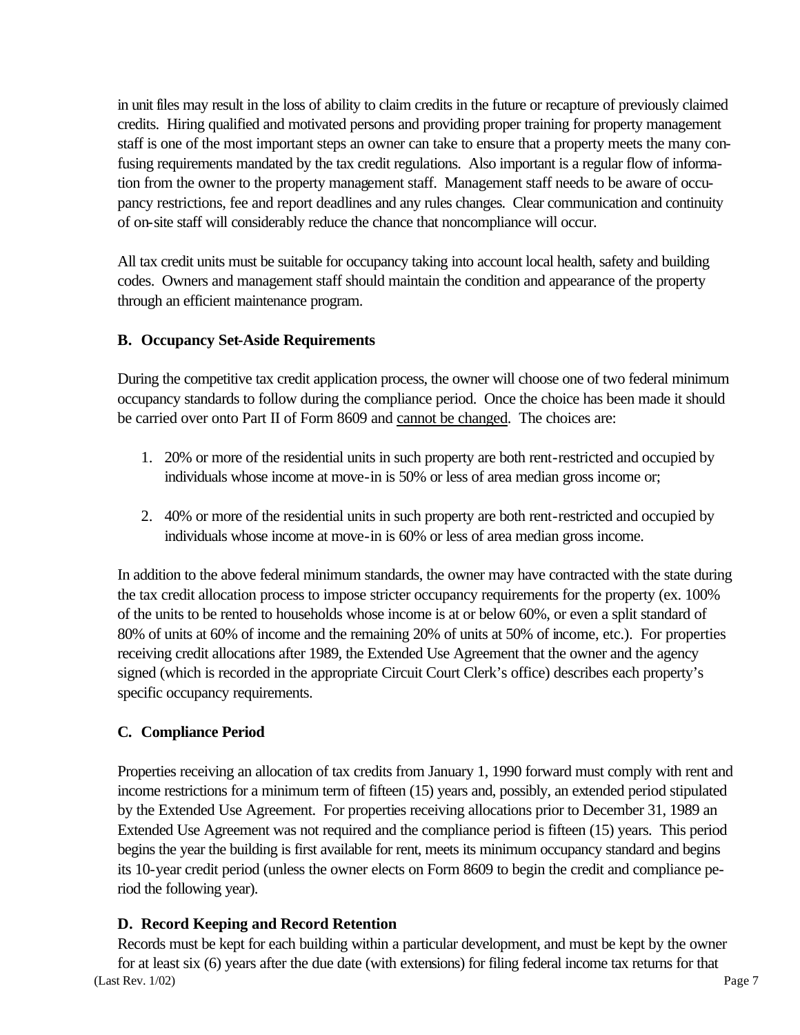in unit files may result in the loss of ability to claim credits in the future or recapture of previously claimed credits. Hiring qualified and motivated persons and providing proper training for property management staff is one of the most important steps an owner can take to ensure that a property meets the many confusing requirements mandated by the tax credit regulations. Also important is a regular flow of information from the owner to the property management staff. Management staff needs to be aware of occupancy restrictions, fee and report deadlines and any rules changes. Clear communication and continuity of on-site staff will considerably reduce the chance that noncompliance will occur.

All tax credit units must be suitable for occupancy taking into account local health, safety and building codes. Owners and management staff should maintain the condition and appearance of the property through an efficient maintenance program.

### B. Occupancy Set-Aside Requirements

During the competitive tax credit application process, the owner will choose one of two federal minimum occupancy standards to follow during the compliance period. Once the choice has been made it should be carried over onto Part II of Form 8609 and <u>cannot be changed</u>. The choices are:

1. 20% or more of the residential units in such property are both rent-restricted and occupied by individuals whose income at move-in is 50% or less of area median gross income or;

2. 40% or more of the residential units in such property are both rent-restricted and occupied by individuals whose income at move-in is 60% or less of area median gross income.

In addition to the above federal minimum standards, the owner may have contracted with the state during the tax credit allocation process to impose stricter occupancy requirements for the property (ex. 100% of the units to be rented to households whose income is at or below 60%, or even a split standard of 80% of units at 60% of income and the remaining 20% of units at 50% of income, etc.). For properties receiving credit allocations after 1989, the Extended Use Agreement that the owner and the agency signed (which is recorded in the appropriate Circuit Court Clerk's office) describes each property's specific occupancy requirements.

### C. Compliance Period

Properties receiving an allocation of tax credits from January 1, 1990 forward must comply with rent and income restrictions for a minimum term of fifteen (15) years and, possibly, an extended period stipulated by the Extended Use Agreement. For properties receiving allocations prior to December 31, 1989 an Extended Use Agreement was not required and the compliance period is fifteen (15) years. This period begins the year the building is first available for rent, meets its minimum occupancy standard and begins its 10-year credit period (unless the owner elects on Form 8609 to begin the credit and compliance period the following year).

### D. Record Keeping and Record Retention

Records must be kept for each building within a particular development, and must be kept by the owner for at least six (6) years after the due date (with extensions) for filing federal income tax returns for that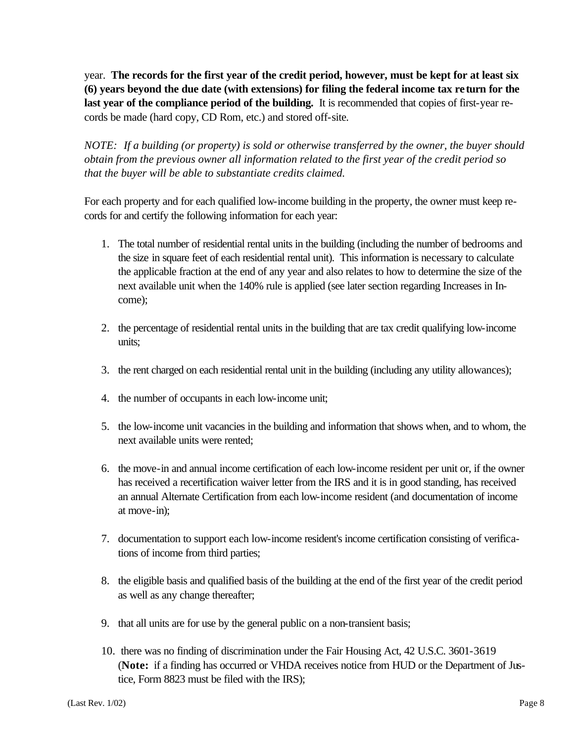year. **The records for the first year of the credit period, however, must be kept for at least six (6) years beyond the due date (with extensions) for filing the federal income tax return for the last year of the compliance period of the building.** It is recommended that copies of first-year records be made (hard copy, CD Rom, etc.) and stored off-site.

*NOTE: If a building (or property) is sold or otherwise transferred by the owner, the buyer should obtain from the previous owner all information related to the first year of the credit period so that the buyer will be able to substantiate credits claimed.*

For each property and for each qualified low-income building in the property, the owner must keep records for and certify the following information for each year:

1. The total number of residential rental units in the building (including the number of bedrooms and the size in square feet of each residential rental unit). This information is necessary to calculate the applicable fraction at the end of any year and also relates to how to determine the size of the next available unit when the 140% rule is applied (see later section regarding Increases in Income);
2. the percentage of residential rental units in the building that are tax credit qualifying low-income units;
3. the rent charged on each residential rental unit in the building (including any utility allowances);
4. the number of occupants in each low-income unit;
5. the low-income unit vacancies in the building and information that shows when, and to whom, the next available units were rented;
6. the move-in and annual income certification of each low-income resident per unit or, if the owner has received a recertification waiver letter from the IRS and it is in good standing, has received an annual Alternate Certification from each low-income resident (and documentation of income at move-in);
7. documentation to support each low-income resident's income certification consisting of verifications of income from third parties;
8. the eligible basis and qualified basis of the building at the end of the first year of the credit period as well as any change thereafter;
9. that all units are for use by the general public on a non-transient basis;
10. there was no finding of discrimination under the Fair Housing Act, 42 U.S.C. 3601-3619 (**Note:** if a finding has occurred or VHDA receives notice from HUD or the Department of Justice, Form 8823 must be filed with the IRS);

(Last Rev. 1/02)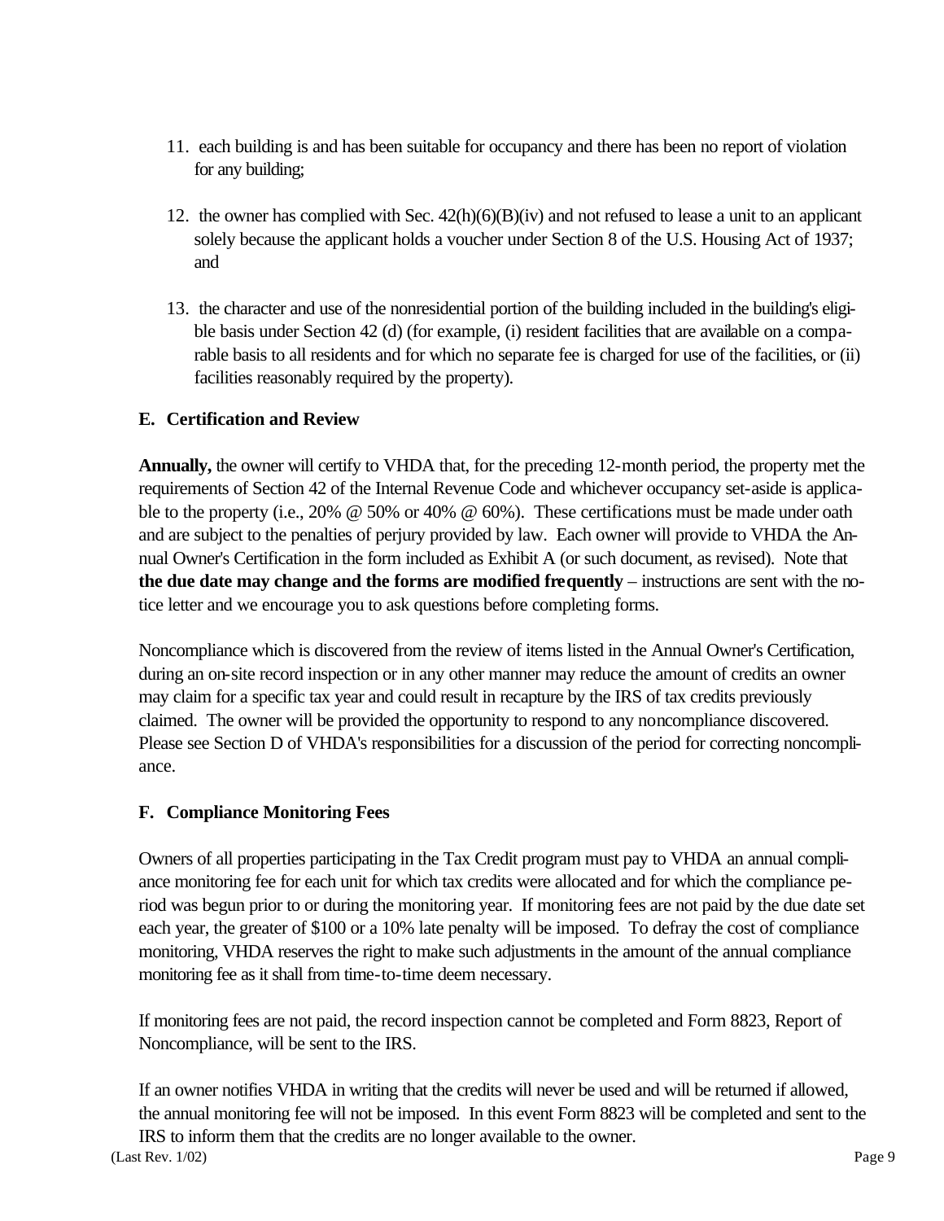11. each building is and has been suitable for occupancy and there has been no report of violation for any building;

12. the owner has complied with Sec. 42(h)(6)(B)(iv) and not refused to lease a unit to an applicant solely because the applicant holds a voucher under Section 8 of the U.S. Housing Act of 1937; and

13. the character and use of the nonresidential portion of the building included in the building's eligible basis under Section 42 (d) (for example, (i) resident facilities that are available on a comparable basis to all residents and for which no separate fee is charged for use of the facilities, or (ii) facilities reasonably required by the property).

### E. Certification and Review

**Annually,** the owner will certify to VHDA that, for the preceding 12-month period, the property met the requirements of Section 42 of the Internal Revenue Code and whichever occupancy set-aside is applicable to the property (i.e., 20% @ 50% or 40% @ 60%). These certifications must be made under oath and are subject to the penalties of perjury provided by law. Each owner will provide to VHDA the Annual Owner's Certification in the form included as Exhibit A (or such document, as revised). Note that **the due date may change and the forms are modified frequently** – instructions are sent with the notice letter and we encourage you to ask questions before completing forms.

Noncompliance which is discovered from the review of items listed in the Annual Owner's Certification, during an on-site record inspection or in any other manner may reduce the amount of credits an owner may claim for a specific tax year and could result in recapture by the IRS of tax credits previously claimed. The owner will be provided the opportunity to respond to any noncompliance discovered. Please see Section D of VHDA's responsibilities for a discussion of the period for correcting noncompliance.

### F. Compliance Monitoring Fees

Owners of all properties participating in the Tax Credit program must pay to VHDA an annual compliance monitoring fee for each unit for which tax credits were allocated and for which the compliance period was begun prior to or during the monitoring year. If monitoring fees are not paid by the due date set each year, the greater of $100 or a 10% late penalty will be imposed. To defray the cost of compliance monitoring, VHDA reserves the right to make such adjustments in the amount of the annual compliance monitoring fee as it shall from time-to-time deem necessary.

If monitoring fees are not paid, the record inspection cannot be completed and Form 8823, Report of Noncompliance, will be sent to the IRS.

If an owner notifies VHDA in writing that the credits will never be used and will be returned if allowed, the annual monitoring fee will not be imposed. In this event Form 8823 will be completed and sent to the IRS to inform them that the credits are no longer available to the owner.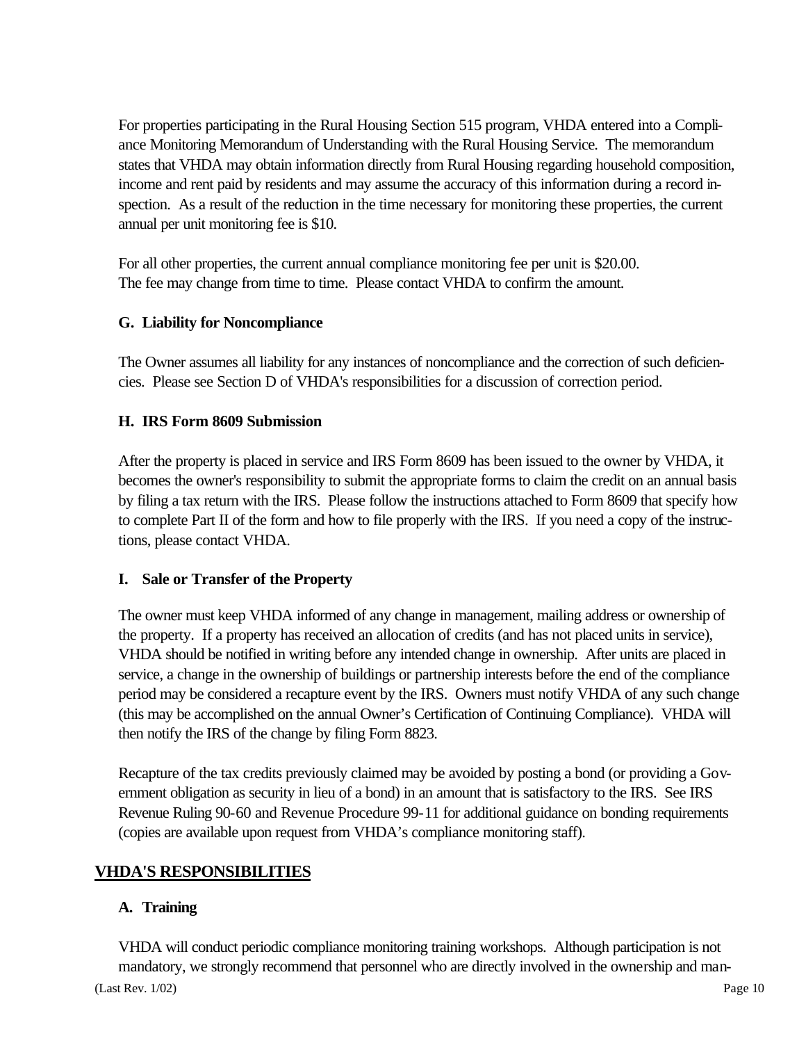For properties participating in the Rural Housing Section 515 program, VHDA entered into a Compliance Monitoring Memorandum of Understanding with the Rural Housing Service. The memorandum states that VHDA may obtain information directly from Rural Housing regarding household composition, income and rent paid by residents and may assume the accuracy of this information during a record inspection. As a result of the reduction in the time necessary for monitoring these properties, the current annual per unit monitoring fee is $10.

For all other properties, the current annual compliance monitoring fee per unit is $20.00.
The fee may change from time to time. Please contact VHDA to confirm the amount.

### G. Liability for Noncompliance

The Owner assumes all liability for any instances of noncompliance and the correction of such deficiencies. Please see Section D of VHDA's responsibilities for a discussion of correction period.

### H. IRS Form 8609 Submission

After the property is placed in service and IRS Form 8609 has been issued to the owner by VHDA, it becomes the owner's responsibility to submit the appropriate forms to claim the credit on an annual basis by filing a tax return with the IRS. Please follow the instructions attached to Form 8609 that specify how to complete Part II of the form and how to file properly with the IRS. If you need a copy of the instructions, please contact VHDA.

### I. Sale or Transfer of the Property

The owner must keep VHDA informed of any change in management, mailing address or ownership of the property. If a property has received an allocation of credits (and has not placed units in service), VHDA should be notified in writing before any intended change in ownership. After units are placed in service, a change in the ownership of buildings or partnership interests before the end of the compliance period may be considered a recapture event by the IRS. Owners must notify VHDA of any such change (this may be accomplished on the annual Owner's Certification of Continuing Compliance). VHDA will then notify the IRS of the change by filing Form 8823.

Recapture of the tax credits previously claimed may be avoided by posting a bond (or providing a Government obligation as security in lieu of a bond) in an amount that is satisfactory to the IRS. See IRS Revenue Ruling 90-60 and Revenue Procedure 99-11 for additional guidance on bonding requirements (copies are available upon request from VHDA's compliance monitoring staff).

## VHDA'S RESPONSIBILITIES

### A. Training

VHDA will conduct periodic compliance monitoring training workshops. Although participation is not mandatory, we strongly recommend that personnel who are directly involved in the ownership and man-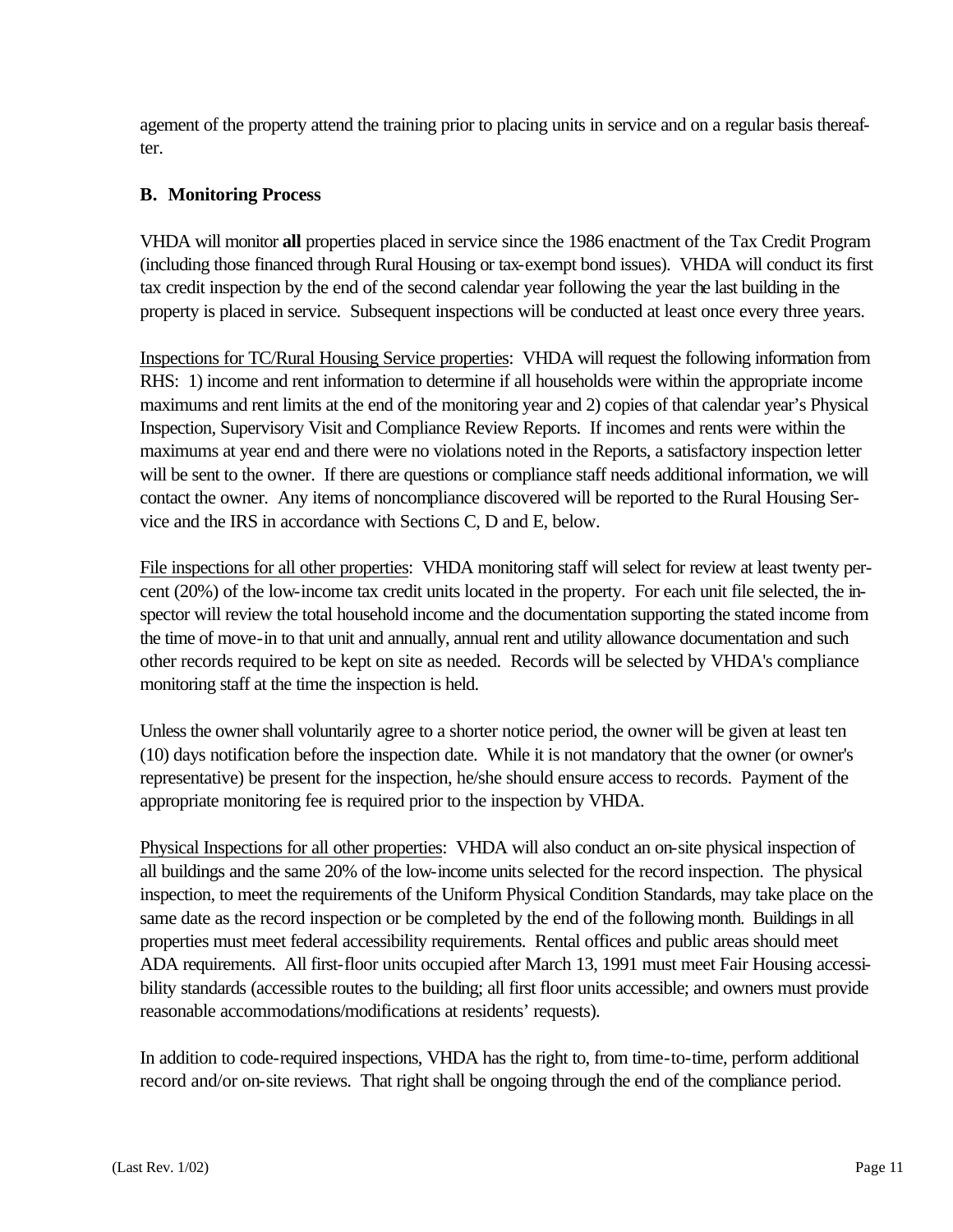agement of the property attend the training prior to placing units in service and on a regular basis thereafter.

### B. Monitoring Process

VHDA will monitor **all** properties placed in service since the 1986 enactment of the Tax Credit Program (including those financed through Rural Housing or tax-exempt bond issues). VHDA will conduct its first tax credit inspection by the end of the second calendar year following the year the last building in the property is placed in service. Subsequent inspections will be conducted at least once every three years.

<u>Inspections for TC/Rural Housing Service properties</u>: VHDA will request the following information from RHS: 1) income and rent information to determine if all households were within the appropriate income maximums and rent limits at the end of the monitoring year and 2) copies of that calendar year's Physical Inspection, Supervisory Visit and Compliance Review Reports. If incomes and rents were within the maximums at year end and there were no violations noted in the Reports, a satisfactory inspection letter will be sent to the owner. If there are questions or compliance staff needs additional information, we will contact the owner. Any items of noncompliance discovered will be reported to the Rural Housing Service and the IRS in accordance with Sections C, D and E, below.

<u>File inspections for all other properties</u>: VHDA monitoring staff will select for review at least twenty percent (20%) of the low-income tax credit units located in the property. For each unit file selected, the inspector will review the total household income and the documentation supporting the stated income from the time of move-in to that unit and annually, annual rent and utility allowance documentation and such other records required to be kept on site as needed. Records will be selected by VHDA's compliance monitoring staff at the time the inspection is held.

Unless the owner shall voluntarily agree to a shorter notice period, the owner will be given at least ten (10) days notification before the inspection date. While it is not mandatory that the owner (or owner's representative) be present for the inspection, he/she should ensure access to records. Payment of the appropriate monitoring fee is required prior to the inspection by VHDA.

<u>Physical Inspections for all other properties</u>: VHDA will also conduct an on-site physical inspection of all buildings and the same 20% of the low-income units selected for the record inspection. The physical inspection, to meet the requirements of the Uniform Physical Condition Standards, may take place on the same date as the record inspection or be completed by the end of the following month. Buildings in all properties must meet federal accessibility requirements. Rental offices and public areas should meet ADA requirements. All first-floor units occupied after March 13, 1991 must meet Fair Housing accessibility standards (accessible routes to the building; all first floor units accessible; and owners must provide reasonable accommodations/modifications at residents' requests).

In addition to code-required inspections, VHDA has the right to, from time-to-time, perform additional record and/or on-site reviews. That right shall be ongoing through the end of the compliance period.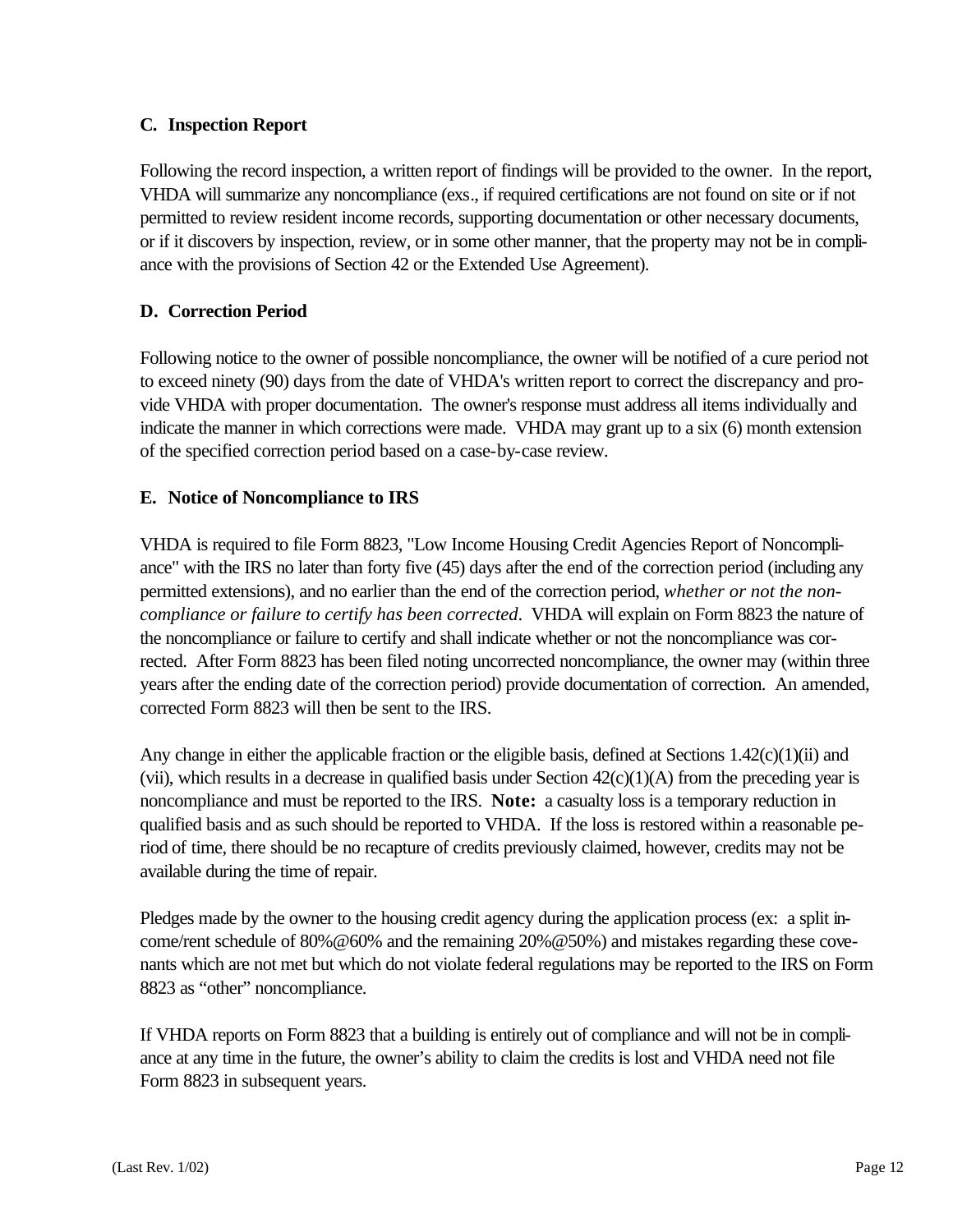### C. Inspection Report

Following the record inspection, a written report of findings will be provided to the owner. In the report, VHDA will summarize any noncompliance (exs., if required certifications are not found on site or if not permitted to review resident income records, supporting documentation or other necessary documents, or if it discovers by inspection, review, or in some other manner, that the property may not be in compliance with the provisions of Section 42 or the Extended Use Agreement).

### D. Correction Period

Following notice to the owner of possible noncompliance, the owner will be notified of a cure period not to exceed ninety (90) days from the date of VHDA's written report to correct the discrepancy and provide VHDA with proper documentation. The owner's response must address all items individually and indicate the manner in which corrections were made. VHDA may grant up to a six (6) month extension of the specified correction period based on a case-by-case review.

### E. Notice of Noncompliance to IRS

VHDA is required to file Form 8823, "Low Income Housing Credit Agencies Report of Noncompliance" with the IRS no later than forty five (45) days after the end of the correction period (including any permitted extensions), and no earlier than the end of the correction period, *whether or not the noncompliance or failure to certify has been corrected*. VHDA will explain on Form 8823 the nature of the noncompliance or failure to certify and shall indicate whether or not the noncompliance was corrected. After Form 8823 has been filed noting uncorrected noncompliance, the owner may (within three years after the ending date of the correction period) provide documentation of correction. An amended, corrected Form 8823 will then be sent to the IRS.

Any change in either the applicable fraction or the eligible basis, defined at Sections 1.42(c)(1)(ii) and (vii), which results in a decrease in qualified basis under Section 42(c)(1)(A) from the preceding year is noncompliance and must be reported to the IRS. **Note:** a casualty loss is a temporary reduction in qualified basis and as such should be reported to VHDA. If the loss is restored within a reasonable period of time, there should be no recapture of credits previously claimed, however, credits may not be available during the time of repair.

Pledges made by the owner to the housing credit agency during the application process (ex: a split income/rent schedule of 80%@60% and the remaining 20%@50%) and mistakes regarding these covenants which are not met but which do not violate federal regulations may be reported to the IRS on Form 8823 as "other" noncompliance.

If VHDA reports on Form 8823 that a building is entirely out of compliance and will not be in compliance at any time in the future, the owner's ability to claim the credits is lost and VHDA need not file Form 8823 in subsequent years.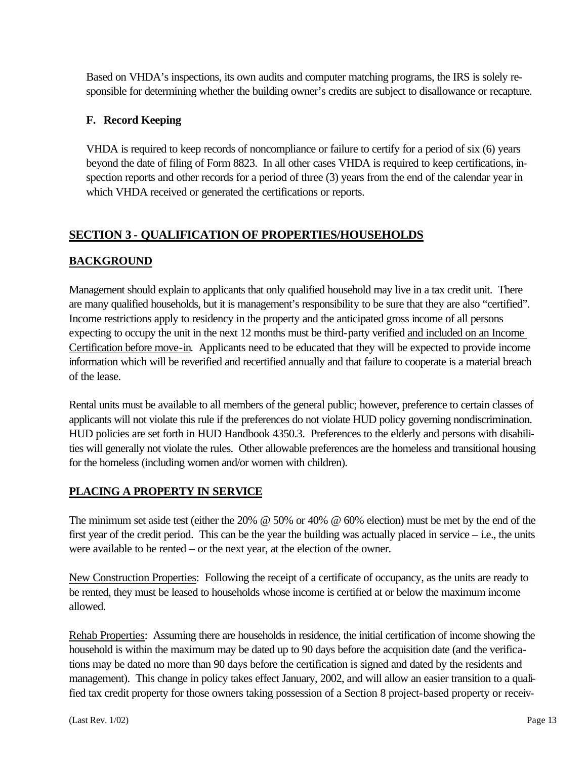Based on VHDA's inspections, its own audits and computer matching programs, the IRS is solely responsible for determining whether the building owner's credits are subject to disallowance or recapture.

### F. Record Keeping

VHDA is required to keep records of noncompliance or failure to certify for a period of six (6) years beyond the date of filing of Form 8823. In all other cases VHDA is required to keep certifications, inspection reports and other records for a period of three (3) years from the end of the calendar year in which VHDA received or generated the certifications or reports.

## SECTION 3 - QUALIFICATION OF PROPERTIES/HOUSEHOLDS

### BACKGROUND

Management should explain to applicants that only qualified household may live in a tax credit unit. There are many qualified households, but it is management's responsibility to be sure that they are also "certified". Income restrictions apply to residency in the property and the anticipated gross income of all persons expecting to occupy the unit in the next 12 months must be third-party verified <u>and included on an Income Certification before move-in</u>. Applicants need to be educated that they will be expected to provide income information which will be reverified and recertified annually and that failure to cooperate is a material breach of the lease.

Rental units must be available to all members of the general public; however, preference to certain classes of applicants will not violate this rule if the preferences do not violate HUD policy governing nondiscrimination. HUD policies are set forth in HUD Handbook 4350.3. Preferences to the elderly and persons with disabilities will generally not violate the rules. Other allowable preferences are the homeless and transitional housing for the homeless (including women and/or women with children).

### PLACING A PROPERTY IN SERVICE

The minimum set aside test (either the 20% @ 50% or 40% @ 60% election) must be met by the end of the first year of the credit period. This can be the year the building was actually placed in service – i.e., the units were available to be rented – or the next year, at the election of the owner.

<u>New Construction Properties</u>: Following the receipt of a certificate of occupancy, as the units are ready to be rented, they must be leased to households whose income is certified at or below the maximum income allowed.

<u>Rehab Properties</u>: Assuming there are households in residence, the initial certification of income showing the household is within the maximum may be dated up to 90 days before the acquisition date (and the verifications may be dated no more than 90 days before the certification is signed and dated by the residents and management). This change in policy takes effect January, 2002, and will allow an easier transition to a qualified tax credit property for those owners taking possession of a Section 8 project-based property or receiv-

(Last Rev. 1/02)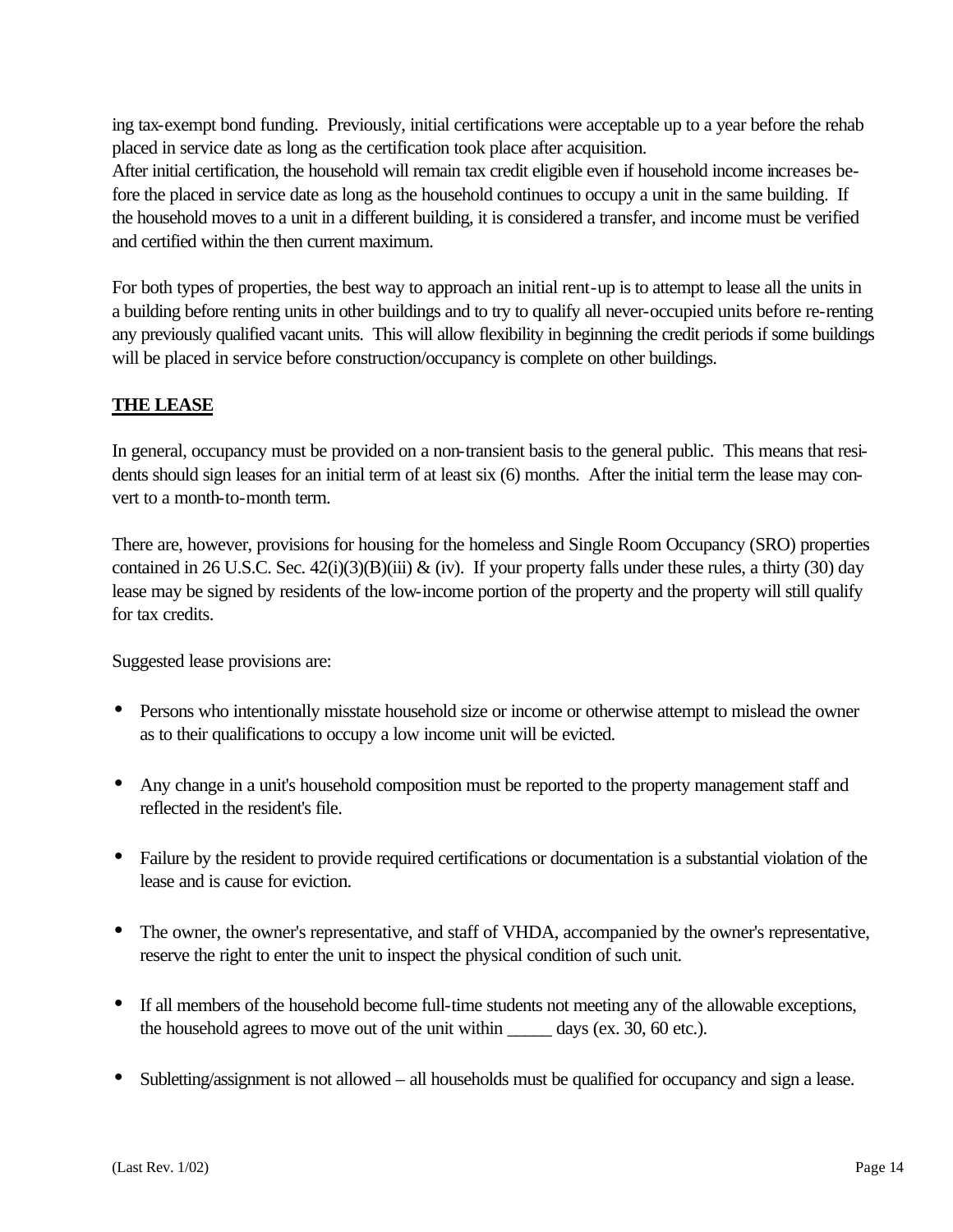ing tax-exempt bond funding. Previously, initial certifications were acceptable up to a year before the rehab placed in service date as long as the certification took place after acquisition.
After initial certification, the household will remain tax credit eligible even if household income increases before the placed in service date as long as the household continues to occupy a unit in the same building. If the household moves to a unit in a different building, it is considered a transfer, and income must be verified and certified within the then current maximum.

For both types of properties, the best way to approach an initial rent-up is to attempt to lease all the units in a building before renting units in other buildings and to try to qualify all never-occupied units before re-renting any previously qualified vacant units. This will allow flexibility in beginning the credit periods if some buildings will be placed in service before construction/occupancy is complete on other buildings.

## THE LEASE

In general, occupancy must be provided on a non-transient basis to the general public. This means that residents should sign leases for an initial term of at least six (6) months. After the initial term the lease may convert to a month-to-month term.

There are, however, provisions for housing for the homeless and Single Room Occupancy (SRO) properties contained in 26 U.S.C. Sec. 42(i)(3)(B)(iii) & (iv). If your property falls under these rules, a thirty (30) day lease may be signed by residents of the low-income portion of the property and the property will still qualify for tax credits.

Suggested lease provisions are:

- Persons who intentionally misstate household size or income or otherwise attempt to mislead the owner as to their qualifications to occupy a low income unit will be evicted.
- Any change in a unit's household composition must be reported to the property management staff and reflected in the resident's file.
- Failure by the resident to provide required certifications or documentation is a substantial violation of the lease and is cause for eviction.
- The owner, the owner's representative, and staff of VHDA, accompanied by the owner's representative, reserve the right to enter the unit to inspect the physical condition of such unit.
- If all members of the household become full-time students not meeting any of the allowable exceptions, the household agrees to move out of the unit within _____ days (ex. 30, 60 etc.).
- Subletting/assignment is not allowed – all households must be qualified for occupancy and sign a lease.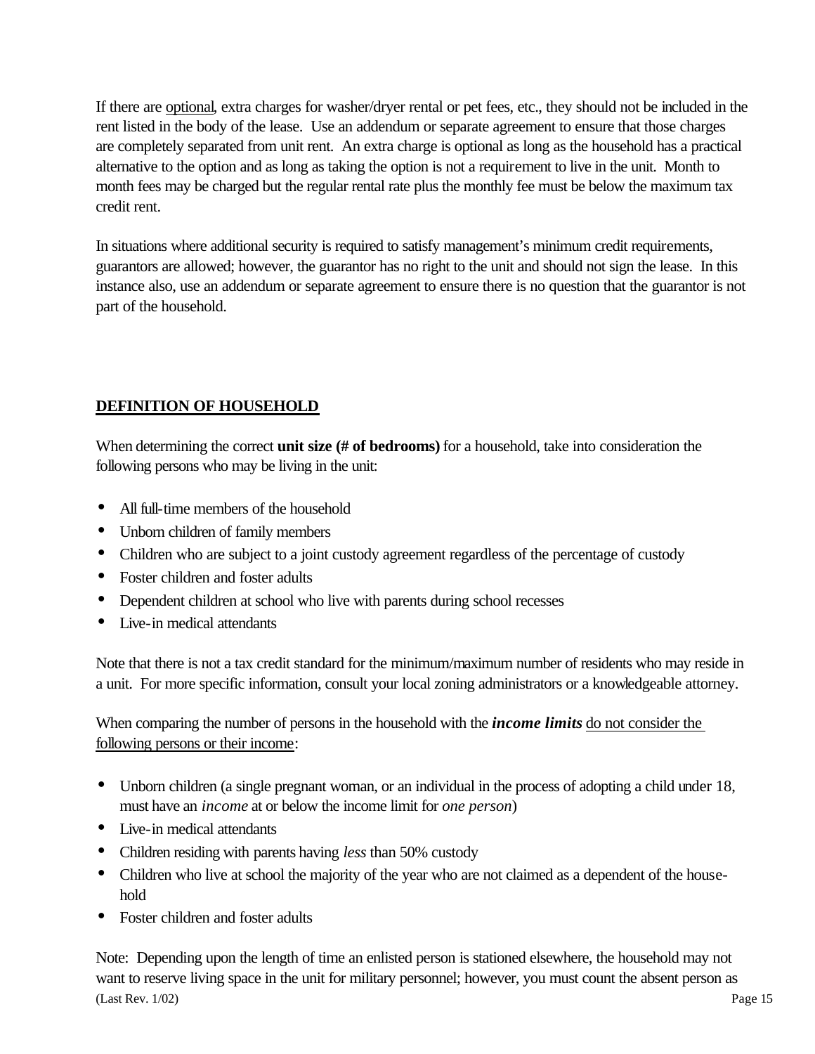If there are <u>optional</u>, extra charges for washer/dryer rental or pet fees, etc., they should not be included in the rent listed in the body of the lease. Use an addendum or separate agreement to ensure that those charges are completely separated from unit rent. An extra charge is optional as long as the household has a practical alternative to the option and as long as taking the option is not a requirement to live in the unit. Month to month fees may be charged but the regular rental rate plus the monthly fee must be below the maximum tax credit rent.

In situations where additional security is required to satisfy management's minimum credit requirements, guarantors are allowed; however, the guarantor has no right to the unit and should not sign the lease. In this instance also, use an addendum or separate agreement to ensure there is no question that the guarantor is not part of the household.

## DEFINITION OF HOUSEHOLD

When determining the correct **unit size (# of bedrooms)** for a household, take into consideration the following persons who may be living in the unit:

- All full-time members of the household
- Unborn children of family members
- Children who are subject to a joint custody agreement regardless of the percentage of custody
- Foster children and foster adults
- Dependent children at school who live with parents during school recesses
- Live-in medical attendants

Note that there is not a tax credit standard for the minimum/maximum number of residents who may reside in a unit. For more specific information, consult your local zoning administrators or a knowledgeable attorney.

When comparing the number of persons in the household with the ***income limits*** <u>do not consider the following persons or their income</u>:

- Unborn children (a single pregnant woman, or an individual in the process of adopting a child under 18, must have an *income* at or below the income limit for *one person*)
- Live-in medical attendants
- Children residing with parents having *less* than 50% custody
- Children who live at school the majority of the year who are not claimed as a dependent of the household
- Foster children and foster adults

Note: Depending upon the length of time an enlisted person is stationed elsewhere, the household may not want to reserve living space in the unit for military personnel; however, you must count the absent person as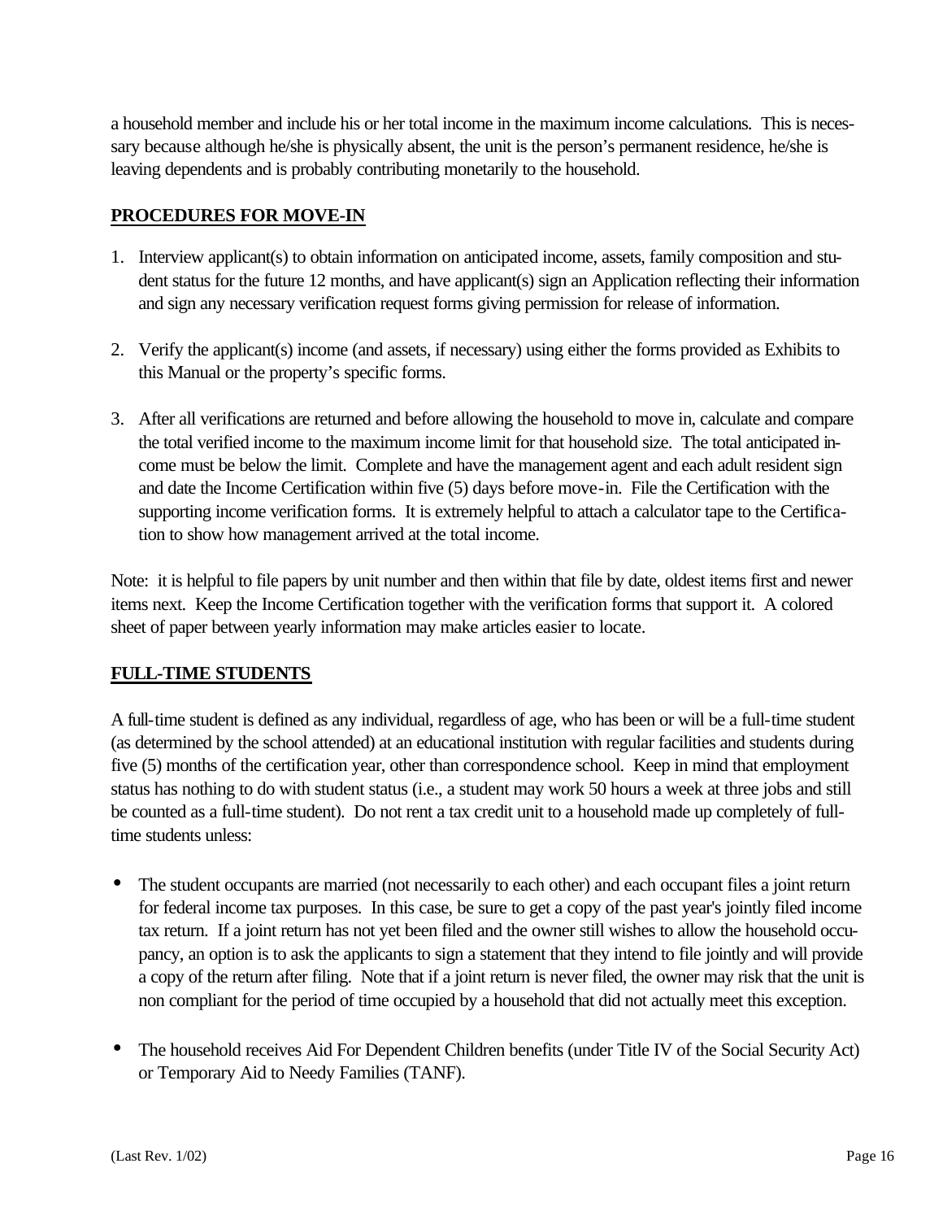a household member and include his or her total income in the maximum income calculations. This is necessary because although he/she is physically absent, the unit is the person's permanent residence, he/she is leaving dependents and is probably contributing monetarily to the household.

## PROCEDURES FOR MOVE-IN

1. Interview applicant(s) to obtain information on anticipated income, assets, family composition and student status for the future 12 months, and have applicant(s) sign an Application reflecting their information and sign any necessary verification request forms giving permission for release of information.

2. Verify the applicant(s) income (and assets, if necessary) using either the forms provided as Exhibits to this Manual or the property's specific forms.

3. After all verifications are returned and before allowing the household to move in, calculate and compare the total verified income to the maximum income limit for that household size. The total anticipated income must be below the limit. Complete and have the management agent and each adult resident sign and date the Income Certification within five (5) days before move-in. File the Certification with the supporting income verification forms. It is extremely helpful to attach a calculator tape to the Certification to show how management arrived at the total income.

Note: it is helpful to file papers by unit number and then within that file by date, oldest items first and newer items next. Keep the Income Certification together with the verification forms that support it. A colored sheet of paper between yearly information may make articles easier to locate.

## FULL-TIME STUDENTS

A full-time student is defined as any individual, regardless of age, who has been or will be a full-time student (as determined by the school attended) at an educational institution with regular facilities and students during five (5) months of the certification year, other than correspondence school. Keep in mind that employment status has nothing to do with student status (i.e., a student may work 50 hours a week at three jobs and still be counted as a full-time student). Do not rent a tax credit unit to a household made up completely of full-time students unless:

- The student occupants are married (not necessarily to each other) and each occupant files a joint return for federal income tax purposes. In this case, be sure to get a copy of the past year's jointly filed income tax return. If a joint return has not yet been filed and the owner still wishes to allow the household occupancy, an option is to ask the applicants to sign a statement that they intend to file jointly and will provide a copy of the return after filing. Note that if a joint return is never filed, the owner may risk that the unit is non compliant for the period of time occupied by a household that did not actually meet this exception.

- The household receives Aid For Dependent Children benefits (under Title IV of the Social Security Act) or Temporary Aid to Needy Families (TANF).

(Last Rev. 1/02)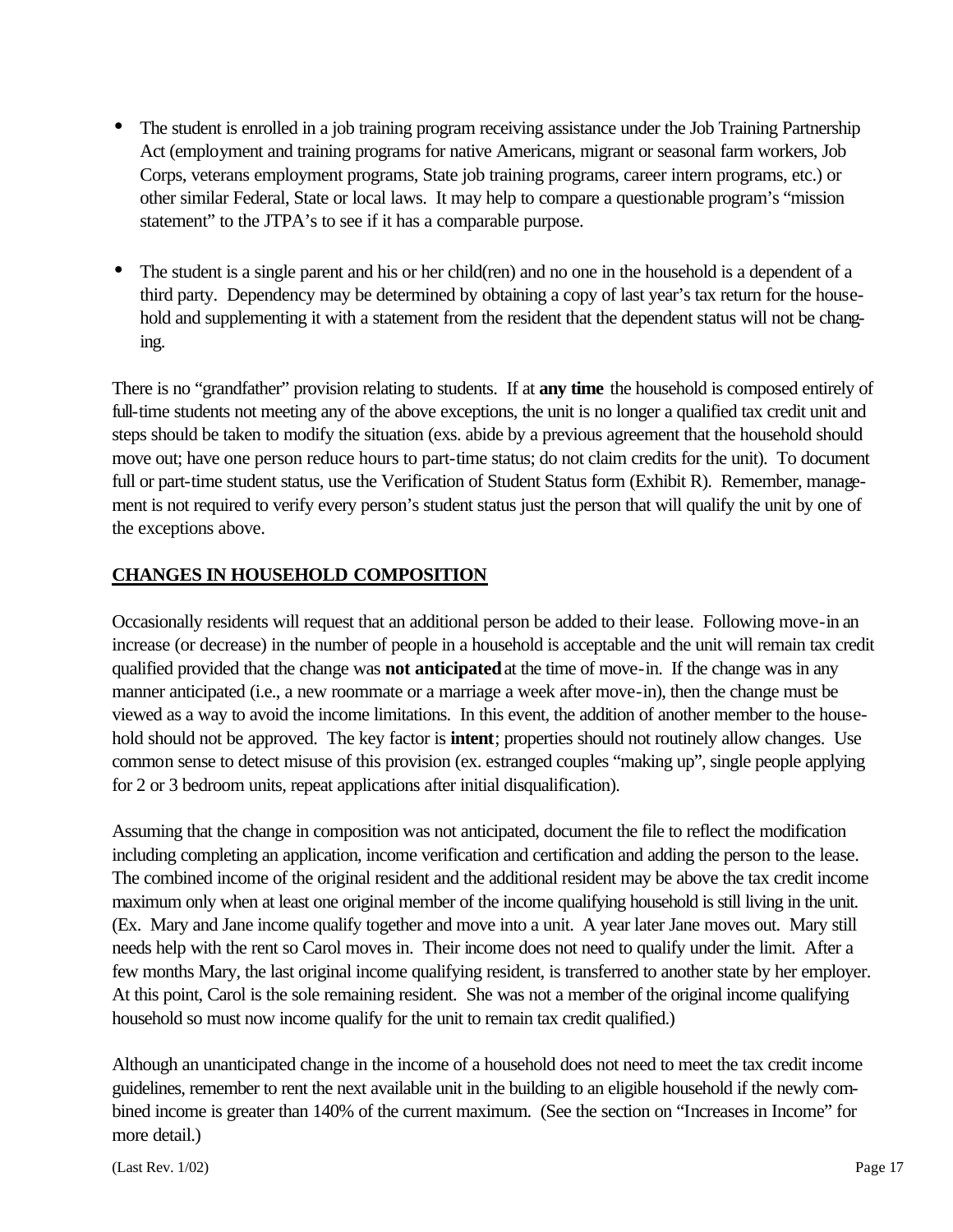- The student is enrolled in a job training program receiving assistance under the Job Training Partnership Act (employment and training programs for native Americans, migrant or seasonal farm workers, Job Corps, veterans employment programs, State job training programs, career intern programs, etc.) or other similar Federal, State or local laws. It may help to compare a questionable program's "mission statement" to the JTPA's to see if it has a comparable purpose.

- The student is a single parent and his or her child(ren) and no one in the household is a dependent of a third party. Dependency may be determined by obtaining a copy of last year's tax return for the household and supplementing it with a statement from the resident that the dependent status will not be changing.

There is no "grandfather" provision relating to students. If at **any time** the household is composed entirely of full-time students not meeting any of the above exceptions, the unit is no longer a qualified tax credit unit and steps should be taken to modify the situation (exs. abide by a previous agreement that the household should move out; have one person reduce hours to part-time status; do not claim credits for the unit). To document full or part-time student status, use the Verification of Student Status form (Exhibit R). Remember, management is not required to verify every person's student status just the person that will qualify the unit by one of the exceptions above.

## CHANGES IN HOUSEHOLD COMPOSITION

Occasionally residents will request that an additional person be added to their lease. Following move-in an increase (or decrease) in the number of people in a household is acceptable and the unit will remain tax credit qualified provided that the change was **not anticipated** at the time of move-in. If the change was in any manner anticipated (i.e., a new roommate or a marriage a week after move-in), then the change must be viewed as a way to avoid the income limitations. In this event, the addition of another member to the household should not be approved. The key factor is **intent**; properties should not routinely allow changes. Use common sense to detect misuse of this provision (ex. estranged couples "making up", single people applying for 2 or 3 bedroom units, repeat applications after initial disqualification).

Assuming that the change in composition was not anticipated, document the file to reflect the modification including completing an application, income verification and certification and adding the person to the lease. The combined income of the original resident and the additional resident may be above the tax credit income maximum only when at least one original member of the income qualifying household is still living in the unit. (Ex. Mary and Jane income qualify together and move into a unit. A year later Jane moves out. Mary still needs help with the rent so Carol moves in. Their income does not need to qualify under the limit. After a few months Mary, the last original income qualifying resident, is transferred to another state by her employer. At this point, Carol is the sole remaining resident. She was not a member of the original income qualifying household so must now income qualify for the unit to remain tax credit qualified.)

Although an unanticipated change in the income of a household does not need to meet the tax credit income guidelines, remember to rent the next available unit in the building to an eligible household if the newly combined income is greater than 140% of the current maximum. (See the section on "Increases in Income" for more detail.)

(Last Rev. 1/02)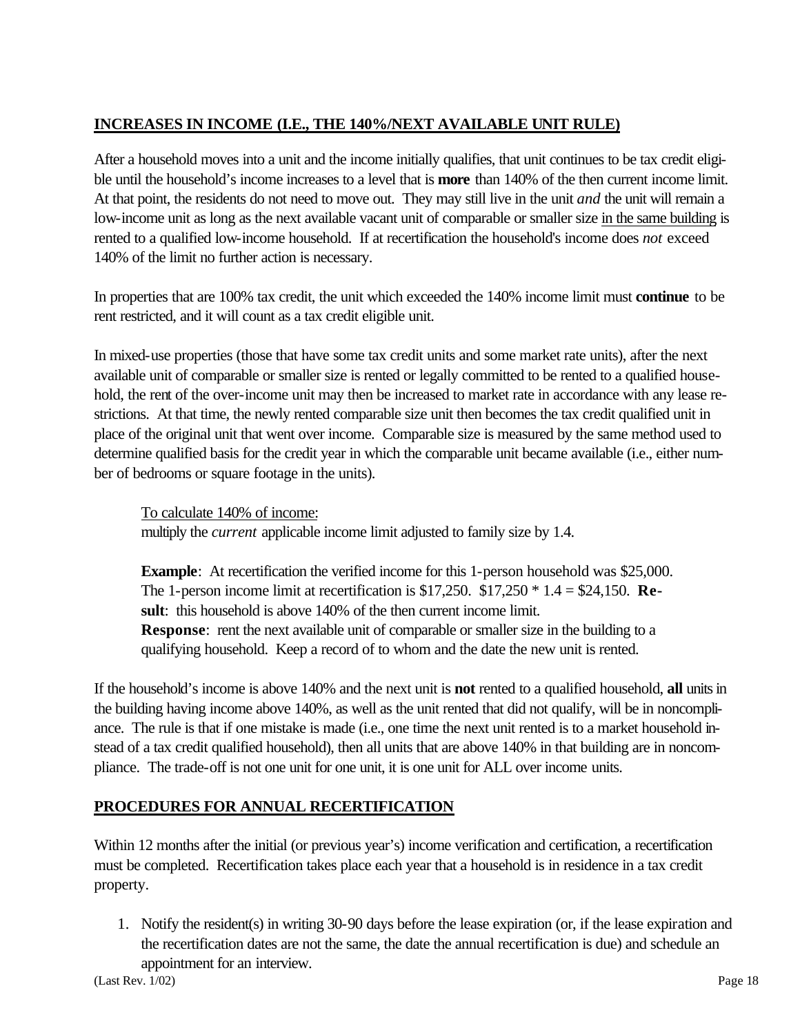## INCREASES IN INCOME (I.E., THE 140%/NEXT AVAILABLE UNIT RULE)

After a household moves into a unit and the income initially qualifies, that unit continues to be tax credit eligible until the household's income increases to a level that is **more** than 140% of the then current income limit. At that point, the residents do not need to move out. They may still live in the unit *and* the unit will remain a low-income unit as long as the next available vacant unit of comparable or smaller size in the same building is rented to a qualified low-income household. If at recertification the household's income does *not* exceed 140% of the limit no further action is necessary.

In properties that are 100% tax credit, the unit which exceeded the 140% income limit must **continue** to be rent restricted, and it will count as a tax credit eligible unit.

In mixed-use properties (those that have some tax credit units and some market rate units), after the next available unit of comparable or smaller size is rented or legally committed to be rented to a qualified household, the rent of the over-income unit may then be increased to market rate in accordance with any lease restrictions. At that time, the newly rented comparable size unit then becomes the tax credit qualified unit in place of the original unit that went over income. Comparable size is measured by the same method used to determine qualified basis for the credit year in which the comparable unit became available (i.e., either number of bedrooms or square footage in the units).

> To calculate 140% of income:
> multiply the *current* applicable income limit adjusted to family size by 1.4.
>
> **Example**: At recertification the verified income for this 1-person household was $25,000. The 1-person income limit at recertification is $17,250. $17,250 * 1.4 = $24,150. **Result**: this household is above 140% of the then current income limit.
> **Response**: rent the next available unit of comparable or smaller size in the building to a qualifying household. Keep a record of to whom and the date the new unit is rented.

If the household's income is above 140% and the next unit is **not** rented to a qualified household, **all** units in the building having income above 140%, as well as the unit rented that did not qualify, will be in noncompliance. The rule is that if one mistake is made (i.e., one time the next unit rented is to a market household instead of a tax credit qualified household), then all units that are above 140% in that building are in noncompliance. The trade-off is not one unit for one unit, it is one unit for ALL over income units.

## PROCEDURES FOR ANNUAL RECERTIFICATION

Within 12 months after the initial (or previous year's) income verification and certification, a recertification must be completed. Recertification takes place each year that a household is in residence in a tax credit property.

1. Notify the resident(s) in writing 30-90 days before the lease expiration (or, if the lease expiration and the recertification dates are not the same, the date the annual recertification is due) and schedule an appointment for an interview.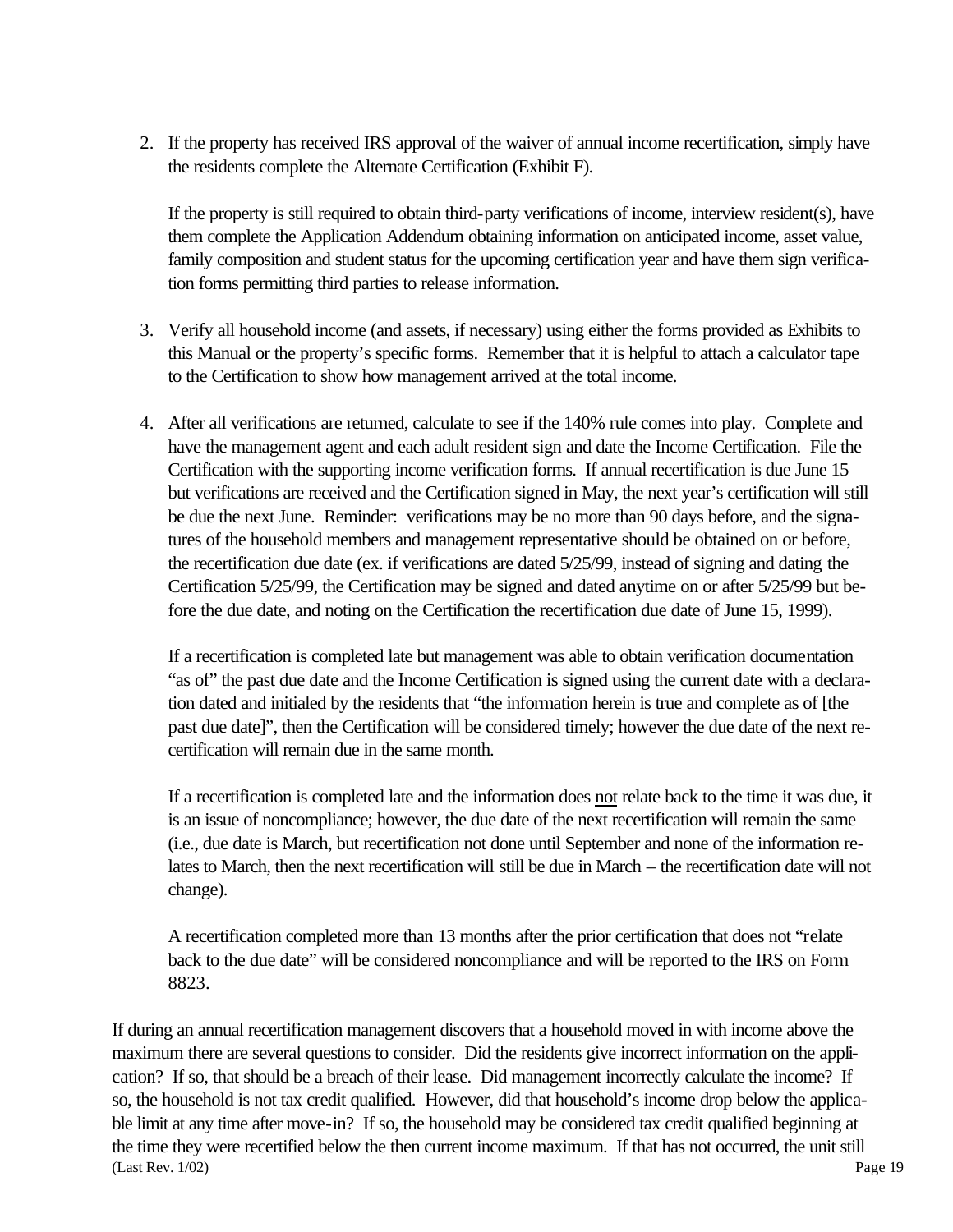2. If the property has received IRS approval of the waiver of annual income recertification, simply have the residents complete the Alternate Certification (Exhibit F).

   If the property is still required to obtain third-party verifications of income, interview resident(s), have them complete the Application Addendum obtaining information on anticipated income, asset value, family composition and student status for the upcoming certification year and have them sign verification forms permitting third parties to release information.

3. Verify all household income (and assets, if necessary) using either the forms provided as Exhibits to this Manual or the property's specific forms. Remember that it is helpful to attach a calculator tape to the Certification to show how management arrived at the total income.

4. After all verifications are returned, calculate to see if the 140% rule comes into play. Complete and have the management agent and each adult resident sign and date the Income Certification. File the Certification with the supporting income verification forms. If annual recertification is due June 15 but verifications are received and the Certification signed in May, the next year's certification will still be due the next June. Reminder: verifications may be no more than 90 days before, and the signatures of the household members and management representative should be obtained on or before, the recertification due date (ex. if verifications are dated 5/25/99, instead of signing and dating the Certification 5/25/99, the Certification may be signed and dated anytime on or after 5/25/99 but before the due date, and noting on the Certification the recertification due date of June 15, 1999).

   If a recertification is completed late but management was able to obtain verification documentation "as of" the past due date and the Income Certification is signed using the current date with a declaration dated and initialed by the residents that "the information herein is true and complete as of [the past due date]", then the Certification will be considered timely; however the due date of the next recertification will remain due in the same month.

   If a recertification is completed late and the information does <u>not</u> relate back to the time it was due, it is an issue of noncompliance; however, the due date of the next recertification will remain the same (i.e., due date is March, but recertification not done until September and none of the information relates to March, then the next recertification will still be due in March – the recertification date will not change).

   A recertification completed more than 13 months after the prior certification that does not "relate back to the due date" will be considered noncompliance and will be reported to the IRS on Form 8823.

If during an annual recertification management discovers that a household moved in with income above the maximum there are several questions to consider. Did the residents give incorrect information on the application? If so, that should be a breach of their lease. Did management incorrectly calculate the income? If so, the household is not tax credit qualified. However, did that household's income drop below the applicable limit at any time after move-in? If so, the household may be considered tax credit qualified beginning at the time they were recertified below the then current income maximum. If that has not occurred, the unit still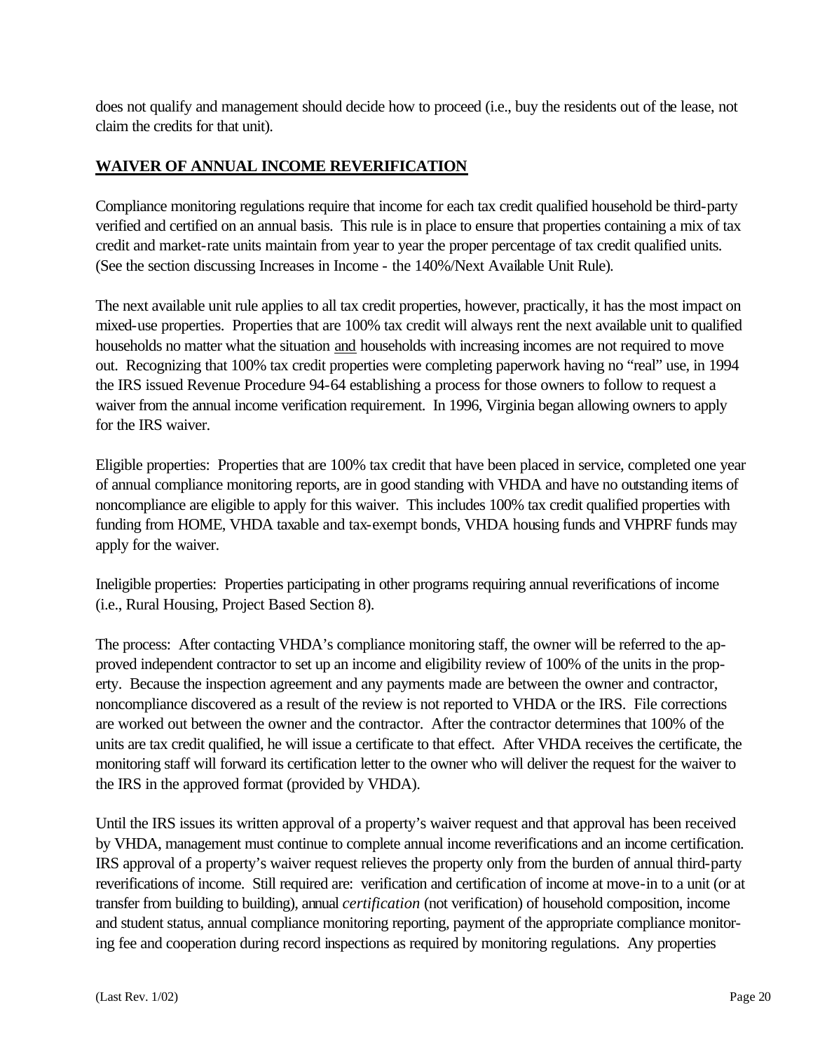does not qualify and management should decide how to proceed (i.e., buy the residents out of the lease, not claim the credits for that unit).

## **WAIVER OF ANNUAL INCOME REVERIFICATION**

Compliance monitoring regulations require that income for each tax credit qualified household be third-party verified and certified on an annual basis. This rule is in place to ensure that properties containing a mix of tax credit and market-rate units maintain from year to year the proper percentage of tax credit qualified units. (See the section discussing Increases in Income - the 140%/Next Available Unit Rule).

The next available unit rule applies to all tax credit properties, however, practically, it has the most impact on mixed-use properties. Properties that are 100% tax credit will always rent the next available unit to qualified households no matter what the situation <u>and</u> households with increasing incomes are not required to move out. Recognizing that 100% tax credit properties were completing paperwork having no "real" use, in 1994 the IRS issued Revenue Procedure 94-64 establishing a process for those owners to follow to request a waiver from the annual income verification requirement. In 1996, Virginia began allowing owners to apply for the IRS waiver.

Eligible properties: Properties that are 100% tax credit that have been placed in service, completed one year of annual compliance monitoring reports, are in good standing with VHDA and have no outstanding items of noncompliance are eligible to apply for this waiver. This includes 100% tax credit qualified properties with funding from HOME, VHDA taxable and tax-exempt bonds, VHDA housing funds and VHPRF funds may apply for the waiver.

Ineligible properties: Properties participating in other programs requiring annual reverifications of income (i.e., Rural Housing, Project Based Section 8).

The process: After contacting VHDA's compliance monitoring staff, the owner will be referred to the approved independent contractor to set up an income and eligibility review of 100% of the units in the property. Because the inspection agreement and any payments made are between the owner and contractor, noncompliance discovered as a result of the review is not reported to VHDA or the IRS. File corrections are worked out between the owner and the contractor. After the contractor determines that 100% of the units are tax credit qualified, he will issue a certificate to that effect. After VHDA receives the certificate, the monitoring staff will forward its certification letter to the owner who will deliver the request for the waiver to the IRS in the approved format (provided by VHDA).

Until the IRS issues its written approval of a property's waiver request and that approval has been received by VHDA, management must continue to complete annual income reverifications and an income certification. IRS approval of a property's waiver request relieves the property only from the burden of annual third-party reverifications of income. Still required are: verification and certification of income at move-in to a unit (or at transfer from building to building), annual *certification* (not verification) of household composition, income and student status, annual compliance monitoring reporting, payment of the appropriate compliance monitoring fee and cooperation during record inspections as required by monitoring regulations. Any properties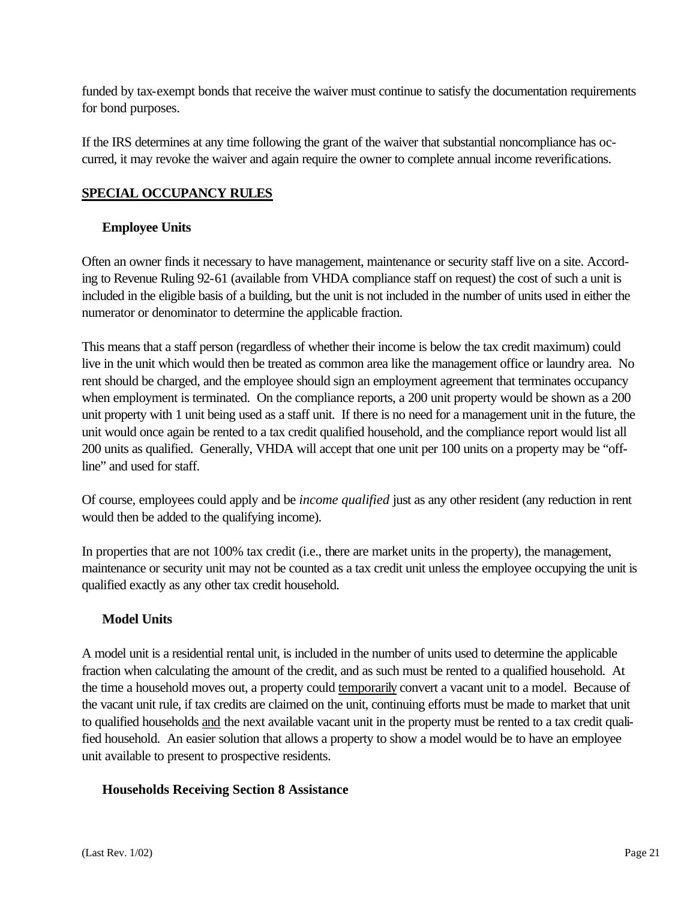funded by tax-exempt bonds that receive the waiver must continue to satisfy the documentation requirements for bond purposes.

If the IRS determines at any time following the grant of the waiver that substantial noncompliance has occurred, it may revoke the waiver and again require the owner to complete annual income reverifications.

## SPECIAL OCCUPANCY RULES

### Employee Units

Often an owner finds it necessary to have management, maintenance or security staff live on a site. According to Revenue Ruling 92-61 (available from VHDA compliance staff on request) the cost of such a unit is included in the eligible basis of a building, but the unit is not included in the number of units used in either the numerator or denominator to determine the applicable fraction.

This means that a staff person (regardless of whether their income is below the tax credit maximum) could live in the unit which would then be treated as common area like the management office or laundry area. No rent should be charged, and the employee should sign an employment agreement that terminates occupancy when employment is terminated. On the compliance reports, a 200 unit property would be shown as a 200 unit property with 1 unit being used as a staff unit. If there is no need for a management unit in the future, the unit would once again be rented to a tax credit qualified household, and the compliance report would list all 200 units as qualified. Generally, VHDA will accept that one unit per 100 units on a property may be "off-line" and used for staff.

Of course, employees could apply and be *income qualified* just as any other resident (any reduction in rent would then be added to the qualifying income).

In properties that are not 100% tax credit (i.e., there are market units in the property), the management, maintenance or security unit may not be counted as a tax credit unit unless the employee occupying the unit is qualified exactly as any other tax credit household.

### Model Units

A model unit is a residential rental unit, is included in the number of units used to determine the applicable fraction when calculating the amount of the credit, and as such must be rented to a qualified household. At the time a household moves out, a property could temporarily convert a vacant unit to a model. Because of the vacant unit rule, if tax credits are claimed on the unit, continuing efforts must be made to market that unit to qualified households and the next available vacant unit in the property must be rented to a tax credit qualified household. An easier solution that allows a property to show a model would be to have an employee unit available to present to prospective residents.

### Households Receiving Section 8 Assistance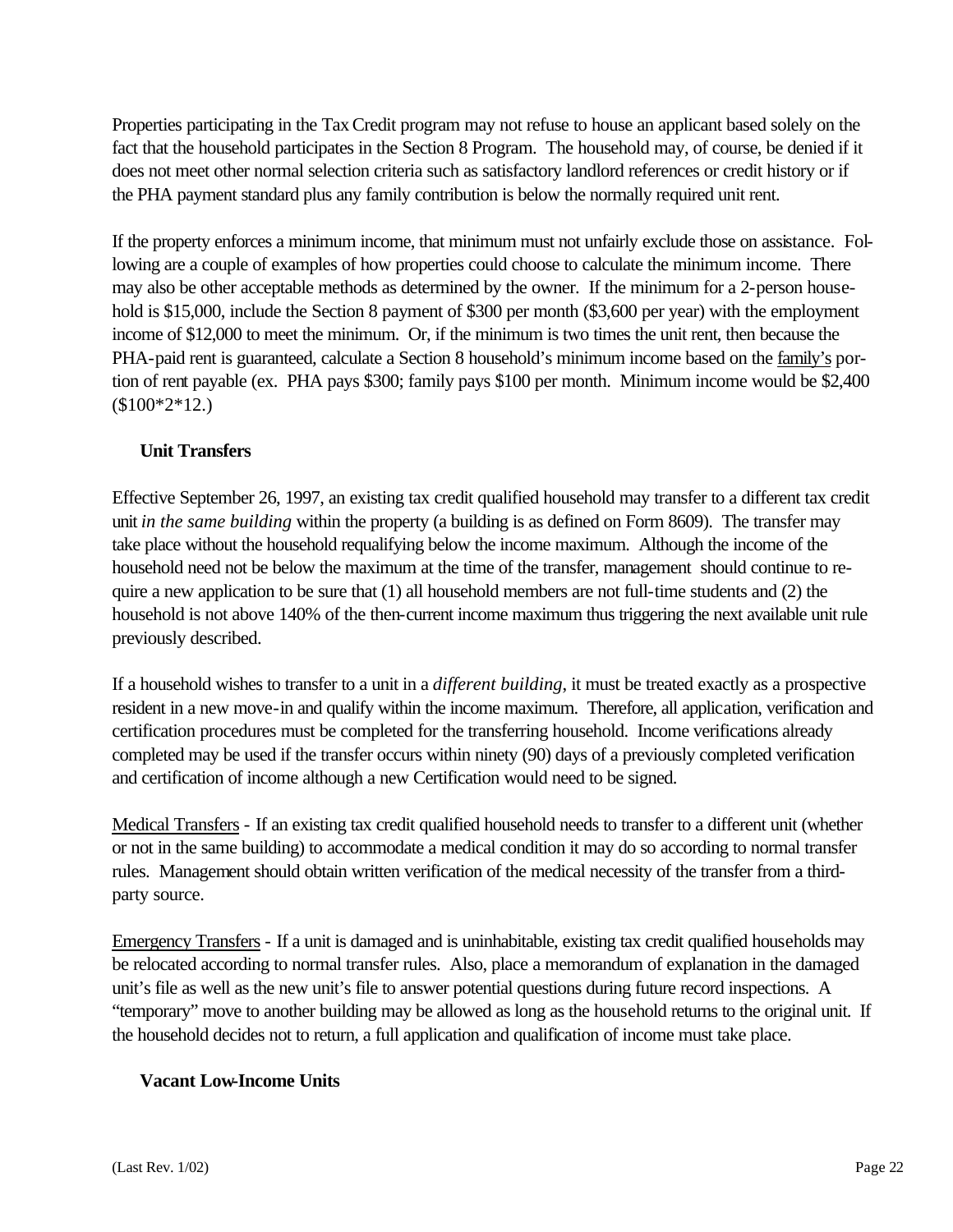Properties participating in the Tax Credit program may not refuse to house an applicant based solely on the fact that the household participates in the Section 8 Program. The household may, of course, be denied if it does not meet other normal selection criteria such as satisfactory landlord references or credit history or if the PHA payment standard plus any family contribution is below the normally required unit rent.

If the property enforces a minimum income, that minimum must not unfairly exclude those on assistance. Following are a couple of examples of how properties could choose to calculate the minimum income. There may also be other acceptable methods as determined by the owner. If the minimum for a 2-person household is $15,000, include the Section 8 payment of $300 per month ($3,600 per year) with the employment income of $12,000 to meet the minimum. Or, if the minimum is two times the unit rent, then because the PHA-paid rent is guaranteed, calculate a Section 8 household's minimum income based on the <u>family's</u> portion of rent payable (ex. PHA pays $300; family pays $100 per month. Minimum income would be $2,400 ($100*2*12.)

### Unit Transfers

Effective September 26, 1997, an existing tax credit qualified household may transfer to a different tax credit unit *in the same building* within the property (a building is as defined on Form 8609). The transfer may take place without the household requalifying below the income maximum. Although the income of the household need not be below the maximum at the time of the transfer, management should continue to require a new application to be sure that (1) all household members are not full-time students and (2) the household is not above 140% of the then-current income maximum thus triggering the next available unit rule previously described.

If a household wishes to transfer to a unit in a *different building*, it must be treated exactly as a prospective resident in a new move-in and qualify within the income maximum. Therefore, all application, verification and certification procedures must be completed for the transferring household. Income verifications already completed may be used if the transfer occurs within ninety (90) days of a previously completed verification and certification of income although a new Certification would need to be signed.

<u>Medical Transfers</u> - If an existing tax credit qualified household needs to transfer to a different unit (whether or not in the same building) to accommodate a medical condition it may do so according to normal transfer rules. Management should obtain written verification of the medical necessity of the transfer from a third-party source.

<u>Emergency Transfers</u> - If a unit is damaged and is uninhabitable, existing tax credit qualified households may be relocated according to normal transfer rules. Also, place a memorandum of explanation in the damaged unit's file as well as the new unit's file to answer potential questions during future record inspections. A "temporary" move to another building may be allowed as long as the household returns to the original unit. If the household decides not to return, a full application and qualification of income must take place.

### Vacant Low-Income Units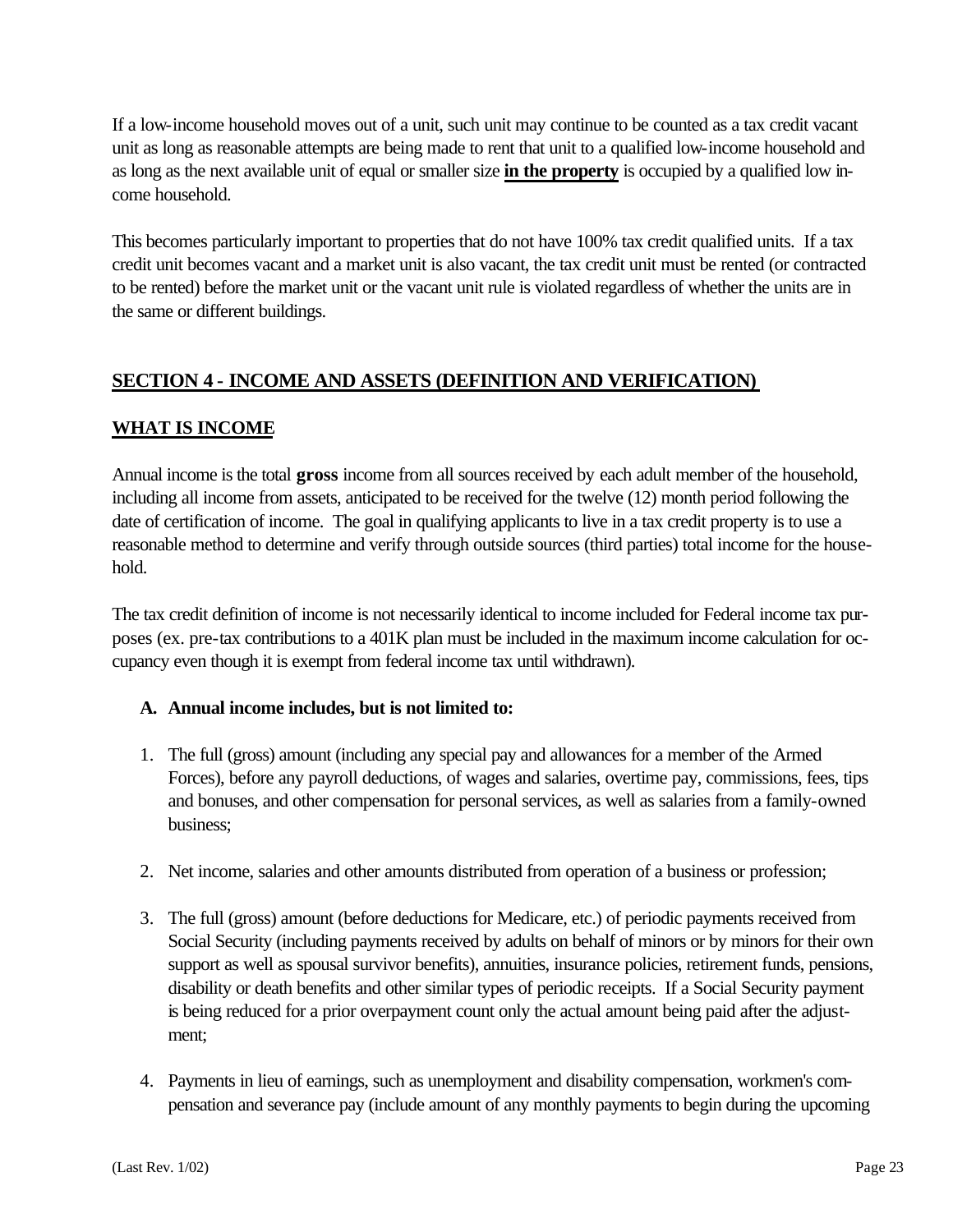If a low-income household moves out of a unit, such unit may continue to be counted as a tax credit vacant unit as long as reasonable attempts are being made to rent that unit to a qualified low-income household and as long as the next available unit of equal or smaller size **in the property** is occupied by a qualified low income household.

This becomes particularly important to properties that do not have 100% tax credit qualified units. If a tax credit unit becomes vacant and a market unit is also vacant, the tax credit unit must be rented (or contracted to be rented) before the market unit or the vacant unit rule is violated regardless of whether the units are in the same or different buildings.

## SECTION 4 - INCOME AND ASSETS (DEFINITION AND VERIFICATION)

### WHAT IS INCOME

Annual income is the total **gross** income from all sources received by each adult member of the household, including all income from assets, anticipated to be received for the twelve (12) month period following the date of certification of income. The goal in qualifying applicants to live in a tax credit property is to use a reasonable method to determine and verify through outside sources (third parties) total income for the household.

The tax credit definition of income is not necessarily identical to income included for Federal income tax purposes (ex. pre-tax contributions to a 401K plan must be included in the maximum income calculation for occupancy even though it is exempt from federal income tax until withdrawn).

**A. Annual income includes, but is not limited to:**

1. The full (gross) amount (including any special pay and allowances for a member of the Armed Forces), before any payroll deductions, of wages and salaries, overtime pay, commissions, fees, tips and bonuses, and other compensation for personal services, as well as salaries from a family-owned business;

2. Net income, salaries and other amounts distributed from operation of a business or profession;

3. The full (gross) amount (before deductions for Medicare, etc.) of periodic payments received from Social Security (including payments received by adults on behalf of minors or by minors for their own support as well as spousal survivor benefits), annuities, insurance policies, retirement funds, pensions, disability or death benefits and other similar types of periodic receipts. If a Social Security payment is being reduced for a prior overpayment count only the actual amount being paid after the adjustment;

4. Payments in lieu of earnings, such as unemployment and disability compensation, workmen's compensation and severance pay (include amount of any monthly payments to begin during the upcoming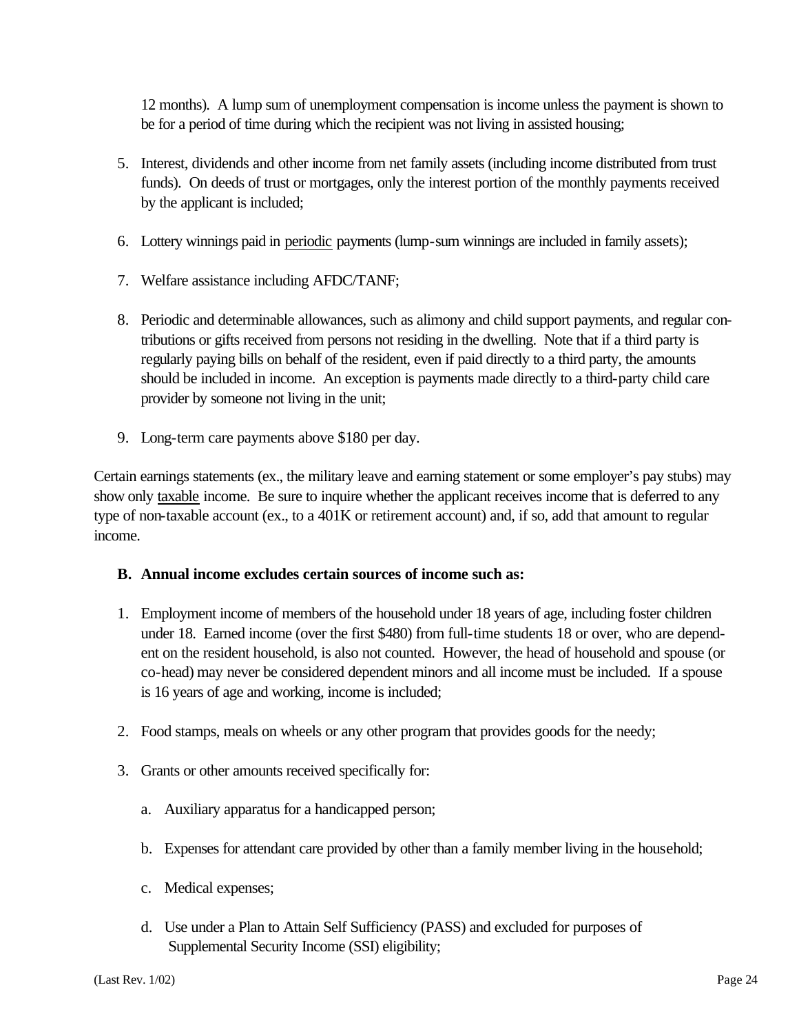12 months). A lump sum of unemployment compensation is income unless the payment is shown to be for a period of time during which the recipient was not living in assisted housing;

5. Interest, dividends and other income from net family assets (including income distributed from trust funds). On deeds of trust or mortgages, only the interest portion of the monthly payments received by the applicant is included;

6. Lottery winnings paid in <u>periodic</u> payments (lump-sum winnings are included in family assets);

7. Welfare assistance including AFDC/TANF;

8. Periodic and determinable allowances, such as alimony and child support payments, and regular contributions or gifts received from persons not residing in the dwelling. Note that if a third party is regularly paying bills on behalf of the resident, even if paid directly to a third party, the amounts should be included in income. An exception is payments made directly to a third-party child care provider by someone not living in the unit;

9. Long-term care payments above $180 per day.

Certain earnings statements (ex., the military leave and earning statement or some employer's pay stubs) may show only <u>taxable</u> income. Be sure to inquire whether the applicant receives income that is deferred to any type of non-taxable account (ex., to a 401K or retirement account) and, if so, add that amount to regular income.

**B. Annual income excludes certain sources of income such as:**

1. Employment income of members of the household under 18 years of age, including foster children under 18. Earned income (over the first $480) from full-time students 18 or over, who are dependent on the resident household, is also not counted. However, the head of household and spouse (or co-head) may never be considered dependent minors and all income must be included. If a spouse is 16 years of age and working, income is included;

2. Food stamps, meals on wheels or any other program that provides goods for the needy;

3. Grants or other amounts received specifically for:

   a. Auxiliary apparatus for a handicapped person;

   b. Expenses for attendant care provided by other than a family member living in the household;

   c. Medical expenses;

   d. Use under a Plan to Attain Self Sufficiency (PASS) and excluded for purposes of Supplemental Security Income (SSI) eligibility;

(Last Rev. 1/02)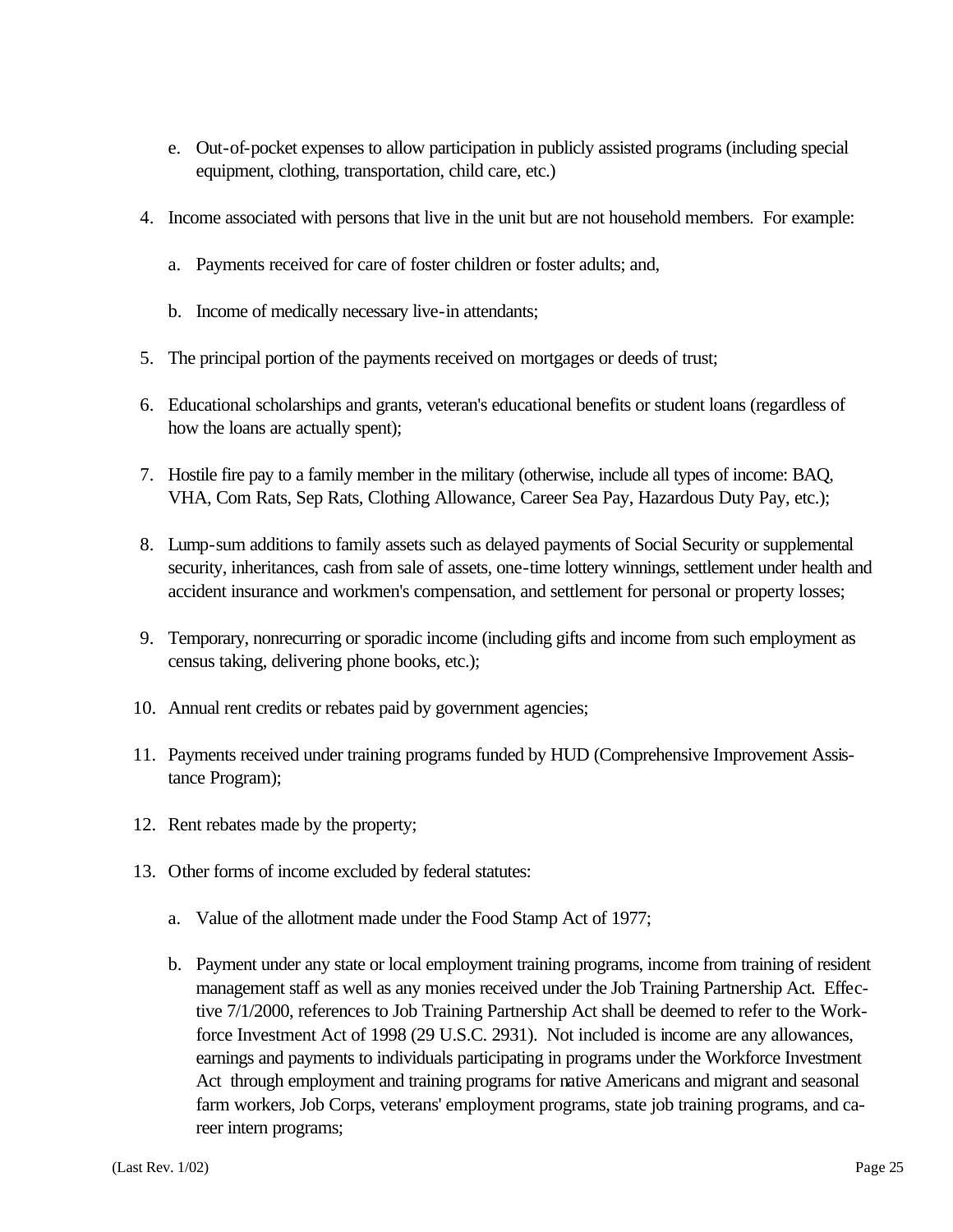e. Out-of-pocket expenses to allow participation in publicly assisted programs (including special equipment, clothing, transportation, child care, etc.)

4. Income associated with persons that live in the unit but are not household members. For example:

   a. Payments received for care of foster children or foster adults; and,

   b. Income of medically necessary live-in attendants;

5. The principal portion of the payments received on mortgages or deeds of trust;

6. Educational scholarships and grants, veteran's educational benefits or student loans (regardless of how the loans are actually spent);

7. Hostile fire pay to a family member in the military (otherwise, include all types of income: BAQ, VHA, Com Rats, Sep Rats, Clothing Allowance, Career Sea Pay, Hazardous Duty Pay, etc.);

8. Lump-sum additions to family assets such as delayed payments of Social Security or supplemental security, inheritances, cash from sale of assets, one-time lottery winnings, settlement under health and accident insurance and workmen's compensation, and settlement for personal or property losses;

9. Temporary, nonrecurring or sporadic income (including gifts and income from such employment as census taking, delivering phone books, etc.);

10. Annual rent credits or rebates paid by government agencies;

11. Payments received under training programs funded by HUD (Comprehensive Improvement Assistance Program);

12. Rent rebates made by the property;

13. Other forms of income excluded by federal statutes:

    a. Value of the allotment made under the Food Stamp Act of 1977;

    b. Payment under any state or local employment training programs, income from training of resident management staff as well as any monies received under the Job Training Partnership Act. Effective 7/1/2000, references to Job Training Partnership Act shall be deemed to refer to the Workforce Investment Act of 1998 (29 U.S.C. 2931). Not included is income are any allowances, earnings and payments to individuals participating in programs under the Workforce Investment Act through employment and training programs for native Americans and migrant and seasonal farm workers, Job Corps, veterans' employment programs, state job training programs, and career intern programs;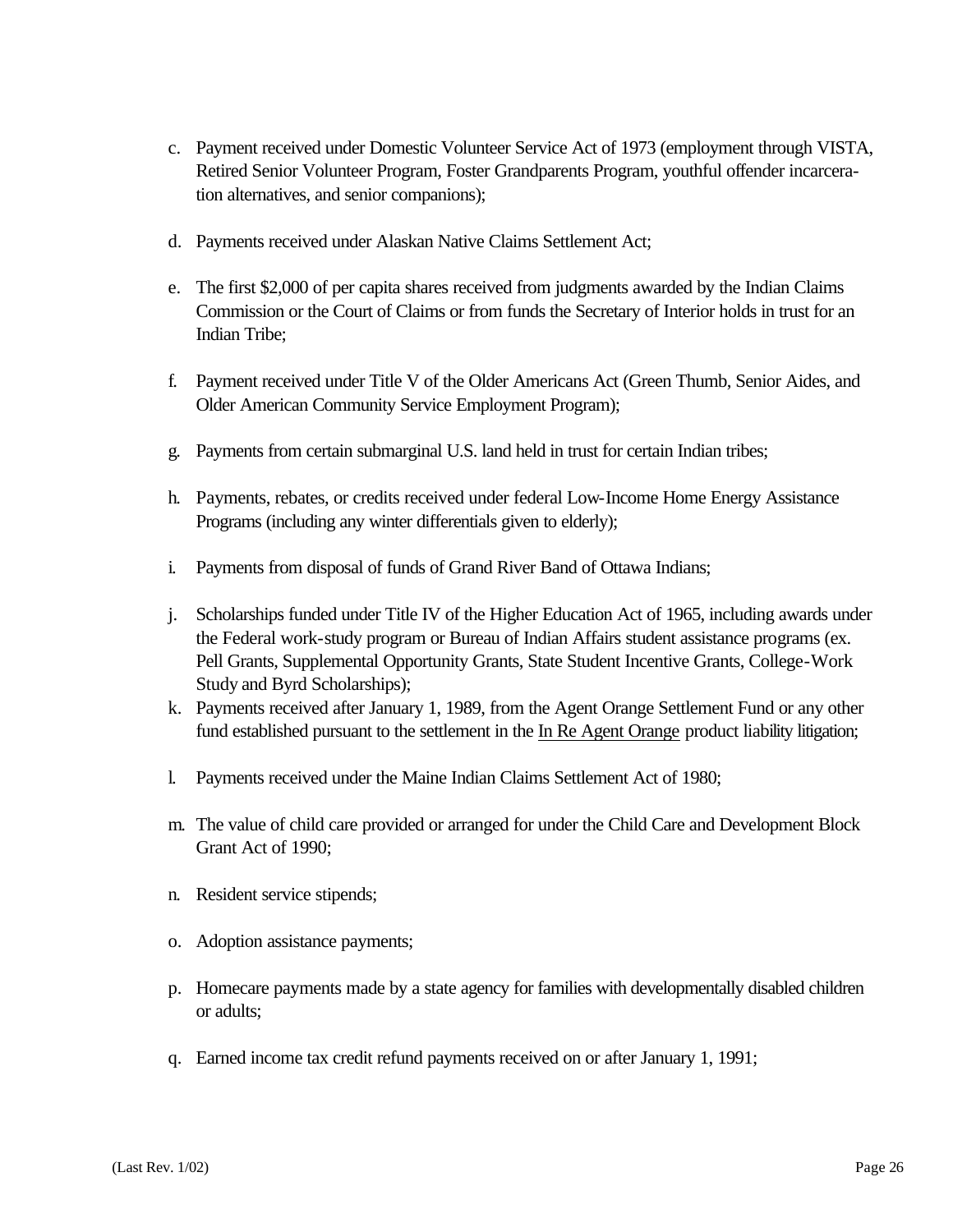c. Payment received under Domestic Volunteer Service Act of 1973 (employment through VISTA, Retired Senior Volunteer Program, Foster Grandparents Program, youthful offender incarceration alternatives, and senior companions);

d. Payments received under Alaskan Native Claims Settlement Act;

e. The first $2,000 of per capita shares received from judgments awarded by the Indian Claims Commission or the Court of Claims or from funds the Secretary of Interior holds in trust for an Indian Tribe;

f. Payment received under Title V of the Older Americans Act (Green Thumb, Senior Aides, and Older American Community Service Employment Program);

g. Payments from certain submarginal U.S. land held in trust for certain Indian tribes;

h. Payments, rebates, or credits received under federal Low-Income Home Energy Assistance Programs (including any winter differentials given to elderly);

i. Payments from disposal of funds of Grand River Band of Ottawa Indians;

j. Scholarships funded under Title IV of the Higher Education Act of 1965, including awards under the Federal work-study program or Bureau of Indian Affairs student assistance programs (ex. Pell Grants, Supplemental Opportunity Grants, State Student Incentive Grants, College-Work Study and Byrd Scholarships);

k. Payments received after January 1, 1989, from the Agent Orange Settlement Fund or any other fund established pursuant to the settlement in the <u>In Re Agent Orange</u> product liability litigation;

l. Payments received under the Maine Indian Claims Settlement Act of 1980;

m. The value of child care provided or arranged for under the Child Care and Development Block Grant Act of 1990;

n. Resident service stipends;

o. Adoption assistance payments;

p. Homecare payments made by a state agency for families with developmentally disabled children or adults;

q. Earned income tax credit refund payments received on or after January 1, 1991;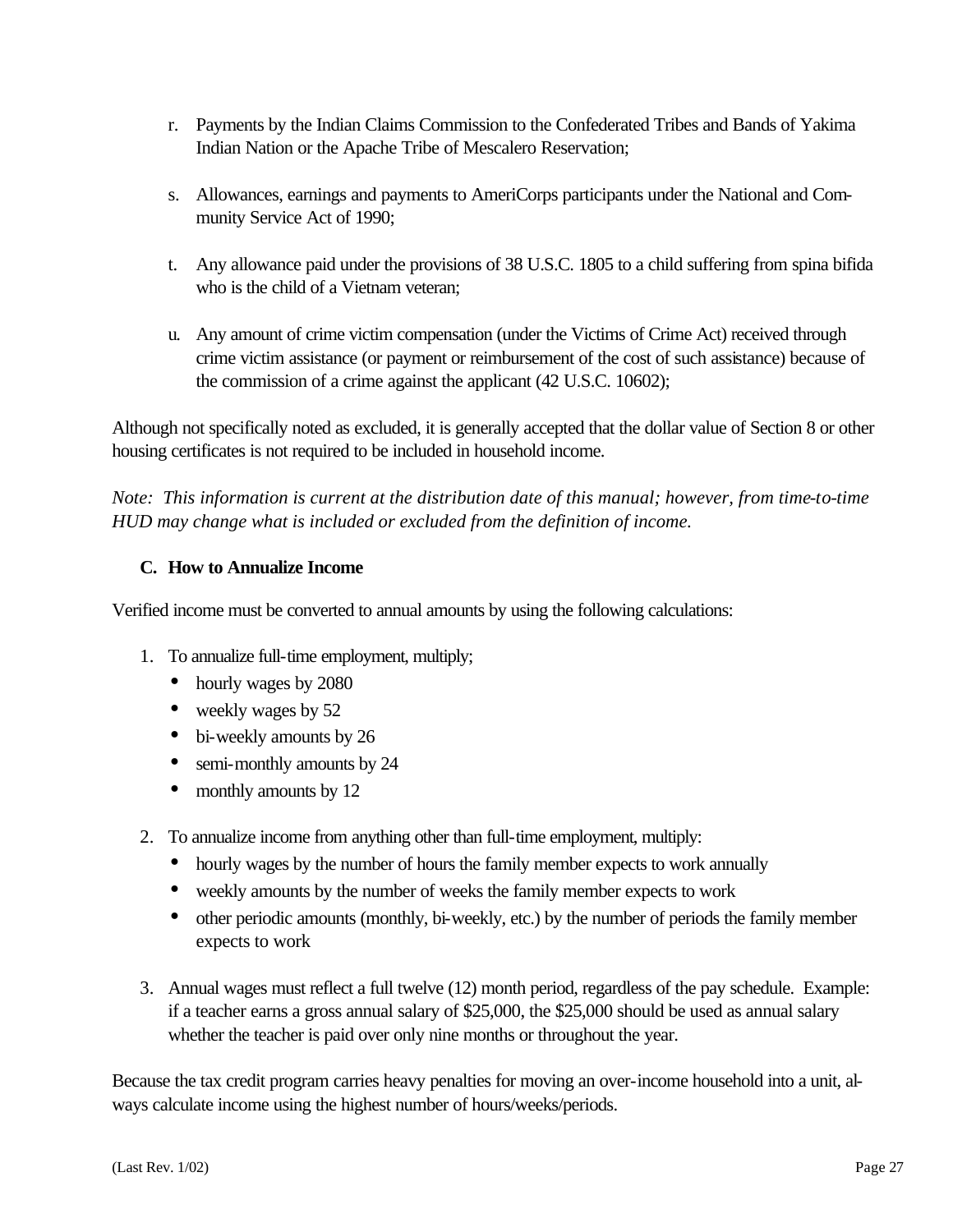r. Payments by the Indian Claims Commission to the Confederated Tribes and Bands of Yakima Indian Nation or the Apache Tribe of Mescalero Reservation;

s. Allowances, earnings and payments to AmeriCorps participants under the National and Community Service Act of 1990;

t. Any allowance paid under the provisions of 38 U.S.C. 1805 to a child suffering from spina bifida who is the child of a Vietnam veteran;

u. Any amount of crime victim compensation (under the Victims of Crime Act) received through crime victim assistance (or payment or reimbursement of the cost of such assistance) because of the commission of a crime against the applicant (42 U.S.C. 10602);

Although not specifically noted as excluded, it is generally accepted that the dollar value of Section 8 or other housing certificates is not required to be included in household income.

*Note: This information is current at the distribution date of this manual; however, from time-to-time HUD may change what is included or excluded from the definition of income.*

### C. How to Annualize Income

Verified income must be converted to annual amounts by using the following calculations:

1. To annualize full-time employment, multiply;
   - hourly wages by 2080
   - weekly wages by 52
   - bi-weekly amounts by 26
   - semi-monthly amounts by 24
   - monthly amounts by 12

2. To annualize income from anything other than full-time employment, multiply:
   - hourly wages by the number of hours the family member expects to work annually
   - weekly amounts by the number of weeks the family member expects to work
   - other periodic amounts (monthly, bi-weekly, etc.) by the number of periods the family member expects to work

3. Annual wages must reflect a full twelve (12) month period, regardless of the pay schedule. Example: if a teacher earns a gross annual salary of $25,000, the $25,000 should be used as annual salary whether the teacher is paid over only nine months or throughout the year.

Because the tax credit program carries heavy penalties for moving an over-income household into a unit, always calculate income using the highest number of hours/weeks/periods.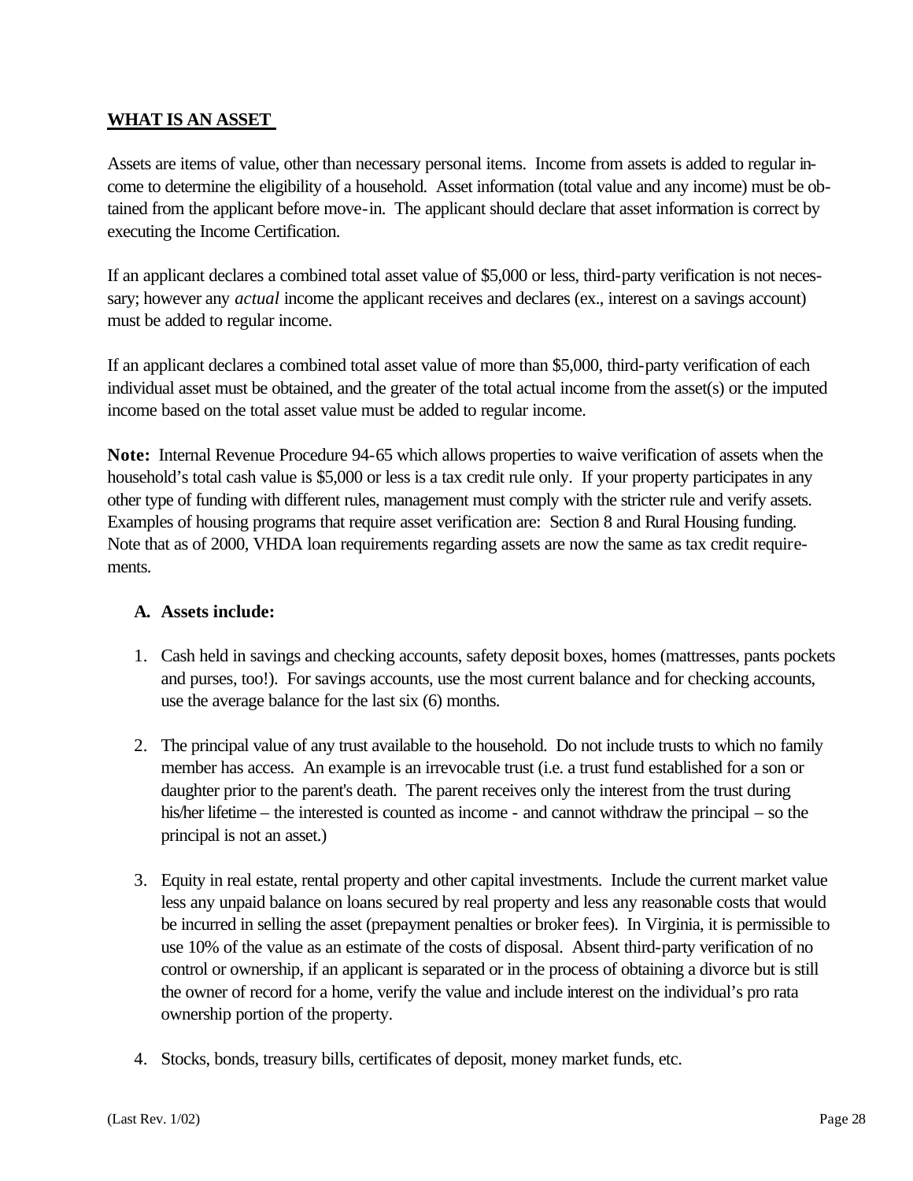## WHAT IS AN ASSET

Assets are items of value, other than necessary personal items. Income from assets is added to regular income to determine the eligibility of a household. Asset information (total value and any income) must be obtained from the applicant before move-in. The applicant should declare that asset information is correct by executing the Income Certification.

If an applicant declares a combined total asset value of $5,000 or less, third-party verification is not necessary; however any *actual* income the applicant receives and declares (ex., interest on a savings account) must be added to regular income.

If an applicant declares a combined total asset value of more than $5,000, third-party verification of each individual asset must be obtained, and the greater of the total actual income from the asset(s) or the imputed income based on the total asset value must be added to regular income.

**Note:** Internal Revenue Procedure 94-65 which allows properties to waive verification of assets when the household's total cash value is $5,000 or less is a tax credit rule only. If your property participates in any other type of funding with different rules, management must comply with the stricter rule and verify assets. Examples of housing programs that require asset verification are: Section 8 and Rural Housing funding. Note that as of 2000, VHDA loan requirements regarding assets are now the same as tax credit requirements.

**A. Assets include:**

1. Cash held in savings and checking accounts, safety deposit boxes, homes (mattresses, pants pockets and purses, too!). For savings accounts, use the most current balance and for checking accounts, use the average balance for the last six (6) months.

2. The principal value of any trust available to the household. Do not include trusts to which no family member has access. An example is an irrevocable trust (i.e. a trust fund established for a son or daughter prior to the parent's death. The parent receives only the interest from the trust during his/her lifetime – the interested is counted as income - and cannot withdraw the principal – so the principal is not an asset.)

3. Equity in real estate, rental property and other capital investments. Include the current market value less any unpaid balance on loans secured by real property and less any reasonable costs that would be incurred in selling the asset (prepayment penalties or broker fees). In Virginia, it is permissible to use 10% of the value as an estimate of the costs of disposal. Absent third-party verification of no control or ownership, if an applicant is separated or in the process of obtaining a divorce but is still the owner of record for a home, verify the value and include interest on the individual's pro rata ownership portion of the property.

4. Stocks, bonds, treasury bills, certificates of deposit, money market funds, etc.

(Last Rev. 1/02)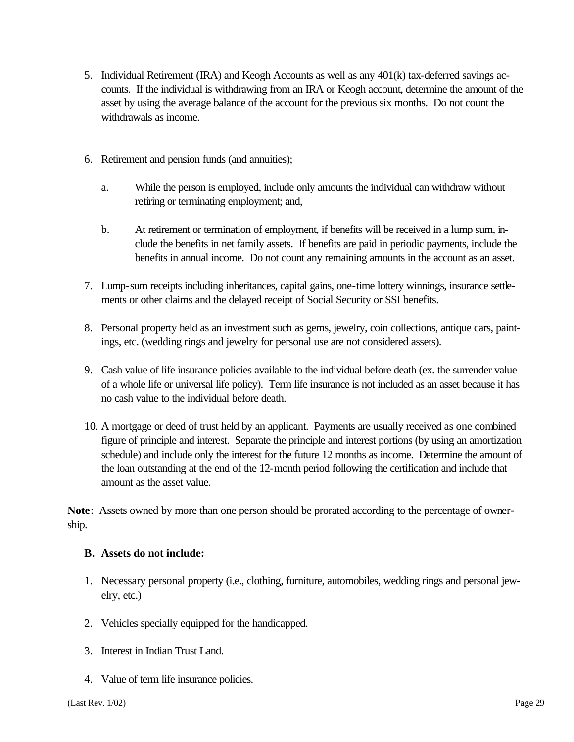5. Individual Retirement (IRA) and Keogh Accounts as well as any 401(k) tax-deferred savings accounts. If the individual is withdrawing from an IRA or Keogh account, determine the amount of the asset by using the average balance of the account for the previous six months. Do not count the withdrawals as income.

6. Retirement and pension funds (and annuities);

   a. While the person is employed, include only amounts the individual can withdraw without retiring or terminating employment; and,

   b. At retirement or termination of employment, if benefits will be received in a lump sum, include the benefits in net family assets. If benefits are paid in periodic payments, include the benefits in annual income. Do not count any remaining amounts in the account as an asset.

7. Lump-sum receipts including inheritances, capital gains, one-time lottery winnings, insurance settlements or other claims and the delayed receipt of Social Security or SSI benefits.

8. Personal property held as an investment such as gems, jewelry, coin collections, antique cars, paintings, etc. (wedding rings and jewelry for personal use are not considered assets).

9. Cash value of life insurance policies available to the individual before death (ex. the surrender value of a whole life or universal life policy). Term life insurance is not included as an asset because it has no cash value to the individual before death.

10. A mortgage or deed of trust held by an applicant. Payments are usually received as one combined figure of principle and interest. Separate the principle and interest portions (by using an amortization schedule) and include only the interest for the future 12 months as income. Determine the amount of the loan outstanding at the end of the 12-month period following the certification and include that amount as the asset value.

**Note**: Assets owned by more than one person should be prorated according to the percentage of ownership.

**B. Assets do not include:**

1. Necessary personal property (i.e., clothing, furniture, automobiles, wedding rings and personal jewelry, etc.)

2. Vehicles specially equipped for the handicapped.

3. Interest in Indian Trust Land.

4. Value of term life insurance policies.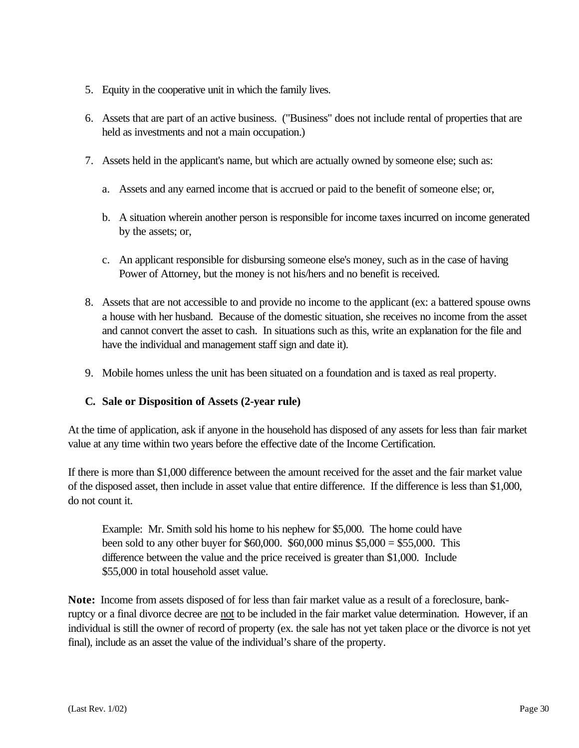5. Equity in the cooperative unit in which the family lives.

6. Assets that are part of an active business. ("Business" does not include rental of properties that are held as investments and not a main occupation.)

7. Assets held in the applicant's name, but which are actually owned by someone else; such as:

   a. Assets and any earned income that is accrued or paid to the benefit of someone else; or,

   b. A situation wherein another person is responsible for income taxes incurred on income generated by the assets; or,

   c. An applicant responsible for disbursing someone else's money, such as in the case of having Power of Attorney, but the money is not his/hers and no benefit is received.

8. Assets that are not accessible to and provide no income to the applicant (ex: a battered spouse owns a house with her husband. Because of the domestic situation, she receives no income from the asset and cannot convert the asset to cash. In situations such as this, write an explanation for the file and have the individual and management staff sign and date it).

9. Mobile homes unless the unit has been situated on a foundation and is taxed as real property.

### C. Sale or Disposition of Assets (2-year rule)

At the time of application, ask if anyone in the household has disposed of any assets for less than fair market value at any time within two years before the effective date of the Income Certification.

If there is more than $1,000 difference between the amount received for the asset and the fair market value of the disposed asset, then include in asset value that entire difference. If the difference is less than $1,000, do not count it.

> Example: Mr. Smith sold his home to his nephew for $5,000. The home could have been sold to any other buyer for $60,000. $60,000 minus $5,000 = $55,000. This difference between the value and the price received is greater than $1,000. Include $55,000 in total household asset value.

**Note:** Income from assets disposed of for less than fair market value as a result of a foreclosure, bankruptcy or a final divorce decree are <u>not</u> to be included in the fair market value determination. However, if an individual is still the owner of record of property (ex. the sale has not yet taken place or the divorce is not yet final), include as an asset the value of the individual's share of the property.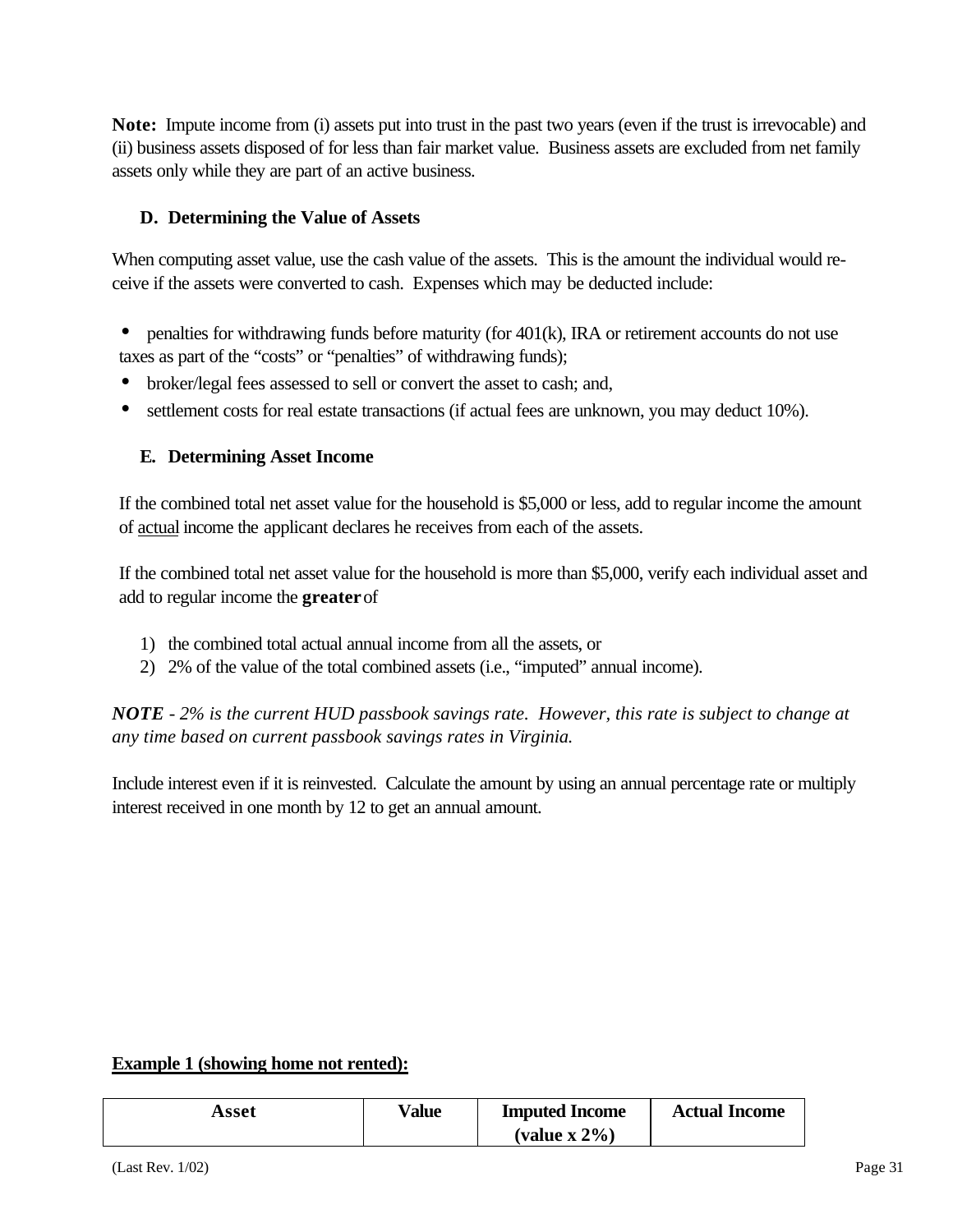**Note:** Impute income from (i) assets put into trust in the past two years (even if the trust is irrevocable) and (ii) business assets disposed of for less than fair market value. Business assets are excluded from net family assets only while they are part of an active business.

### D. Determining the Value of Assets

When computing asset value, use the cash value of the assets. This is the amount the individual would receive if the assets were converted to cash. Expenses which may be deducted include:

- penalties for withdrawing funds before maturity (for 401(k), IRA or retirement accounts do not use taxes as part of the "costs" or "penalties" of withdrawing funds);
- broker/legal fees assessed to sell or convert the asset to cash; and,
- settlement costs for real estate transactions (if actual fees are unknown, you may deduct 10%).

### E. Determining Asset Income

If the combined total net asset value for the household is $5,000 or less, add to regular income the amount of actual income the applicant declares he receives from each of the assets.

If the combined total net asset value for the household is more than $5,000, verify each individual asset and add to regular income the **greater** of

1) the combined total actual annual income from all the assets, or
2) 2% of the value of the total combined assets (i.e., "imputed" annual income).

***NOTE** - 2% is the current HUD passbook savings rate. However, this rate is subject to change at any time based on current passbook savings rates in Virginia.*

Include interest even if it is reinvested. Calculate the amount by using an annual percentage rate or multiply interest received in one month by 12 to get an annual amount.

**Example 1 (showing home not rented):**

| Asset | Value | Imputed Income (value x 2%) | Actual Income |
|---|---|---|---|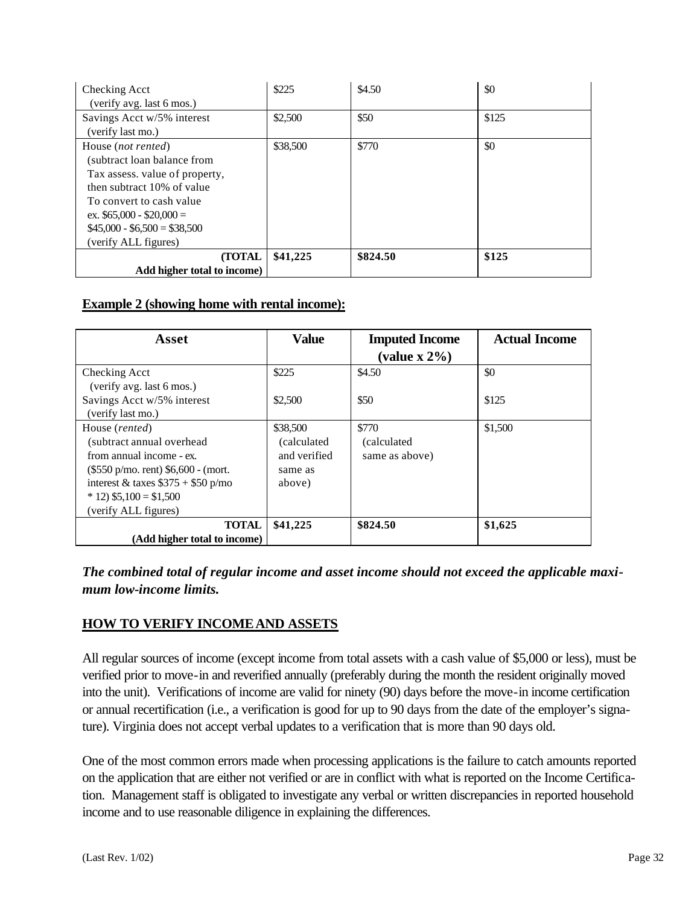| | | | |
|---|---|---|---|
| Checking Acct (verify avg. last 6 mos.) | $225 | $4.50 | $0 |
| Savings Acct w/5% interest (verify last mo.) | $2,500 | $50 | $125 |
| House (*not rented*) (subtract loan balance from Tax assess. value of property, then subtract 10% of value To convert to cash value ex. $65,000 - $20,000 = $45,000 - $6,500 = $38,500 (verify ALL figures) | $38,500 | $770 | $0 |
| **(TOTAL Add higher total to income)** | **$41,225** | **$824.50** | **$125** |

**Example 2 (showing home with rental income):**

| Asset | Value | Imputed Income (value x 2%) | Actual Income |
|---|---|---|---|
| Checking Acct (verify avg. last 6 mos.) | $225 | $4.50 | $0 |
| Savings Acct w/5% interest (verify last mo.) | $2,500 | $50 | $125 |
| House (*rented*) (subtract annual overhead from annual income - ex. ($550 p/mo. rent) $6,600 - (mort. interest & taxes $375 + $50 p/mo * 12) $5,100 = $1,500 (verify ALL figures) | $38,500 (calculated and verified same as above) | $770 (calculated same as above) | $1,500 |
| **TOTAL (Add higher total to income)** | **$41,225** | **$824.50** | **$1,625** |

***The combined total of regular income and asset income should not exceed the applicable maximum low-income limits.***

## HOW TO VERIFY INCOME AND ASSETS

All regular sources of income (except income from total assets with a cash value of $5,000 or less), must be verified prior to move-in and reverified annually (preferably during the month the resident originally moved into the unit). Verifications of income are valid for ninety (90) days before the move-in income certification or annual recertification (i.e., a verification is good for up to 90 days from the date of the employer's signature). Virginia does not accept verbal updates to a verification that is more than 90 days old.

One of the most common errors made when processing applications is the failure to catch amounts reported on the application that are either not verified or are in conflict with what is reported on the Income Certification. Management staff is obligated to investigate any verbal or written discrepancies in reported household income and to use reasonable diligence in explaining the differences.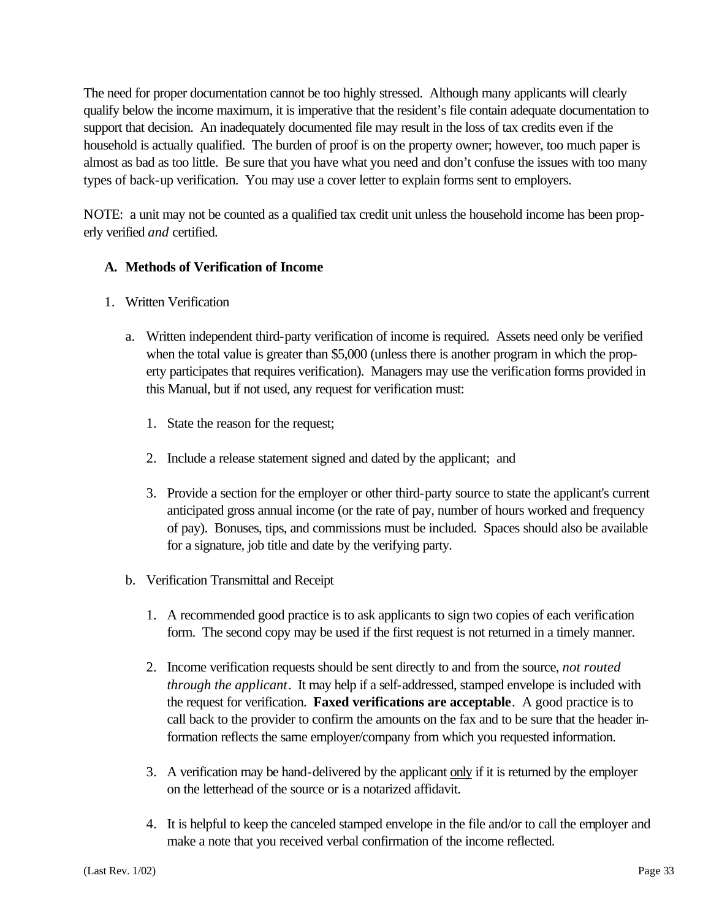The need for proper documentation cannot be too highly stressed. Although many applicants will clearly qualify below the income maximum, it is imperative that the resident's file contain adequate documentation to support that decision. An inadequately documented file may result in the loss of tax credits even if the household is actually qualified. The burden of proof is on the property owner; however, too much paper is almost as bad as too little. Be sure that you have what you need and don't confuse the issues with too many types of back-up verification. You may use a cover letter to explain forms sent to employers.

NOTE: a unit may not be counted as a qualified tax credit unit unless the household income has been properly verified *and* certified.

**A. Methods of Verification of Income**

1. Written Verification

   a. Written independent third-party verification of income is required. Assets need only be verified when the total value is greater than $5,000 (unless there is another program in which the property participates that requires verification). Managers may use the verification forms provided in this Manual, but if not used, any request for verification must:

      1. State the reason for the request;

      2. Include a release statement signed and dated by the applicant; and

      3. Provide a section for the employer or other third-party source to state the applicant's current anticipated gross annual income (or the rate of pay, number of hours worked and frequency of pay). Bonuses, tips, and commissions must be included. Spaces should also be available for a signature, job title and date by the verifying party.

   b. Verification Transmittal and Receipt

      1. A recommended good practice is to ask applicants to sign two copies of each verification form. The second copy may be used if the first request is not returned in a timely manner.

      2. Income verification requests should be sent directly to and from the source, *not routed through the applicant*. It may help if a self-addressed, stamped envelope is included with the request for verification. **Faxed verifications are acceptable**. A good practice is to call back to the provider to confirm the amounts on the fax and to be sure that the header information reflects the same employer/company from which you requested information.

      3. A verification may be hand-delivered by the applicant <u>only</u> if it is returned by the employer on the letterhead of the source or is a notarized affidavit.

      4. It is helpful to keep the canceled stamped envelope in the file and/or to call the employer and make a note that you received verbal confirmation of the income reflected.

(Last Rev. 1/02)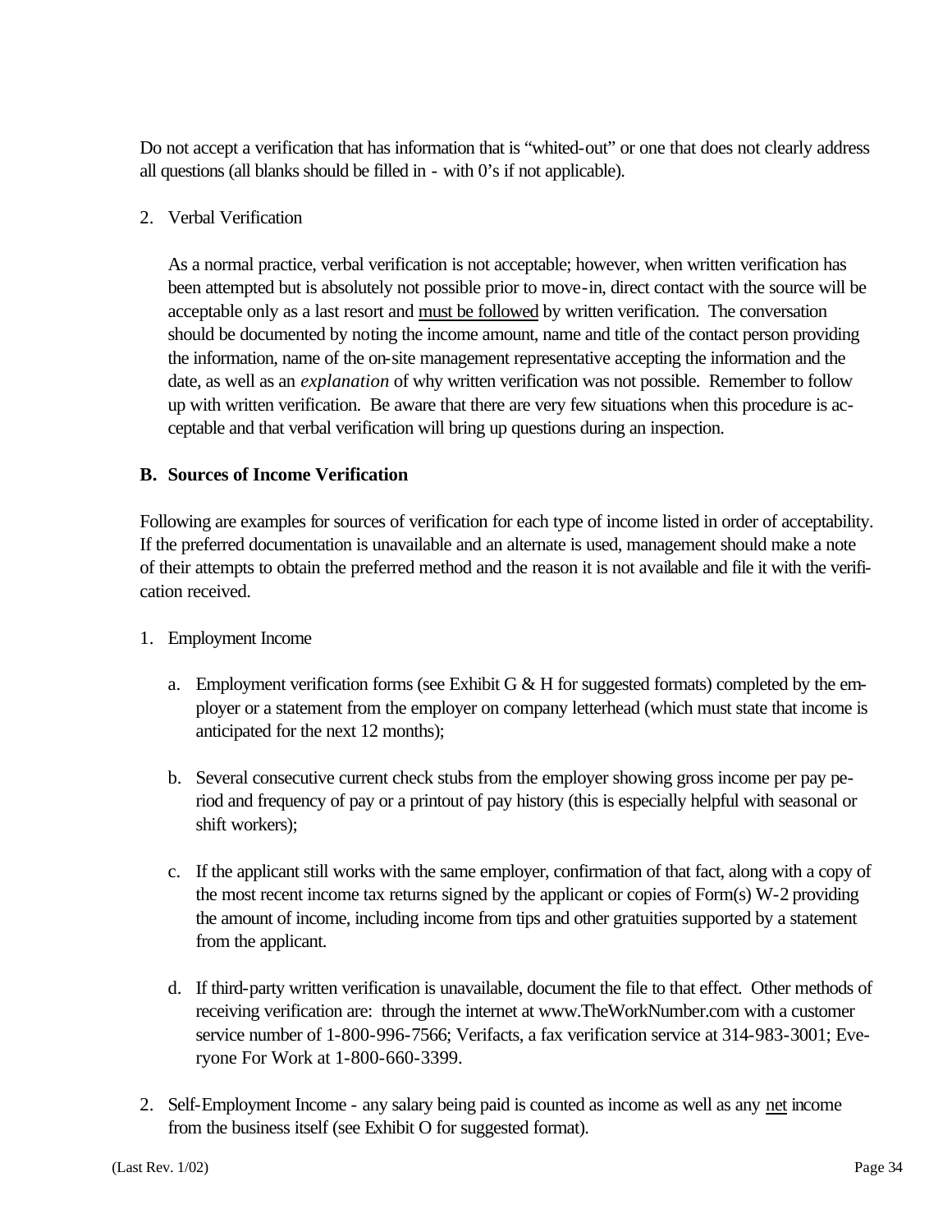Do not accept a verification that has information that is "whited-out" or one that does not clearly address all questions (all blanks should be filled in - with 0's if not applicable).

2. Verbal Verification

   As a normal practice, verbal verification is not acceptable; however, when written verification has been attempted but is absolutely not possible prior to move-in, direct contact with the source will be acceptable only as a last resort and <u>must be followed</u> by written verification. The conversation should be documented by noting the income amount, name and title of the contact person providing the information, name of the on-site management representative accepting the information and the date, as well as an *explanation* of why written verification was not possible. Remember to follow up with written verification. Be aware that there are very few situations when this procedure is acceptable and that verbal verification will bring up questions during an inspection.

### B. Sources of Income Verification

Following are examples for sources of verification for each type of income listed in order of acceptability. If the preferred documentation is unavailable and an alternate is used, management should make a note of their attempts to obtain the preferred method and the reason it is not available and file it with the verification received.

1. Employment Income

   a. Employment verification forms (see Exhibit G & H for suggested formats) completed by the employer or a statement from the employer on company letterhead (which must state that income is anticipated for the next 12 months);

   b. Several consecutive current check stubs from the employer showing gross income per pay period and frequency of pay or a printout of pay history (this is especially helpful with seasonal or shift workers);

   c. If the applicant still works with the same employer, confirmation of that fact, along with a copy of the most recent income tax returns signed by the applicant or copies of Form(s) W-2 providing the amount of income, including income from tips and other gratuities supported by a statement from the applicant.

   d. If third-party written verification is unavailable, document the file to that effect. Other methods of receiving verification are: through the internet at www.TheWorkNumber.com with a customer service number of 1-800-996-7566; Verifacts, a fax verification service at 314-983-3001; Everyone For Work at 1-800-660-3399.

2. Self-Employment Income - any salary being paid is counted as income as well as any <u>net</u> income from the business itself (see Exhibit O for suggested format).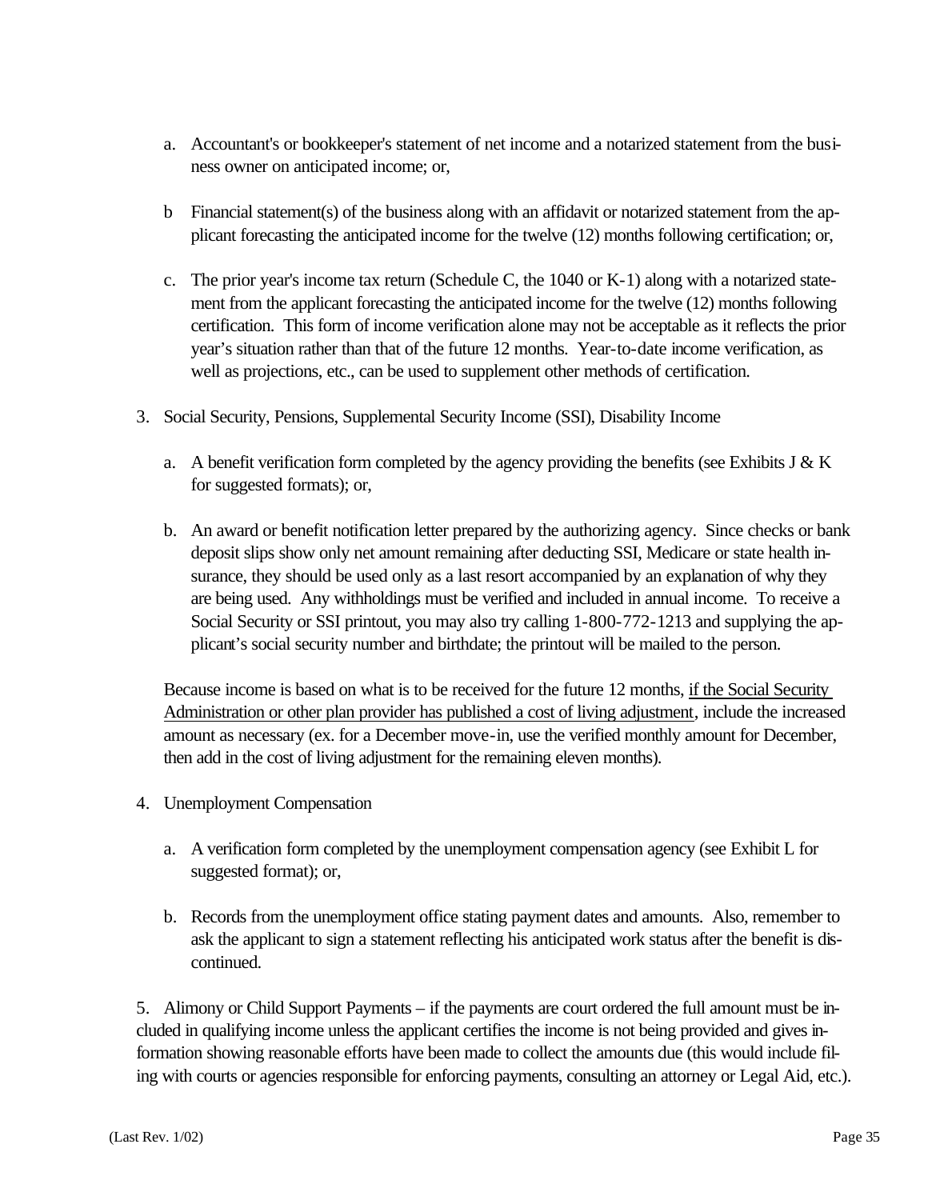a. Accountant's or bookkeeper's statement of net income and a notarized statement from the business owner on anticipated income; or,

b Financial statement(s) of the business along with an affidavit or notarized statement from the applicant forecasting the anticipated income for the twelve (12) months following certification; or,

c. The prior year's income tax return (Schedule C, the 1040 or K-1) along with a notarized statement from the applicant forecasting the anticipated income for the twelve (12) months following certification. This form of income verification alone may not be acceptable as it reflects the prior year's situation rather than that of the future 12 months. Year-to-date income verification, as well as projections, etc., can be used to supplement other methods of certification.

3. Social Security, Pensions, Supplemental Security Income (SSI), Disability Income

   a. A benefit verification form completed by the agency providing the benefits (see Exhibits J & K for suggested formats); or,

   b. An award or benefit notification letter prepared by the authorizing agency. Since checks or bank deposit slips show only net amount remaining after deducting SSI, Medicare or state health insurance, they should be used only as a last resort accompanied by an explanation of why they are being used. Any withholdings must be verified and included in annual income. To receive a Social Security or SSI printout, you may also try calling 1-800-772-1213 and supplying the applicant's social security number and birthdate; the printout will be mailed to the person.

   Because income is based on what is to be received for the future 12 months, <u>if the Social Security Administration or other plan provider has published a cost of living adjustment</u>, include the increased amount as necessary (ex. for a December move-in, use the verified monthly amount for December, then add in the cost of living adjustment for the remaining eleven months).

4. Unemployment Compensation

   a. A verification form completed by the unemployment compensation agency (see Exhibit L for suggested format); or,

   b. Records from the unemployment office stating payment dates and amounts. Also, remember to ask the applicant to sign a statement reflecting his anticipated work status after the benefit is discontinued.

5. Alimony or Child Support Payments – if the payments are court ordered the full amount must be included in qualifying income unless the applicant certifies the income is not being provided and gives information showing reasonable efforts have been made to collect the amounts due (this would include filing with courts or agencies responsible for enforcing payments, consulting an attorney or Legal Aid, etc.).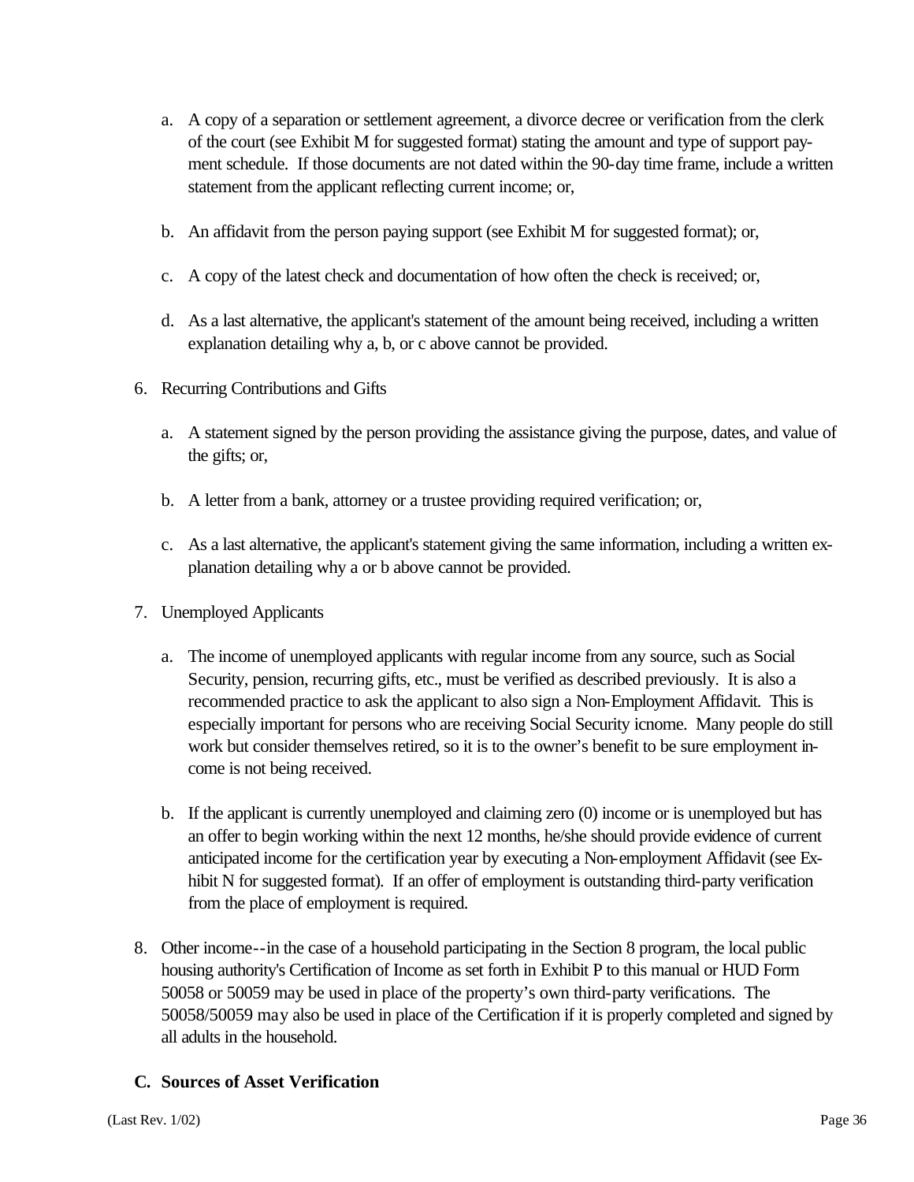a. A copy of a separation or settlement agreement, a divorce decree or verification from the clerk of the court (see Exhibit M for suggested format) stating the amount and type of support payment schedule. If those documents are not dated within the 90-day time frame, include a written statement from the applicant reflecting current income; or,

b. An affidavit from the person paying support (see Exhibit M for suggested format); or,

c. A copy of the latest check and documentation of how often the check is received; or,

d. As a last alternative, the applicant's statement of the amount being received, including a written explanation detailing why a, b, or c above cannot be provided.

6. Recurring Contributions and Gifts

   a. A statement signed by the person providing the assistance giving the purpose, dates, and value of the gifts; or,

   b. A letter from a bank, attorney or a trustee providing required verification; or,

   c. As a last alternative, the applicant's statement giving the same information, including a written explanation detailing why a or b above cannot be provided.

7. Unemployed Applicants

   a. The income of unemployed applicants with regular income from any source, such as Social Security, pension, recurring gifts, etc., must be verified as described previously. It is also a recommended practice to ask the applicant to also sign a Non-Employment Affidavit. This is especially important for persons who are receiving Social Security icnome. Many people do still work but consider themselves retired, so it is to the owner's benefit to be sure employment income is not being received.

   b. If the applicant is currently unemployed and claiming zero (0) income or is unemployed but has an offer to begin working within the next 12 months, he/she should provide evidence of current anticipated income for the certification year by executing a Non-employment Affidavit (see Exhibit N for suggested format). If an offer of employment is outstanding third-party verification from the place of employment is required.

8. Other income--in the case of a household participating in the Section 8 program, the local public housing authority's Certification of Income as set forth in Exhibit P to this manual or HUD Form 50058 or 50059 may be used in place of the property's own third-party verifications. The 50058/50059 may also be used in place of the Certification if it is properly completed and signed by all adults in the household.

### C. Sources of Asset Verification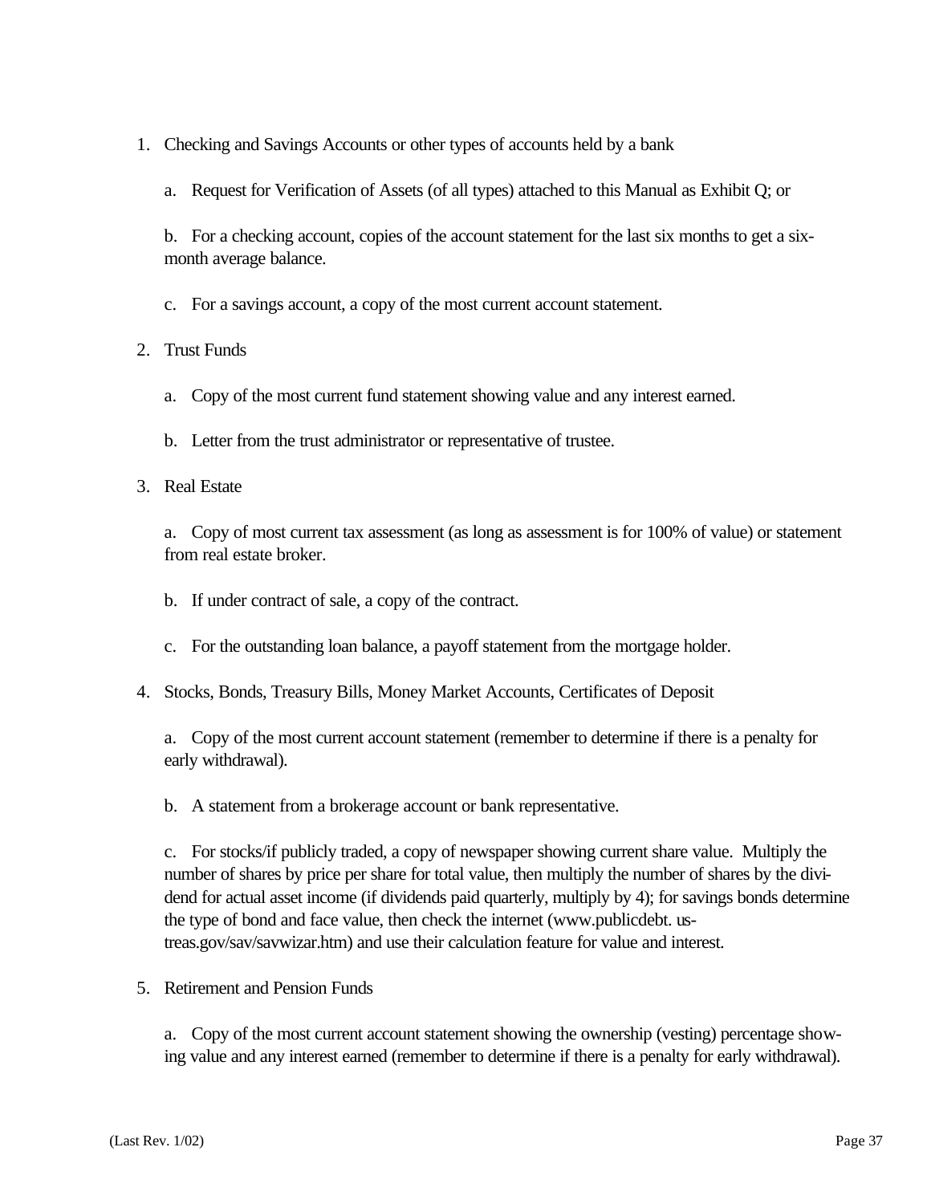1. Checking and Savings Accounts or other types of accounts held by a bank

   a. Request for Verification of Assets (of all types) attached to this Manual as Exhibit Q; or

   b. For a checking account, copies of the account statement for the last six months to get a six-month average balance.

   c. For a savings account, a copy of the most current account statement.

2. Trust Funds

   a. Copy of the most current fund statement showing value and any interest earned.

   b. Letter from the trust administrator or representative of trustee.

3. Real Estate

   a. Copy of most current tax assessment (as long as assessment is for 100% of value) or statement from real estate broker.

   b. If under contract of sale, a copy of the contract.

   c. For the outstanding loan balance, a payoff statement from the mortgage holder.

4. Stocks, Bonds, Treasury Bills, Money Market Accounts, Certificates of Deposit

   a. Copy of the most current account statement (remember to determine if there is a penalty for early withdrawal).

   b. A statement from a brokerage account or bank representative.

   c. For stocks/if publicly traded, a copy of newspaper showing current share value. Multiply the number of shares by price per share for total value, then multiply the number of shares by the dividend for actual asset income (if dividends paid quarterly, multiply by 4); for savings bonds determine the type of bond and face value, then check the internet (www.publicdebt.ustreas.gov/sav/savwizar.htm) and use their calculation feature for value and interest.

5. Retirement and Pension Funds

   a. Copy of the most current account statement showing the ownership (vesting) percentage showing value and any interest earned (remember to determine if there is a penalty for early withdrawal).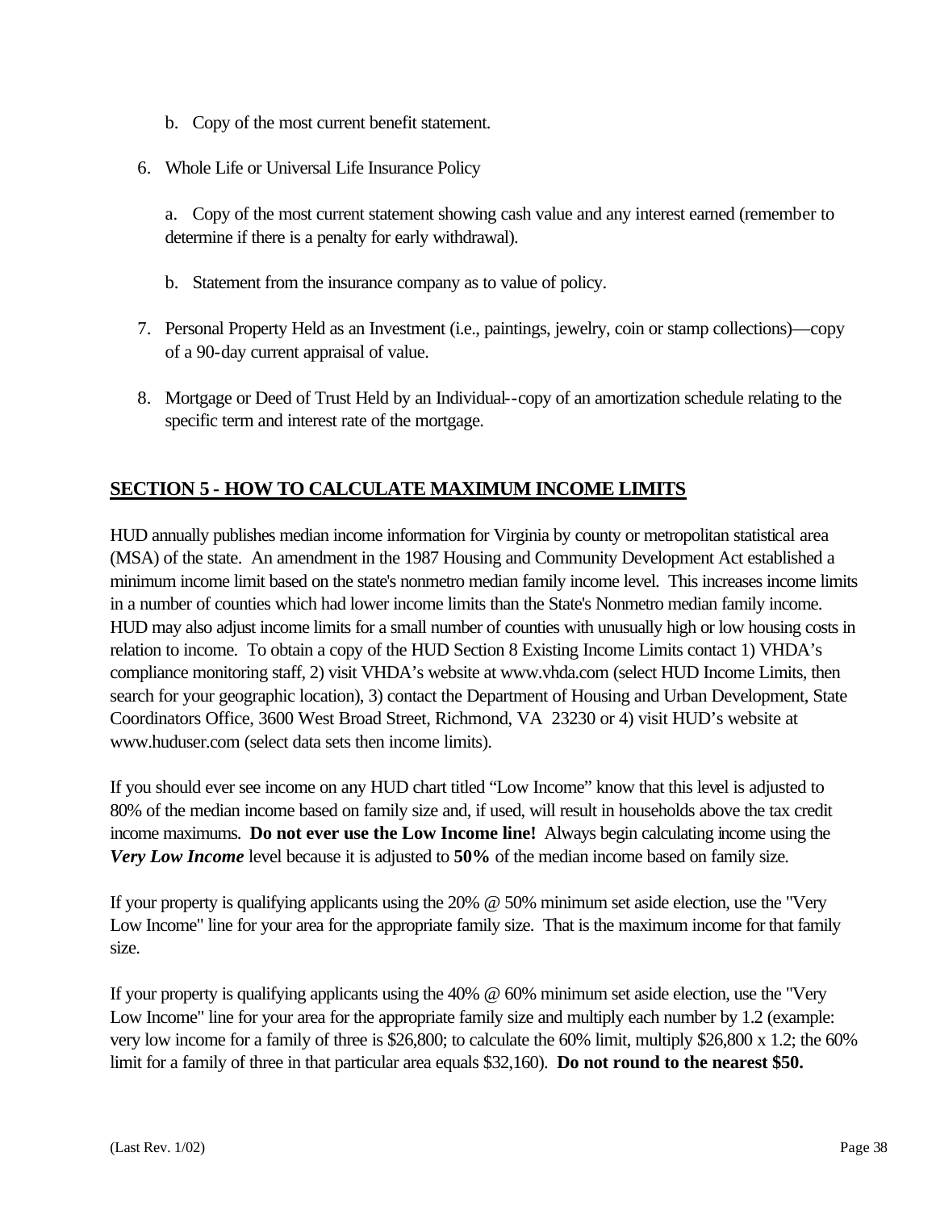b. Copy of the most current benefit statement.

6. Whole Life or Universal Life Insurance Policy

   a. Copy of the most current statement showing cash value and any interest earned (remember to determine if there is a penalty for early withdrawal).

   b. Statement from the insurance company as to value of policy.

7. Personal Property Held as an Investment (i.e., paintings, jewelry, coin or stamp collections)—copy of a 90-day current appraisal of value.

8. Mortgage or Deed of Trust Held by an Individual--copy of an amortization schedule relating to the specific term and interest rate of the mortgage.

## SECTION 5 - HOW TO CALCULATE MAXIMUM INCOME LIMITS

HUD annually publishes median income information for Virginia by county or metropolitan statistical area (MSA) of the state. An amendment in the 1987 Housing and Community Development Act established a minimum income limit based on the state's nonmetro median family income level. This increases income limits in a number of counties which had lower income limits than the State's Nonmetro median family income. HUD may also adjust income limits for a small number of counties with unusually high or low housing costs in relation to income. To obtain a copy of the HUD Section 8 Existing Income Limits contact 1) VHDA's compliance monitoring staff, 2) visit VHDA's website at www.vhda.com (select HUD Income Limits, then search for your geographic location), 3) contact the Department of Housing and Urban Development, State Coordinators Office, 3600 West Broad Street, Richmond, VA 23230 or 4) visit HUD's website at www.huduser.com (select data sets then income limits).

If you should ever see income on any HUD chart titled "Low Income" know that this level is adjusted to 80% of the median income based on family size and, if used, will result in households above the tax credit income maximums. **Do not ever use the Low Income line!** Always begin calculating income using the ***Very Low Income*** level because it is adjusted to **50%** of the median income based on family size.

If your property is qualifying applicants using the 20% @ 50% minimum set aside election, use the "Very Low Income" line for your area for the appropriate family size. That is the maximum income for that family size.

If your property is qualifying applicants using the 40% @ 60% minimum set aside election, use the "Very Low Income" line for your area for the appropriate family size and multiply each number by 1.2 (example: very low income for a family of three is $26,800; to calculate the 60% limit, multiply $26,800 x 1.2; the 60% limit for a family of three in that particular area equals $32,160). **Do not round to the nearest $50.**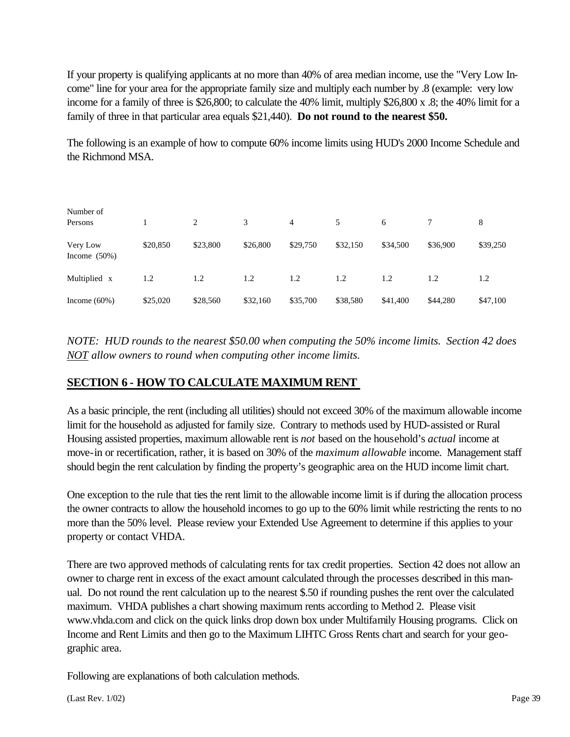If your property is qualifying applicants at no more than 40% of area median income, use the "Very Low Income" line for your area for the appropriate family size and multiply each number by .8 (example: very low income for a family of three is $26,800; to calculate the 40% limit, multiply $26,800 x .8; the 40% limit for a family of three in that particular area equals $21,440). **Do not round to the nearest $50.**

The following is an example of how to compute 60% income limits using HUD's 2000 Income Schedule and the Richmond MSA.

| Number of Persons | 1 | 2 | 3 | 4 | 5 | 6 | 7 | 8 |
|---|---|---|---|---|---|---|---|---|
| Very Low Income (50%) | $20,850 | $23,800 | $26,800 | $29,750 | $32,150 | $34,500 | $36,900 | $39,250 |
| Multiplied x | 1.2 | 1.2 | 1.2 | 1.2 | 1.2 | 1.2 | 1.2 | 1.2 |
| Income (60%) | $25,020 | $28,560 | $32,160 | $35,700 | $38,580 | $41,400 | $44,280 | $47,100 |

*NOTE: HUD rounds to the nearest $50.00 when computing the 50% income limits. Section 42 does NOT allow owners to round when computing other income limits.*

## SECTION 6 - HOW TO CALCULATE MAXIMUM RENT

As a basic principle, the rent (including all utilities) should not exceed 30% of the maximum allowable income limit for the household as adjusted for family size. Contrary to methods used by HUD-assisted or Rural Housing assisted properties, maximum allowable rent is *not* based on the household's *actual* income at move-in or recertification, rather, it is based on 30% of the *maximum allowable* income. Management staff should begin the rent calculation by finding the property's geographic area on the HUD income limit chart.

One exception to the rule that ties the rent limit to the allowable income limit is if during the allocation process the owner contracts to allow the household incomes to go up to the 60% limit while restricting the rents to no more than the 50% level. Please review your Extended Use Agreement to determine if this applies to your property or contact VHDA.

There are two approved methods of calculating rents for tax credit properties. Section 42 does not allow an owner to charge rent in excess of the exact amount calculated through the processes described in this manual. Do not round the rent calculation up to the nearest $.50 if rounding pushes the rent over the calculated maximum. VHDA publishes a chart showing maximum rents according to Method 2. Please visit www.vhda.com and click on the quick links drop down box under Multifamily Housing programs. Click on Income and Rent Limits and then go to the Maximum LIHTC Gross Rents chart and search for your geographic area.

Following are explanations of both calculation methods.

(Last Rev. 1/02)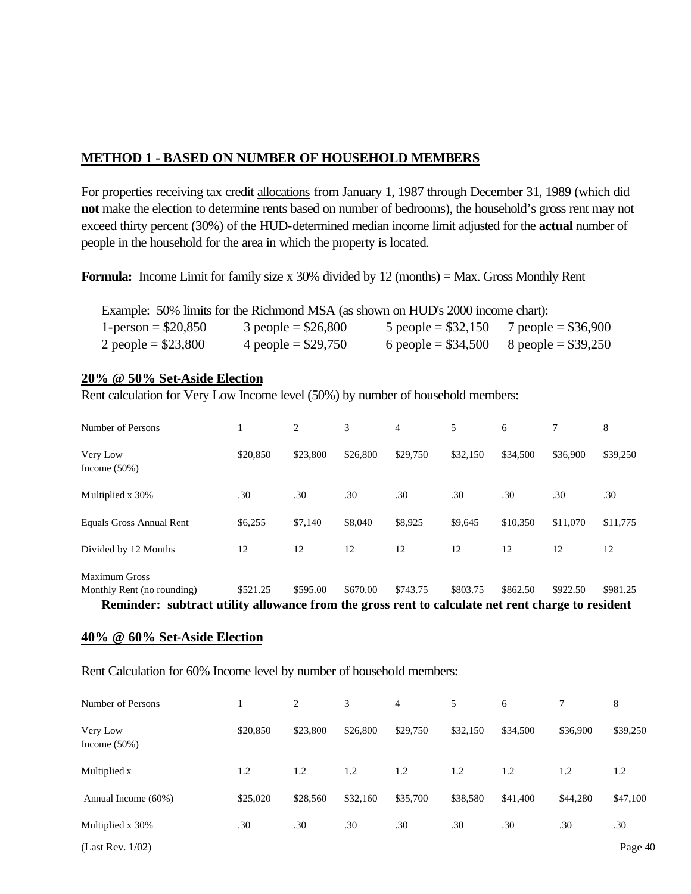## METHOD 1 - BASED ON NUMBER OF HOUSEHOLD MEMBERS

For properties receiving tax credit allocations from January 1, 1987 through December 31, 1989 (which did **not** make the election to determine rents based on number of bedrooms), the household's gross rent may not exceed thirty percent (30%) of the HUD-determined median income limit adjusted for the **actual** number of people in the household for the area in which the property is located.

**Formula:** Income Limit for family size x 30% divided by 12 (months) = Max. Gross Monthly Rent

Example: 50% limits for the Richmond MSA (as shown on HUD's 2000 income chart):

| | | | |
|---|---|---|---|
| 1-person = $20,850 | 3 people = $26,800 | 5 people = $32,150 | 7 people = $36,900 |
| 2 people = $23,800 | 4 people = $29,750 | 6 people = $34,500 | 8 people = $39,250 |

### 20% @ 50% Set-Aside Election

Rent calculation for Very Low Income level (50%) by number of household members:

| Number of Persons | 1 | 2 | 3 | 4 | 5 | 6 | 7 | 8 |
|---|---|---|---|---|---|---|---|---|
| Very Low Income (50%) | $20,850 | $23,800 | $26,800 | $29,750 | $32,150 | $34,500 | $36,900 | $39,250 |
| Multiplied x 30% | .30 | .30 | .30 | .30 | .30 | .30 | .30 | .30 |
| Equals Gross Annual Rent | $6,255 | $7,140 | $8,040 | $8,925 | $9,645 | $10,350 | $11,070 | $11,775 |
| Divided by 12 Months | 12 | 12 | 12 | 12 | 12 | 12 | 12 | 12 |
| Maximum Gross Monthly Rent (no rounding) | $521.25 | $595.00 | $670.00 | $743.75 | $803.75 | $862.50 | $922.50 | $981.25 |

**Reminder: subtract utility allowance from the gross rent to calculate net rent charge to resident**

### 40% @ 60% Set-Aside Election

Rent Calculation for 60% Income level by number of household members:

| Number of Persons | 1 | 2 | 3 | 4 | 5 | 6 | 7 | 8 |
|---|---|---|---|---|---|---|---|---|
| Very Low Income (50%) | $20,850 | $23,800 | $26,800 | $29,750 | $32,150 | $34,500 | $36,900 | $39,250 |
| Multiplied x | 1.2 | 1.2 | 1.2 | 1.2 | 1.2 | 1.2 | 1.2 | 1.2 |
| Annual Income (60%) | $25,020 | $28,560 | $32,160 | $35,700 | $38,580 | $41,400 | $44,280 | $47,100 |
| Multiplied x 30% | .30 | .30 | .30 | .30 | .30 | .30 | .30 | .30 |

(Last Rev. 1/02)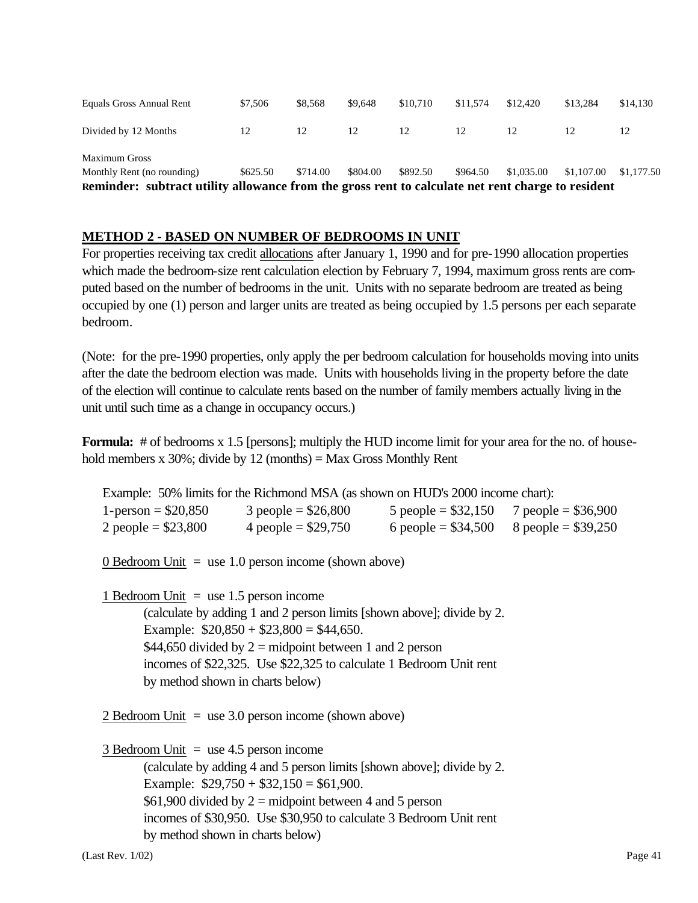| | | | | | | | | |
|---|---|---|---|---|---|---|---|---|
| Equals Gross Annual Rent | $7,506 | $8,568 | $9,648 | $10,710 | $11,574 | $12,420 | $13,284 | $14,130 |
| Divided by 12 Months | 12 | 12 | 12 | 12 | 12 | 12 | 12 | 12 |
| Maximum Gross Monthly Rent (no rounding) | $625.50 | $714.00 | $804.00 | $892.50 | $964.50 | $1,035.00 | $1,107.00 | $1,177.50 |

**Reminder: subtract utility allowance from the gross rent to calculate net rent charge to resident**

## METHOD 2 - BASED ON NUMBER OF BEDROOMS IN UNIT

For properties receiving tax credit allocations after January 1, 1990 and for pre-1990 allocation properties which made the bedroom-size rent calculation election by February 7, 1994, maximum gross rents are computed based on the number of bedrooms in the unit. Units with no separate bedroom are treated as being occupied by one (1) person and larger units are treated as being occupied by 1.5 persons per each separate bedroom.

(Note: for the pre-1990 properties, only apply the per bedroom calculation for households moving into units after the date the bedroom election was made. Units with households living in the property before the date of the election will continue to calculate rents based on the number of family members actually living in the unit until such time as a change in occupancy occurs.)

**Formula:** # of bedrooms x 1.5 [persons]; multiply the HUD income limit for your area for the no. of household members x 30%; divide by 12 (months) = Max Gross Monthly Rent

Example: 50% limits for the Richmond MSA (as shown on HUD's 2000 income chart):

| | | | |
|---|---|---|---|
| 1-person = $20,850 | 3 people = $26,800 | 5 people = $32,150 | 7 people = $36,900 |
| 2 people = $23,800 | 4 people = $29,750 | 6 people = $34,500 | 8 people = $39,250 |

0 Bedroom Unit = use 1.0 person income (shown above)

1 Bedroom Unit = use 1.5 person income
(calculate by adding 1 and 2 person limits [shown above]; divide by 2.
Example: $20,850 + $23,800 = $44,650.
$44,650 divided by 2 = midpoint between 1 and 2 person incomes of $22,325. Use $22,325 to calculate 1 Bedroom Unit rent by method shown in charts below)

2 Bedroom Unit = use 3.0 person income (shown above)

3 Bedroom Unit = use 4.5 person income
(calculate by adding 4 and 5 person limits [shown above]; divide by 2.
Example: $29,750 + $32,150 = $61,900.
$61,900 divided by 2 = midpoint between 4 and 5 person incomes of $30,950. Use $30,950 to calculate 3 Bedroom Unit rent by method shown in charts below)

(Last Rev. 1/02)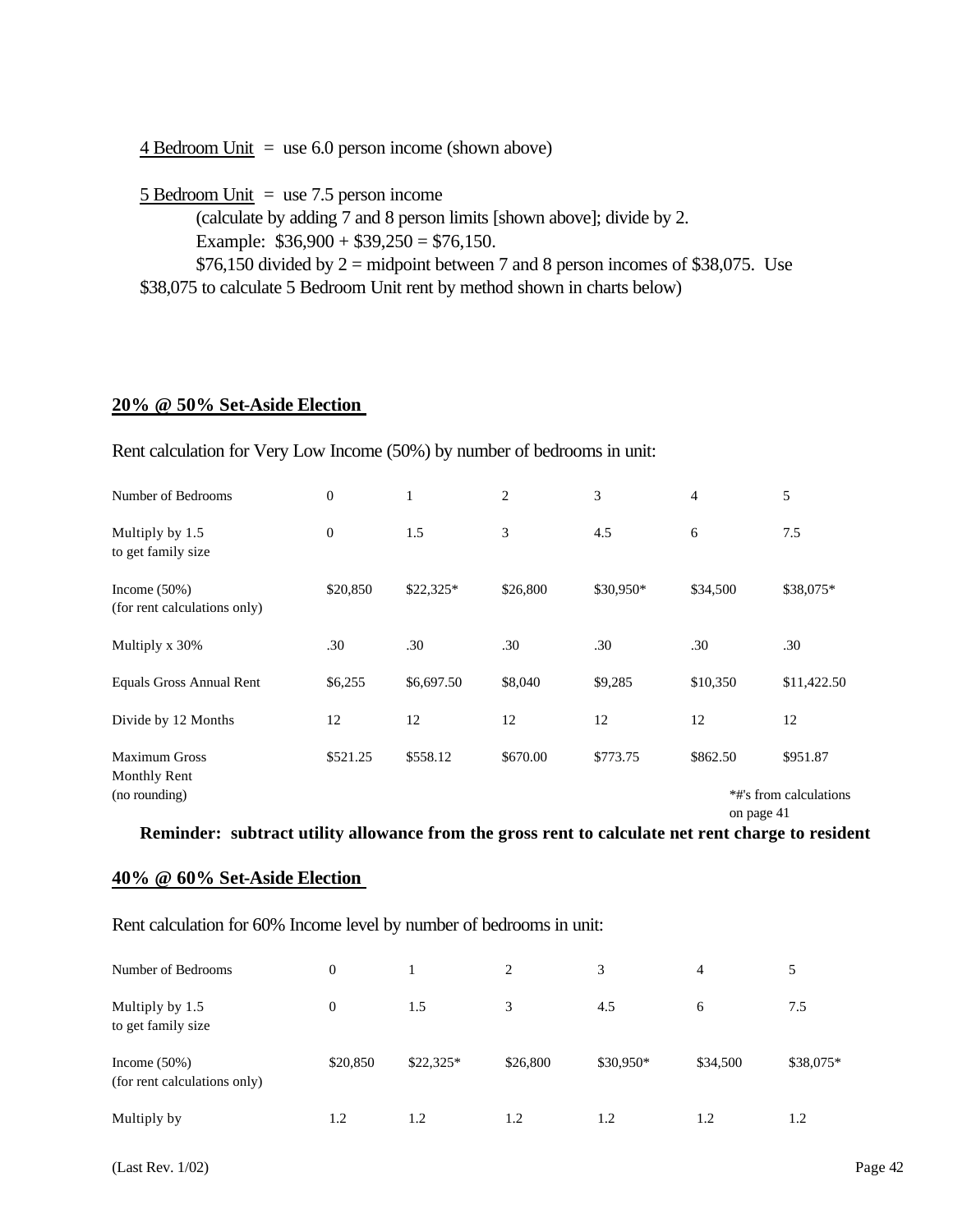4 Bedroom Unit = use 6.0 person income (shown above)

5 Bedroom Unit = use 7.5 person income
(calculate by adding 7 and 8 person limits [shown above]; divide by 2.
Example: $36,900 + $39,250 = $76,150.
$76,150 divided by 2 = midpoint between 7 and 8 person incomes of $38,075. Use $38,075 to calculate 5 Bedroom Unit rent by method shown in charts below)

## 20% @ 50% Set-Aside Election

Rent calculation for Very Low Income (50%) by number of bedrooms in unit:

| Number of Bedrooms | 0 | 1 | 2 | 3 | 4 | 5 |
|---|---|---|---|---|---|---|
| Multiply by 1.5 to get family size | 0 | 1.5 | 3 | 4.5 | 6 | 7.5 |
| Income (50%) (for rent calculations only) | $20,850 | $22,325* | $26,800 | $30,950* | $34,500 | $38,075* |
| Multiply x 30% | .30 | .30 | .30 | .30 | .30 | .30 |
| Equals Gross Annual Rent | $6,255 | $6,697.50 | $8,040 | $9,285 | $10,350 | $11,422.50 |
| Divide by 12 Months | 12 | 12 | 12 | 12 | 12 | 12 |
| Maximum Gross Monthly Rent (no rounding) | $521.25 | $558.12 | $670.00 | $773.75 | $862.50 | $951.87 |

*#'s from calculations on page 41

**Reminder: subtract utility allowance from the gross rent to calculate net rent charge to resident**

## 40% @ 60% Set-Aside Election

Rent calculation for 60% Income level by number of bedrooms in unit:

| Number of Bedrooms | 0 | 1 | 2 | 3 | 4 | 5 |
|---|---|---|---|---|---|---|
| Multiply by 1.5 to get family size | 0 | 1.5 | 3 | 4.5 | 6 | 7.5 |
| Income (50%) (for rent calculations only) | $20,850 | $22,325* | $26,800 | $30,950* | $34,500 | $38,075* |
| Multiply by | 1.2 | 1.2 | 1.2 | 1.2 | 1.2 | 1.2 |

(Last Rev. 1/02)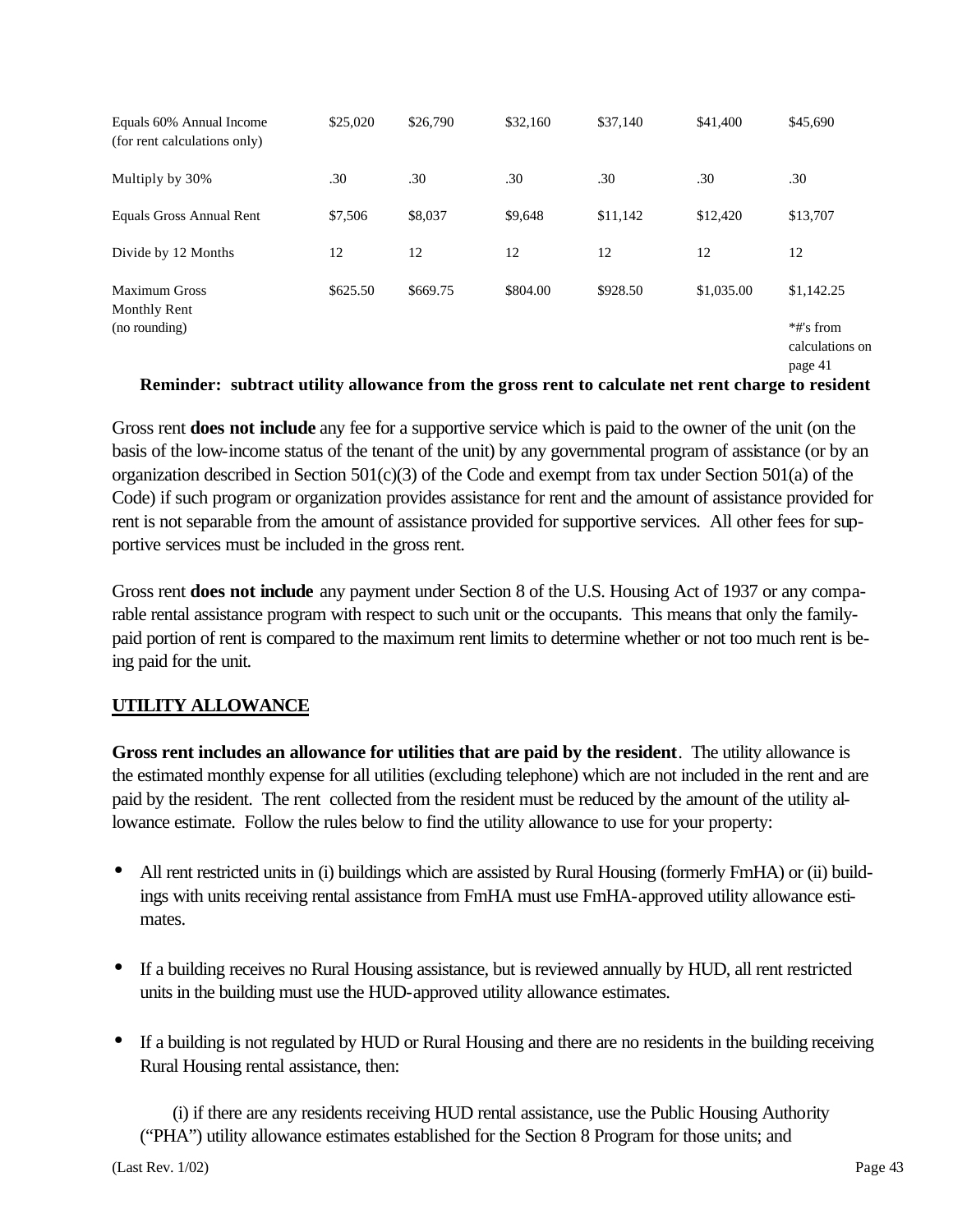| | | | | | | |
|---|---|---|---|---|---|---|
| Equals 60% Annual Income (for rent calculations only) | $25,020 | $26,790 | $32,160 | $37,140 | $41,400 | $45,690 |
| Multiply by 30% | .30 | .30 | .30 | .30 | .30 | .30 |
| Equals Gross Annual Rent | $7,506 | $8,037 | $9,648 | $11,142 | $12,420 | $13,707 |
| Divide by 12 Months | 12 | 12 | 12 | 12 | 12 | 12 |
| Maximum Gross Monthly Rent (no rounding) | $625.50 | $669.75 | $804.00 | $928.50 | $1,035.00 | $1,142.25 |
| | | | | | | *#'s from calculations on page 41 |

**Reminder: subtract utility allowance from the gross rent to calculate net rent charge to resident**

Gross rent **does not include** any fee for a supportive service which is paid to the owner of the unit (on the basis of the low-income status of the tenant of the unit) by any governmental program of assistance (or by an organization described in Section 501(c)(3) of the Code and exempt from tax under Section 501(a) of the Code) if such program or organization provides assistance for rent and the amount of assistance provided for rent is not separable from the amount of assistance provided for supportive services. All other fees for supportive services must be included in the gross rent.

Gross rent **does not include** any payment under Section 8 of the U.S. Housing Act of 1937 or any comparable rental assistance program with respect to such unit or the occupants. This means that only the family-paid portion of rent is compared to the maximum rent limits to determine whether or not too much rent is being paid for the unit.

## UTILITY ALLOWANCE

**Gross rent includes an allowance for utilities that are paid by the resident**. The utility allowance is the estimated monthly expense for all utilities (excluding telephone) which are not included in the rent and are paid by the resident. The rent collected from the resident must be reduced by the amount of the utility allowance estimate. Follow the rules below to find the utility allowance to use for your property:

- All rent restricted units in (i) buildings which are assisted by Rural Housing (formerly FmHA) or (ii) buildings with units receiving rental assistance from FmHA must use FmHA-approved utility allowance estimates.

- If a building receives no Rural Housing assistance, but is reviewed annually by HUD, all rent restricted units in the building must use the HUD-approved utility allowance estimates.

- If a building is not regulated by HUD or Rural Housing and there are no residents in the building receiving Rural Housing rental assistance, then:

  (i) if there are any residents receiving HUD rental assistance, use the Public Housing Authority ("PHA") utility allowance estimates established for the Section 8 Program for those units; and

(Last Rev. 1/02)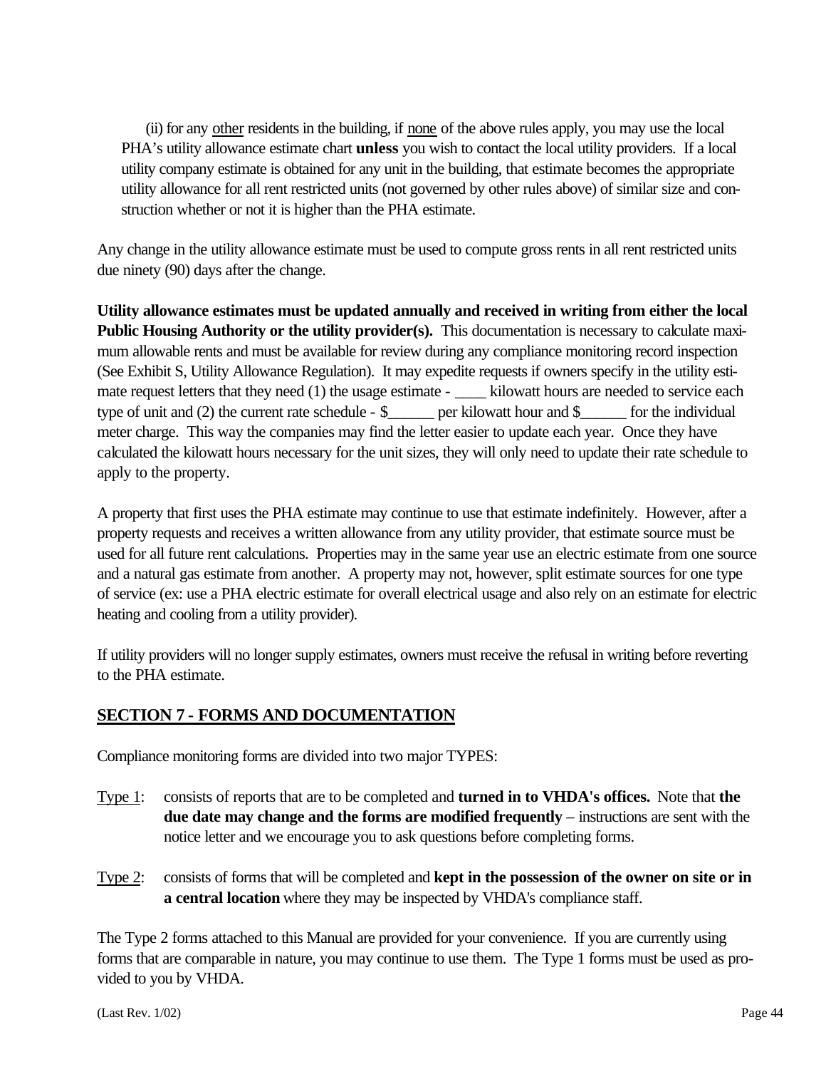(ii) for any <u>other</u> residents in the building, if <u>none</u> of the above rules apply, you may use the local PHA's utility allowance estimate chart **unless** you wish to contact the local utility providers. If a local utility company estimate is obtained for any unit in the building, that estimate becomes the appropriate utility allowance for all rent restricted units (not governed by other rules above) of similar size and construction whether or not it is higher than the PHA estimate.

Any change in the utility allowance estimate must be used to compute gross rents in all rent restricted units due ninety (90) days after the change.

**Utility allowance estimates must be updated annually and received in writing from either the local Public Housing Authority or the utility provider(s).** This documentation is necessary to calculate maximum allowable rents and must be available for review during any compliance monitoring record inspection (See Exhibit S, Utility Allowance Regulation). It may expedite requests if owners specify in the utility estimate request letters that they need (1) the usage estimate - ____ kilowatt hours are needed to service each type of unit and (2) the current rate schedule - $______ per kilowatt hour and $______ for the individual meter charge. This way the companies may find the letter easier to update each year. Once they have calculated the kilowatt hours necessary for the unit sizes, they will only need to update their rate schedule to apply to the property.

A property that first uses the PHA estimate may continue to use that estimate indefinitely. However, after a property requests and receives a written allowance from any utility provider, that estimate source must be used for all future rent calculations. Properties may in the same year use an electric estimate from one source and a natural gas estimate from another. A property may not, however, split estimate sources for one type of service (ex: use a PHA electric estimate for overall electrical usage and also rely on an estimate for electric heating and cooling from a utility provider).

If utility providers will no longer supply estimates, owners must receive the refusal in writing before reverting to the PHA estimate.

## SECTION 7 - FORMS AND DOCUMENTATION

Compliance monitoring forms are divided into two major TYPES:

<u>Type 1</u>: consists of reports that are to be completed and **turned in to VHDA's offices.** Note that **the due date may change and the forms are modified frequently** – instructions are sent with the notice letter and we encourage you to ask questions before completing forms.

<u>Type 2</u>: consists of forms that will be completed and **kept in the possession of the owner on site or in a central location** where they may be inspected by VHDA's compliance staff.

The Type 2 forms attached to this Manual are provided for your convenience. If you are currently using forms that are comparable in nature, you may continue to use them. The Type 1 forms must be used as provided to you by VHDA.

(Last Rev. 1/02)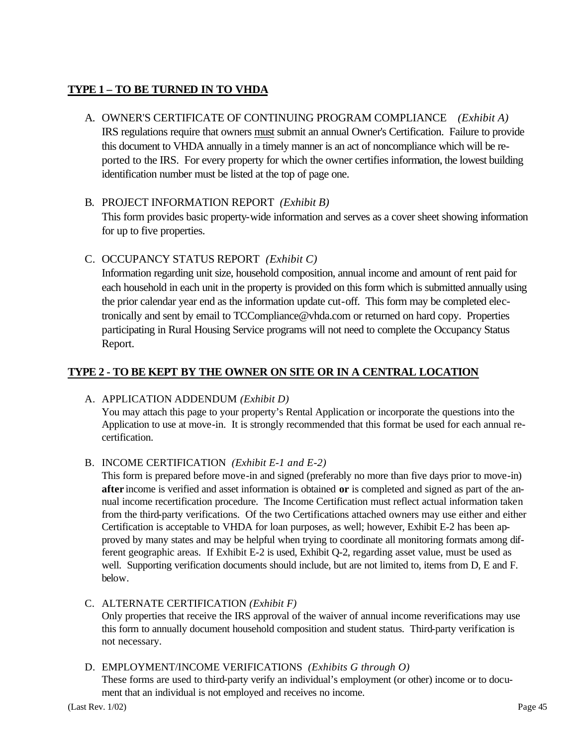## **TYPE 1 – TO BE TURNED IN TO VHDA**

A. OWNER'S CERTIFICATE OF CONTINUING PROGRAM COMPLIANCE *(Exhibit A)*
IRS regulations require that owners must submit an annual Owner's Certification. Failure to provide this document to VHDA annually in a timely manner is an act of noncompliance which will be reported to the IRS. For every property for which the owner certifies information, the lowest building identification number must be listed at the top of page one.

B. PROJECT INFORMATION REPORT *(Exhibit B)*
This form provides basic property-wide information and serves as a cover sheet showing information for up to five properties.

C. OCCUPANCY STATUS REPORT *(Exhibit C)*
Information regarding unit size, household composition, annual income and amount of rent paid for each household in each unit in the property is provided on this form which is submitted annually using the prior calendar year end as the information update cut-off. This form may be completed electronically and sent by email to TCCompliance@vhda.com or returned on hard copy. Properties participating in Rural Housing Service programs will not need to complete the Occupancy Status Report.

## **TYPE 2 - TO BE KEPT BY THE OWNER ON SITE OR IN A CENTRAL LOCATION**

A. APPLICATION ADDENDUM *(Exhibit D)*
You may attach this page to your property's Rental Application or incorporate the questions into the Application to use at move-in. It is strongly recommended that this format be used for each annual recertification.

B. INCOME CERTIFICATION *(Exhibit E-1 and E-2)*
This form is prepared before move-in and signed (preferably no more than five days prior to move-in) **after** income is verified and asset information is obtained **or** is completed and signed as part of the annual income recertification procedure. The Income Certification must reflect actual information taken from the third-party verifications. Of the two Certifications attached owners may use either and either Certification is acceptable to VHDA for loan purposes, as well; however, Exhibit E-2 has been approved by many states and may be helpful when trying to coordinate all monitoring formats among different geographic areas. If Exhibit E-2 is used, Exhibit Q-2, regarding asset value, must be used as well. Supporting verification documents should include, but are not limited to, items from D, E and F. below.

C. ALTERNATE CERTIFICATION *(Exhibit F)*
Only properties that receive the IRS approval of the waiver of annual income reverifications may use this form to annually document household composition and student status. Third-party verification is not necessary.

D. EMPLOYMENT/INCOME VERIFICATIONS *(Exhibits G through O)*
These forms are used to third-party verify an individual's employment (or other) income or to document that an individual is not employed and receives no income.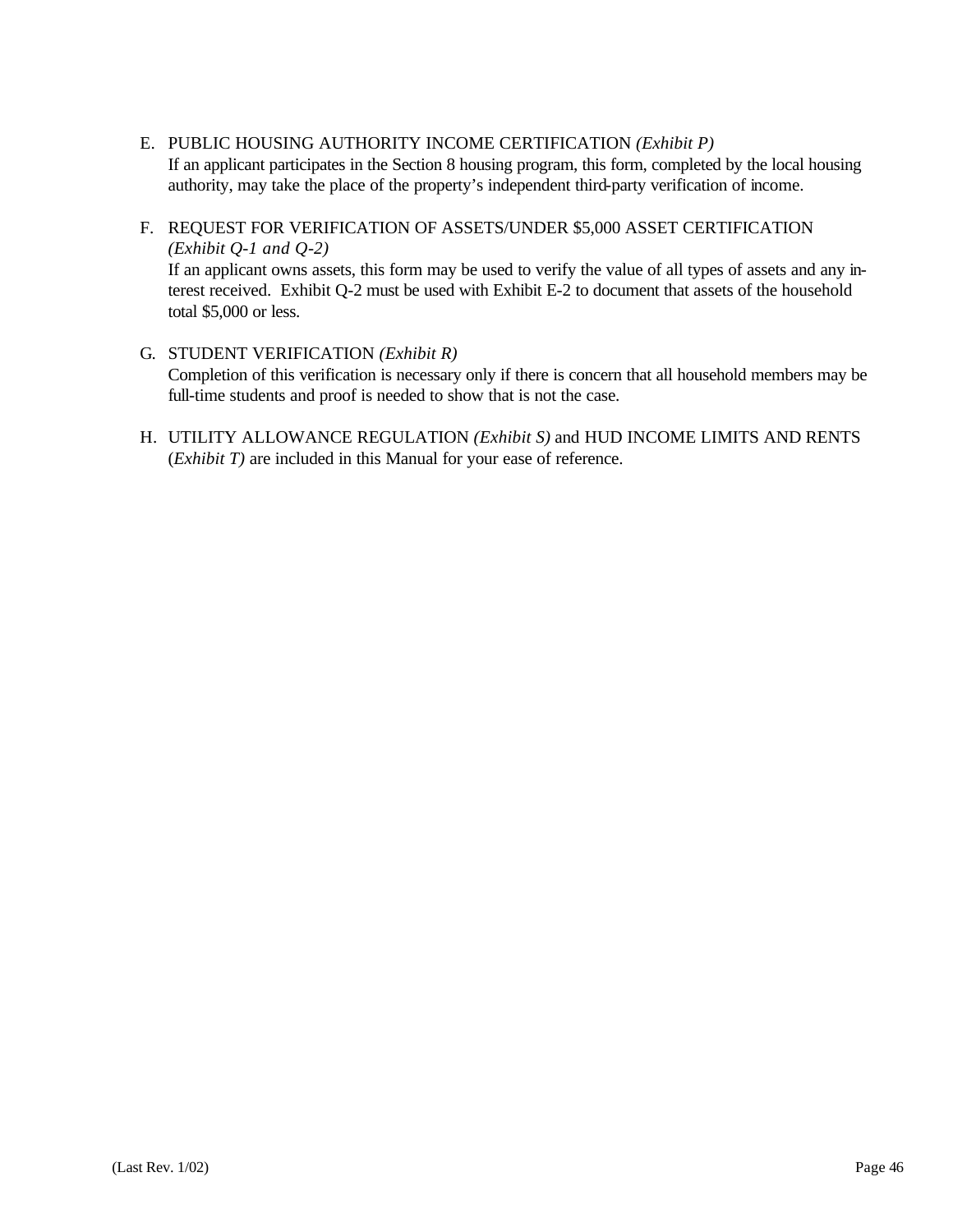E. PUBLIC HOUSING AUTHORITY INCOME CERTIFICATION *(Exhibit P)*
   If an applicant participates in the Section 8 housing program, this form, completed by the local housing authority, may take the place of the property's independent third-party verification of income.

F. REQUEST FOR VERIFICATION OF ASSETS/UNDER $5,000 ASSET CERTIFICATION *(Exhibit Q-1 and Q-2)*
   If an applicant owns assets, this form may be used to verify the value of all types of assets and any interest received. Exhibit Q-2 must be used with Exhibit E-2 to document that assets of the household total $5,000 or less.

G. STUDENT VERIFICATION *(Exhibit R)*
   Completion of this verification is necessary only if there is concern that all household members may be full-time students and proof is needed to show that is not the case.

H. UTILITY ALLOWANCE REGULATION *(Exhibit S)* and HUD INCOME LIMITS AND RENTS (*Exhibit T)* are included in this Manual for your ease of reference.

(Last Rev. 1/02)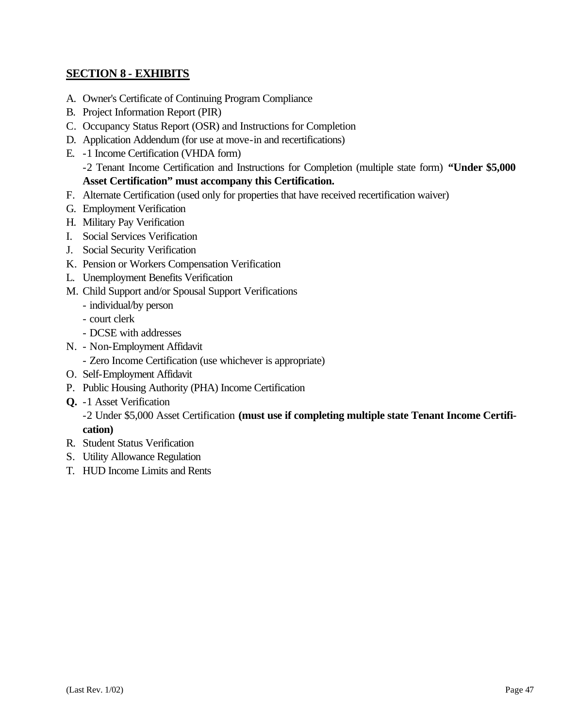## SECTION 8 - EXHIBITS

A. Owner's Certificate of Continuing Program Compliance
B. Project Information Report (PIR)
C. Occupancy Status Report (OSR) and Instructions for Completion
D. Application Addendum (for use at move-in and recertifications)
E. -1 Income Certification (VHDA form)
   -2 Tenant Income Certification and Instructions for Completion (multiple state form) **"Under $5,000 Asset Certification" must accompany this Certification.**
F. Alternate Certification (used only for properties that have received recertification waiver)
G. Employment Verification
H. Military Pay Verification
I. Social Services Verification
J. Social Security Verification
K. Pension or Workers Compensation Verification
L. Unemployment Benefits Verification
M. Child Support and/or Spousal Support Verifications
   - individual/by person
   - court clerk
   - DCSE with addresses
N. - Non-Employment Affidavit
   - Zero Income Certification (use whichever is appropriate)
O. Self-Employment Affidavit
P. Public Housing Authority (PHA) Income Certification
**Q.** -1 Asset Verification
   -2 Under $5,000 Asset Certification **(must use if completing multiple state Tenant Income Certification)**
R. Student Status Verification
S. Utility Allowance Regulation
T. HUD Income Limits and Rents

(Last Rev. 1/02)